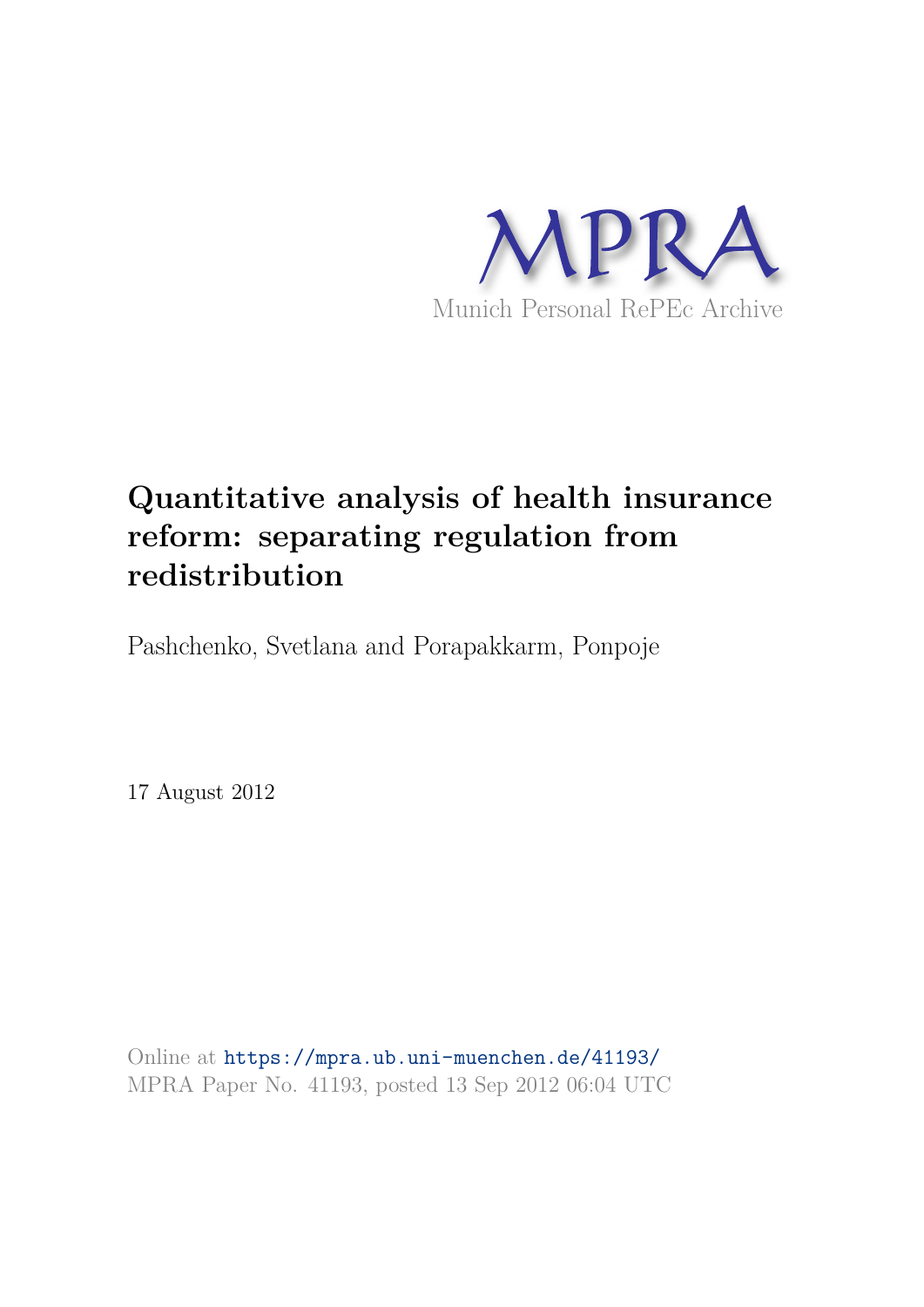MPRA

Munich Personal RePEc Archive

# Quantitative analysis of health insurance reform: separating regulation from redistribution

Pashchenko, Svetlana and Porapakkarm, Ponpoje

17 August 2012

Online at https://mpra.ub.uni-muenchen.de/41193/
MPRA Paper No. 41193, posted 13 Sep 2012 06:04 UTC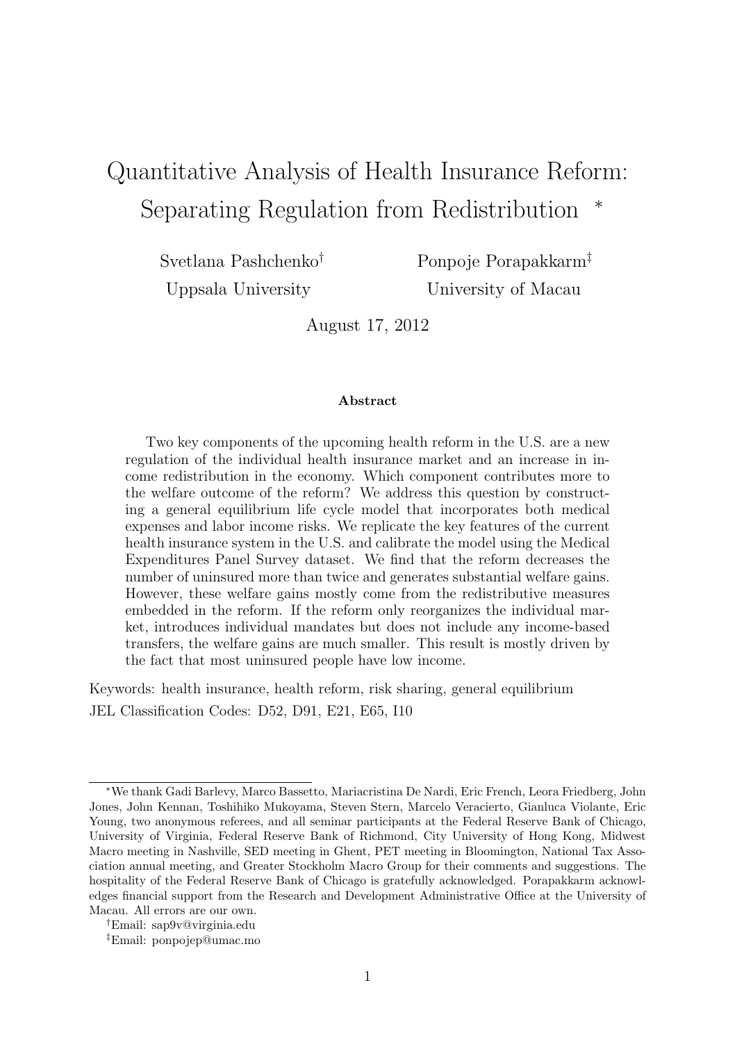# Quantitative Analysis of Health Insurance Reform: Separating Regulation from Redistribution [*]

Svetlana Pashchenko[†]
Uppsala University

Ponpoje Porapakkarm[‡]
University of Macau

August 17, 2012

**Abstract**

Two key components of the upcoming health reform in the U.S. are a new regulation of the individual health insurance market and an increase in income redistribution in the economy. Which component contributes more to the welfare outcome of the reform? We address this question by constructing a general equilibrium life cycle model that incorporates both medical expenses and labor income risks. We replicate the key features of the current health insurance system in the U.S. and calibrate the model using the Medical Expenditures Panel Survey dataset. We find that the reform decreases the number of uninsured more than twice and generates substantial welfare gains. However, these welfare gains mostly come from the redistributive measures embedded in the reform. If the reform only reorganizes the individual market, introduces individual mandates but does not include any income-based transfers, the welfare gains are much smaller. This result is mostly driven by the fact that most uninsured people have low income.

Keywords: health insurance, health reform, risk sharing, general equilibrium

JEL Classification Codes: D52, D91, E21, E65, I10

---

[*] We thank Gadi Barlevy, Marco Bassetto, Mariacristina De Nardi, Eric French, Leora Friedberg, John Jones, John Kennan, Toshihiko Mukoyama, Steven Stern, Marcelo Veracierto, Gianluca Violante, Eric Young, two anonymous referees, and all seminar participants at the Federal Reserve Bank of Chicago, University of Virginia, Federal Reserve Bank of Richmond, City University of Hong Kong, Midwest Macro meeting in Nashville, SED meeting in Ghent, PET meeting in Bloomington, National Tax Association annual meeting, and Greater Stockholm Macro Group for their comments and suggestions. The hospitality of the Federal Reserve Bank of Chicago is gratefully acknowledged. Porapakkarm acknowledges financial support from the Research and Development Administrative Office at the University of Macau. All errors are our own.

[†] Email: sap9v@virginia.edu

[‡] Email: ponpojep@umac.mo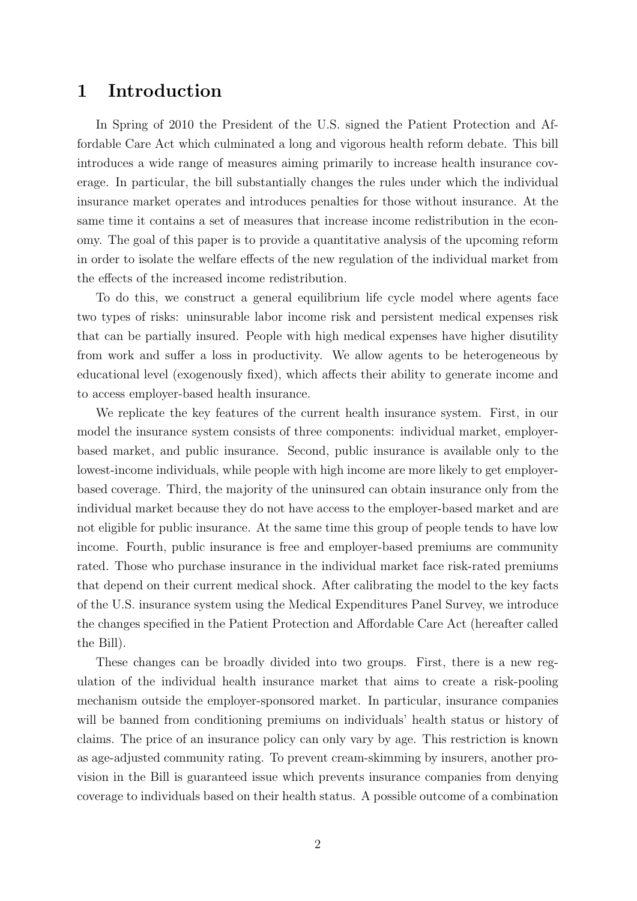# 1 Introduction

In Spring of 2010 the President of the U.S. signed the Patient Protection and Affordable Care Act which culminated a long and vigorous health reform debate. This bill introduces a wide range of measures aiming primarily to increase health insurance coverage. In particular, the bill substantially changes the rules under which the individual insurance market operates and introduces penalties for those without insurance. At the same time it contains a set of measures that increase income redistribution in the economy. The goal of this paper is to provide a quantitative analysis of the upcoming reform in order to isolate the welfare effects of the new regulation of the individual market from the effects of the increased income redistribution.

To do this, we construct a general equilibrium life cycle model where agents face two types of risks: uninsurable labor income risk and persistent medical expenses risk that can be partially insured. People with high medical expenses have higher disutility from work and suffer a loss in productivity. We allow agents to be heterogeneous by educational level (exogenously fixed), which affects their ability to generate income and to access employer-based health insurance.

We replicate the key features of the current health insurance system. First, in our model the insurance system consists of three components: individual market, employer-based market, and public insurance. Second, public insurance is available only to the lowest-income individuals, while people with high income are more likely to get employer-based coverage. Third, the majority of the uninsured can obtain insurance only from the individual market because they do not have access to the employer-based market and are not eligible for public insurance. At the same time this group of people tends to have low income. Fourth, public insurance is free and employer-based premiums are community rated. Those who purchase insurance in the individual market face risk-rated premiums that depend on their current medical shock. After calibrating the model to the key facts of the U.S. insurance system using the Medical Expenditures Panel Survey, we introduce the changes specified in the Patient Protection and Affordable Care Act (hereafter called the Bill).

These changes can be broadly divided into two groups. First, there is a new regulation of the individual health insurance market that aims to create a risk-pooling mechanism outside the employer-sponsored market. In particular, insurance companies will be banned from conditioning premiums on individuals' health status or history of claims. The price of an insurance policy can only vary by age. This restriction is known as age-adjusted community rating. To prevent cream-skimming by insurers, another provision in the Bill is guaranteed issue which prevents insurance companies from denying coverage to individuals based on their health status. A possible outcome of a combination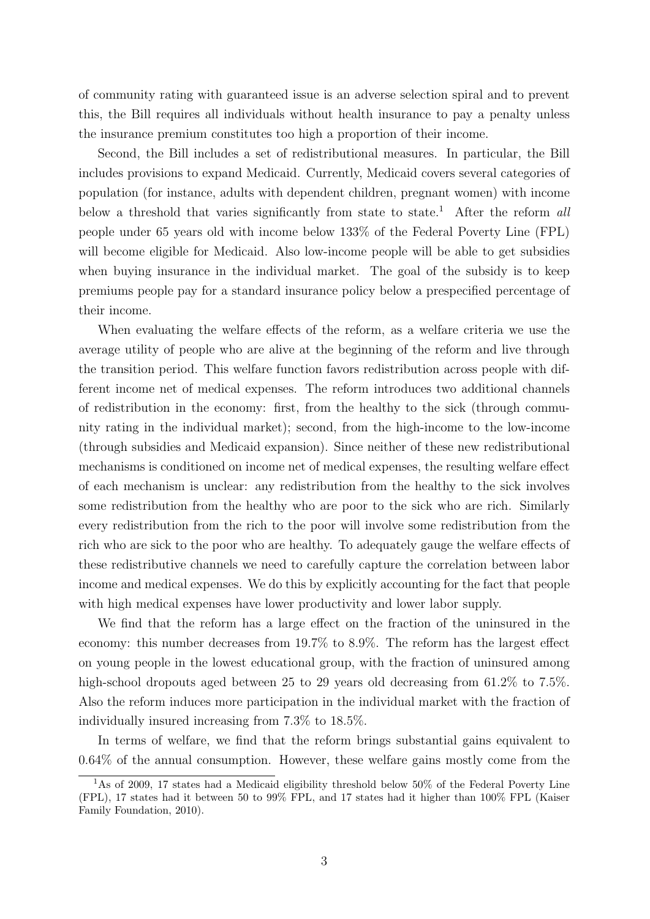of community rating with guaranteed issue is an adverse selection spiral and to prevent this, the Bill requires all individuals without health insurance to pay a penalty unless the insurance premium constitutes too high a proportion of their income.

Second, the Bill includes a set of redistributional measures. In particular, the Bill includes provisions to expand Medicaid. Currently, Medicaid covers several categories of population (for instance, adults with dependent children, pregnant women) with income below a threshold that varies significantly from state to state.[1] After the reform *all* people under 65 years old with income below 133% of the Federal Poverty Line (FPL) will become eligible for Medicaid. Also low-income people will be able to get subsidies when buying insurance in the individual market. The goal of the subsidy is to keep premiums people pay for a standard insurance policy below a prespecified percentage of their income.

When evaluating the welfare effects of the reform, as a welfare criteria we use the average utility of people who are alive at the beginning of the reform and live through the transition period. This welfare function favors redistribution across people with different income net of medical expenses. The reform introduces two additional channels of redistribution in the economy: first, from the healthy to the sick (through community rating in the individual market); second, from the high-income to the low-income (through subsidies and Medicaid expansion). Since neither of these new redistributional mechanisms is conditioned on income net of medical expenses, the resulting welfare effect of each mechanism is unclear: any redistribution from the healthy to the sick involves some redistribution from the healthy who are poor to the sick who are rich. Similarly every redistribution from the rich to the poor will involve some redistribution from the rich who are sick to the poor who are healthy. To adequately gauge the welfare effects of these redistributive channels we need to carefully capture the correlation between labor income and medical expenses. We do this by explicitly accounting for the fact that people with high medical expenses have lower productivity and lower labor supply.

We find that the reform has a large effect on the fraction of the uninsured in the economy: this number decreases from 19.7% to 8.9%. The reform has the largest effect on young people in the lowest educational group, with the fraction of uninsured among high-school dropouts aged between 25 to 29 years old decreasing from 61.2% to 7.5%. Also the reform induces more participation in the individual market with the fraction of individually insured increasing from 7.3% to 18.5%.

In terms of welfare, we find that the reform brings substantial gains equivalent to 0.64% of the annual consumption. However, these welfare gains mostly come from the

[1] As of 2009, 17 states had a Medicaid eligibility threshold below 50% of the Federal Poverty Line (FPL), 17 states had it between 50 to 99% FPL, and 17 states had it higher than 100% FPL (Kaiser Family Foundation, 2010).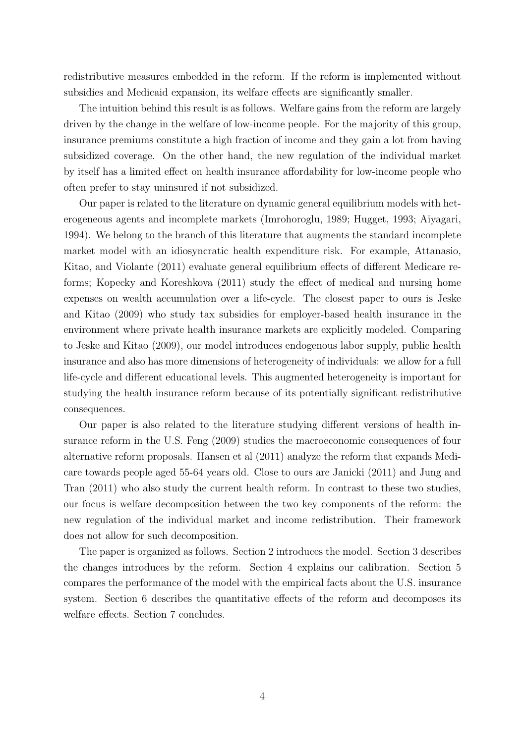redistributive measures embedded in the reform. If the reform is implemented without subsidies and Medicaid expansion, its welfare effects are significantly smaller.

The intuition behind this result is as follows. Welfare gains from the reform are largely driven by the change in the welfare of low-income people. For the majority of this group, insurance premiums constitute a high fraction of income and they gain a lot from having subsidized coverage. On the other hand, the new regulation of the individual market by itself has a limited effect on health insurance affordability for low-income people who often prefer to stay uninsured if not subsidized.

Our paper is related to the literature on dynamic general equilibrium models with heterogeneous agents and incomplete markets (Imrohoroglu, 1989; Hugget, 1993; Aiyagari, 1994). We belong to the branch of this literature that augments the standard incomplete market model with an idiosyncratic health expenditure risk. For example, Attanasio, Kitao, and Violante (2011) evaluate general equilibrium effects of different Medicare reforms; Kopecky and Koreshkova (2011) study the effect of medical and nursing home expenses on wealth accumulation over a life-cycle. The closest paper to ours is Jeske and Kitao (2009) who study tax subsidies for employer-based health insurance in the environment where private health insurance markets are explicitly modeled. Comparing to Jeske and Kitao (2009), our model introduces endogenous labor supply, public health insurance and also has more dimensions of heterogeneity of individuals: we allow for a full life-cycle and different educational levels. This augmented heterogeneity is important for studying the health insurance reform because of its potentially significant redistributive consequences.

Our paper is also related to the literature studying different versions of health insurance reform in the U.S. Feng (2009) studies the macroeconomic consequences of four alternative reform proposals. Hansen et al (2011) analyze the reform that expands Medicare towards people aged 55-64 years old. Close to ours are Janicki (2011) and Jung and Tran (2011) who also study the current health reform. In contrast to these two studies, our focus is welfare decomposition between the two key components of the reform: the new regulation of the individual market and income redistribution. Their framework does not allow for such decomposition.

The paper is organized as follows. Section 2 introduces the model. Section 3 describes the changes introduces by the reform. Section 4 explains our calibration. Section 5 compares the performance of the model with the empirical facts about the U.S. insurance system. Section 6 describes the quantitative effects of the reform and decomposes its welfare effects. Section 7 concludes.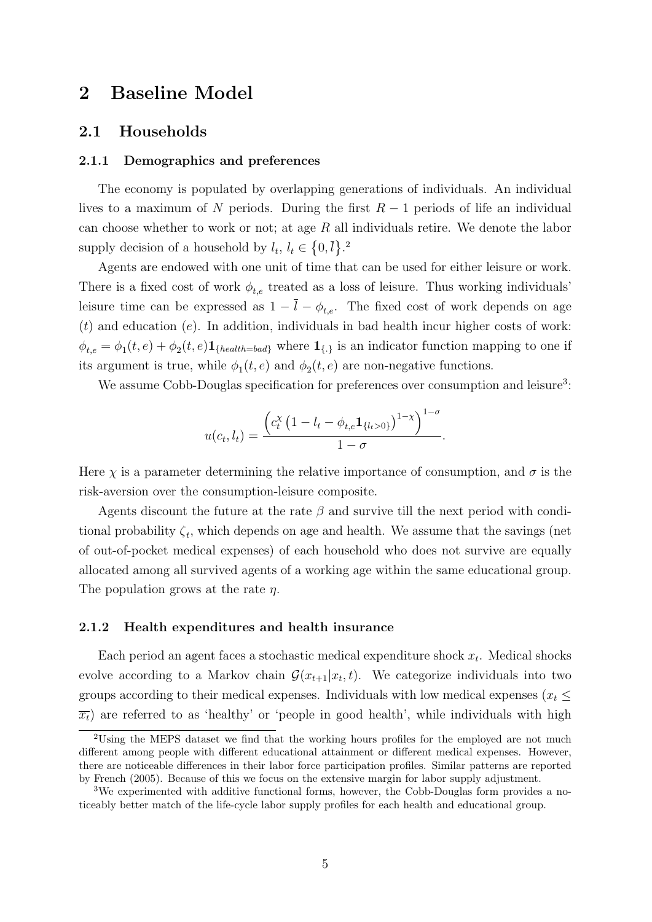# 2 Baseline Model

## 2.1 Households

### 2.1.1 Demographics and preferences

The economy is populated by overlapping generations of individuals. An individual lives to a maximum of $N$ periods. During the first $R-1$ periods of life an individual can choose whether to work or not; at age $R$ all individuals retire. We denote the labor supply decision of a household by $l_t$, $l_t \in \{0, \bar{l}\}$.[2]

Agents are endowed with one unit of time that can be used for either leisure or work. There is a fixed cost of work $\phi_{t,e}$ treated as a loss of leisure. Thus working individuals' leisure time can be expressed as $1 - \bar{l} - \phi_{t,e}$. The fixed cost of work depends on age ($t$) and education ($e$). In addition, individuals in bad health incur higher costs of work: $\phi_{t,e} = \phi_1(t,e) + \phi_2(t,e)\mathbf{1}_{\{health=bad\}}$ where $\mathbf{1}_{\{.\}}$ is an indicator function mapping to one if its argument is true, while $\phi_1(t,e)$ and $\phi_2(t,e)$ are non-negative functions.

We assume Cobb-Douglas specification for preferences over consumption and leisure[3]:

$$u(c_t, l_t) = \frac{\left(c_t^{\chi}\left(1 - l_t - \phi_{t,e}\mathbf{1}_{\{l_t>0\}}\right)^{1-\chi}\right)^{1-\sigma}}{1-\sigma}.$$

Here $\chi$ is a parameter determining the relative importance of consumption, and $\sigma$ is the risk-aversion over the consumption-leisure composite.

Agents discount the future at the rate $\beta$ and survive till the next period with conditional probability $\zeta_t$, which depends on age and health. We assume that the savings (net of out-of-pocket medical expenses) of each household who does not survive are equally allocated among all survived agents of a working age within the same educational group. The population grows at the rate $\eta$.

### 2.1.2 Health expenditures and health insurance

Each period an agent faces a stochastic medical expenditure shock $x_t$. Medical shocks evolve according to a Markov chain $\mathcal{G}(x_{t+1}|x_t, t)$. We categorize individuals into two groups according to their medical expenses. Individuals with low medical expenses ($x_t \leq \overline{x_t}$) are referred to as 'healthy' or 'people in good health', while individuals with high

[2] Using the MEPS dataset we find that the working hours profiles for the employed are not much different among people with different educational attainment or different medical expenses. However, there are noticeable differences in their labor force participation profiles. Similar patterns are reported by French (2005). Because of this we focus on the extensive margin for labor supply adjustment.

[3] We experimented with additive functional forms, however, the Cobb-Douglas form provides a noticeably better match of the life-cycle labor supply profiles for each health and educational group.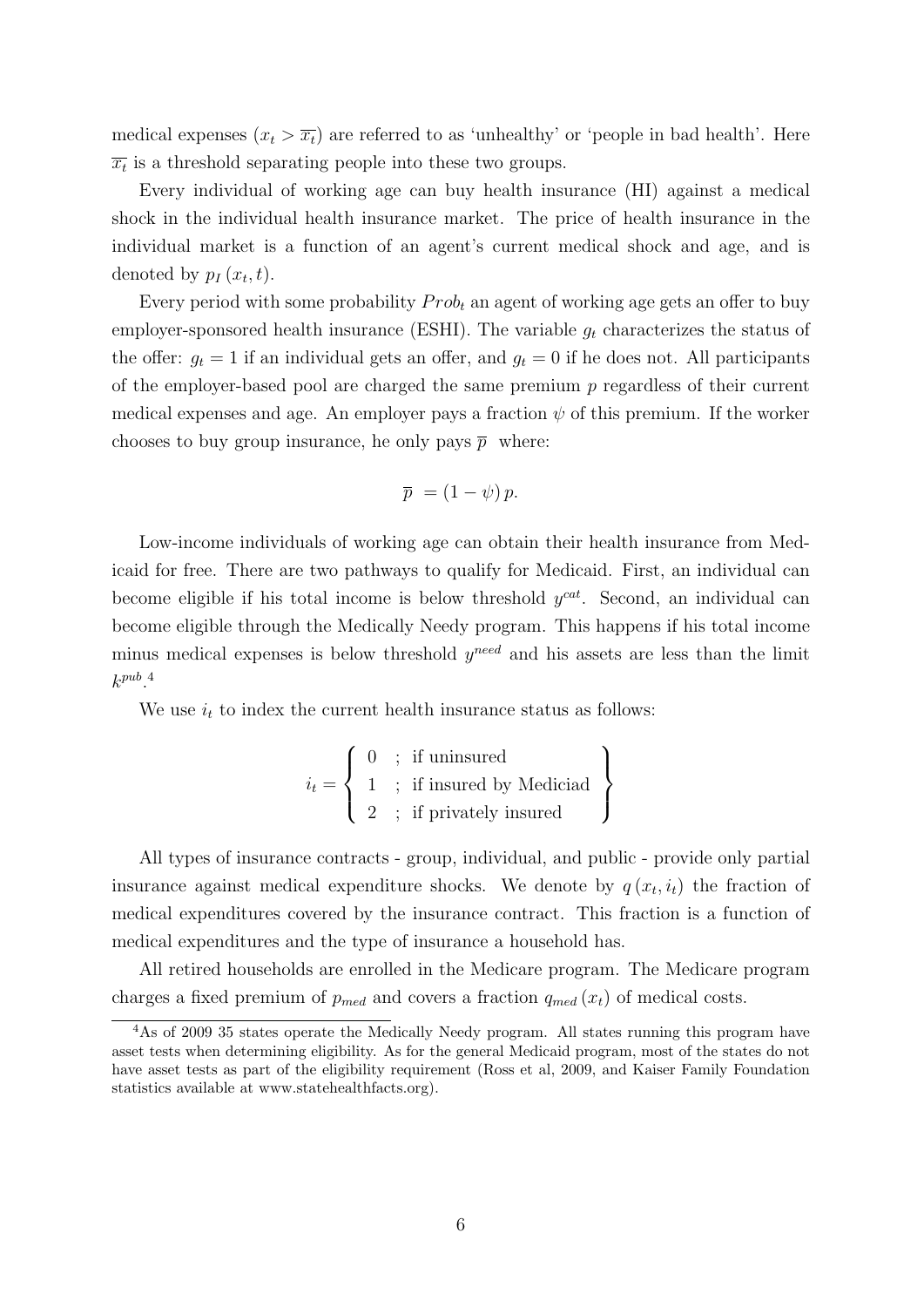medical expenses ($x_t > \overline{x_t}$) are referred to as 'unhealthy' or 'people in bad health'. Here $\overline{x_t}$ is a threshold separating people into these two groups.

Every individual of working age can buy health insurance (HI) against a medical shock in the individual health insurance market. The price of health insurance in the individual market is a function of an agent's current medical shock and age, and is denoted by $p_I(x_t, t)$.

Every period with some probability $Prob_t$ an agent of working age gets an offer to buy employer-sponsored health insurance (ESHI). The variable $g_t$ characterizes the status of the offer: $g_t = 1$ if an individual gets an offer, and $g_t = 0$ if he does not. All participants of the employer-based pool are charged the same premium $p$ regardless of their current medical expenses and age. An employer pays a fraction $\psi$ of this premium. If the worker chooses to buy group insurance, he only pays $\overline{p}$ where:

$$\overline{p} = (1 - \psi) p.$$

Low-income individuals of working age can obtain their health insurance from Medicaid for free. There are two pathways to qualify for Medicaid. First, an individual can become eligible if his total income is below threshold $y^{cat}$. Second, an individual can become eligible through the Medically Needy program. This happens if his total income minus medical expenses is below threshold $y^{need}$ and his assets are less than the limit $k^{pub}$.[4]

We use $i_t$ to index the current health insurance status as follows:

$$i_t = \left\{ \begin{array}{ll} 0 & ; \text{ if uninsured} \\ 1 & ; \text{ if insured by Mediciad} \\ 2 & ; \text{ if privately insured} \end{array} \right\}$$

All types of insurance contracts - group, individual, and public - provide only partial insurance against medical expenditure shocks. We denote by $q(x_t, i_t)$ the fraction of medical expenditures covered by the insurance contract. This fraction is a function of medical expenditures and the type of insurance a household has.

All retired households are enrolled in the Medicare program. The Medicare program charges a fixed premium of $p_{med}$ and covers a fraction $q_{med}(x_t)$ of medical costs.

[4]As of 2009 35 states operate the Medically Needy program. All states running this program have asset tests when determining eligibility. As for the general Medicaid program, most of the states do not have asset tests as part of the eligibility requirement (Ross et al, 2009, and Kaiser Family Foundation statistics available at www.statehealthfacts.org).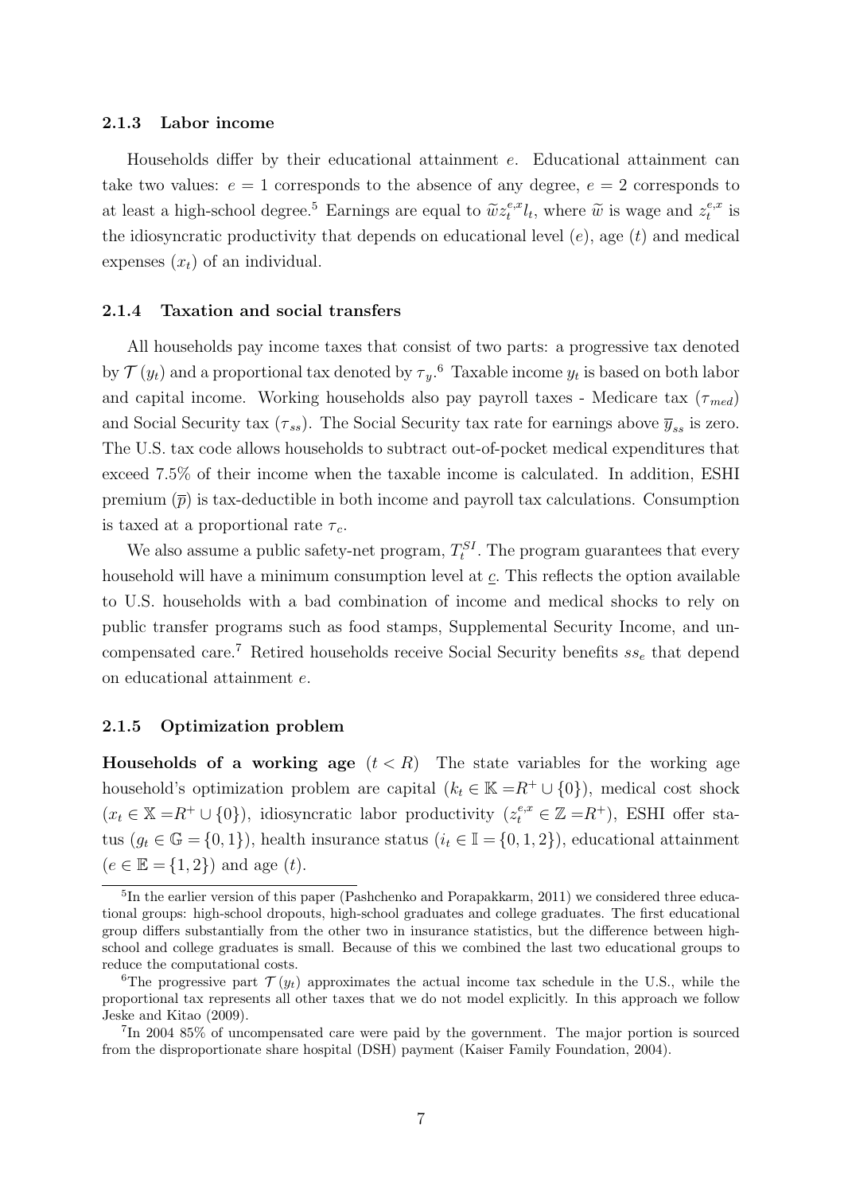### 2.1.3 Labor income

Households differ by their educational attainment $e$. Educational attainment can take two values: $e = 1$ corresponds to the absence of any degree, $e = 2$ corresponds to at least a high-school degree.[5] Earnings are equal to $\widetilde{w} z_t^{e,x} l_t$, where $\widetilde{w}$ is wage and $z_t^{e,x}$ is the idiosyncratic productivity that depends on educational level ($e$), age ($t$) and medical expenses ($x_t$) of an individual.

### 2.1.4 Taxation and social transfers

All households pay income taxes that consist of two parts: a progressive tax denoted by $\mathcal{T}(y_t)$ and a proportional tax denoted by $\tau_y$.[6] Taxable income $y_t$ is based on both labor and capital income. Working households also pay payroll taxes - Medicare tax ($\tau_{med}$) and Social Security tax ($\tau_{ss}$). The Social Security tax rate for earnings above $\overline{y}_{ss}$ is zero. The U.S. tax code allows households to subtract out-of-pocket medical expenditures that exceed 7.5% of their income when the taxable income is calculated. In addition, ESHI premium ($\overline{p}$) is tax-deductible in both income and payroll tax calculations. Consumption is taxed at a proportional rate $\tau_c$.

We also assume a public safety-net program, $T_t^{SI}$. The program guarantees that every household will have a minimum consumption level at $\underline{c}$. This reflects the option available to U.S. households with a bad combination of income and medical shocks to rely on public transfer programs such as food stamps, Supplemental Security Income, and uncompensated care.[7] Retired households receive Social Security benefits $ss_e$ that depend on educational attainment $e$.

### 2.1.5 Optimization problem

**Households of a working age** ($t < R$) The state variables for the working age household's optimization problem are capital ($k_t \in \mathbb{K} = R^+ \cup \{0\}$), medical cost shock ($x_t \in \mathbb{X} = R^+ \cup \{0\}$), idiosyncratic labor productivity ($z_t^{e,x} \in \mathbb{Z} = R^+$), ESHI offer status ($g_t \in \mathbb{G} = \{0, 1\}$), health insurance status ($i_t \in \mathbb{I} = \{0, 1, 2\}$), educational attainment ($e \in \mathbb{E} = \{1, 2\}$) and age ($t$).

---

[5] In the earlier version of this paper (Pashchenko and Porapakkarm, 2011) we considered three educational groups: high-school dropouts, high-school graduates and college graduates. The first educational group differs substantially from the other two in insurance statistics, but the difference between high-school and college graduates is small. Because of this we combined the last two educational groups to reduce the computational costs.

[6] The progressive part $\mathcal{T}(y_t)$ approximates the actual income tax schedule in the U.S., while the proportional tax represents all other taxes that we do not model explicitly. In this approach we follow Jeske and Kitao (2009).

[7] In 2004 85% of uncompensated care were paid by the government. The major portion is sourced from the disproportionate share hospital (DSH) payment (Kaiser Family Foundation, 2004).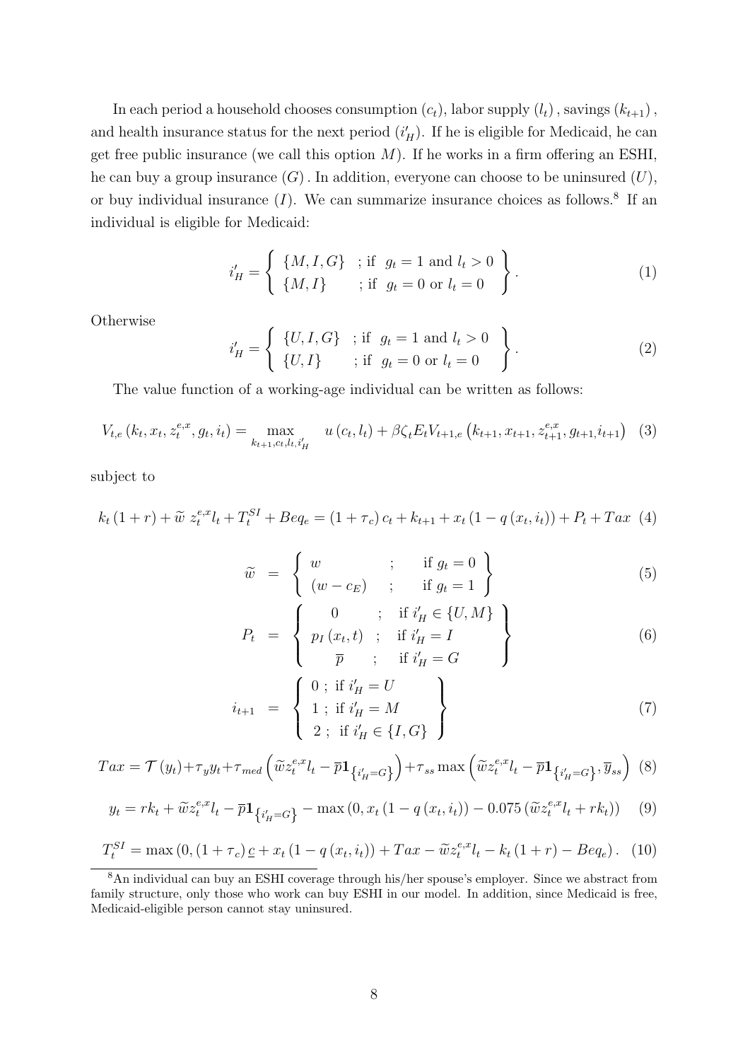In each period a household chooses consumption ($c_t$), labor supply ($l_t$), savings ($k_{t+1}$), and health insurance status for the next period ($i'_H$). If he is eligible for Medicaid, he can get free public insurance (we call this option $M$). If he works in a firm offering an ESHI, he can buy a group insurance ($G$). In addition, everyone can choose to be uninsured ($U$), or buy individual insurance ($I$). We can summarize insurance choices as follows.[8] If an individual is eligible for Medicaid:

$$i'_H = \left\{ \begin{array}{ll} \{M, I, G\} & ; \text{if } g_t = 1 \text{ and } l_t > 0 \\ \{M, I\} & ; \text{if } g_t = 0 \text{ or } l_t = 0 \end{array} \right\}. \tag{1}$$

Otherwise

$$i'_H = \left\{ \begin{array}{ll} \{U, I, G\} & ; \text{if } g_t = 1 \text{ and } l_t > 0 \\ \{U, I\} & ; \text{if } g_t = 0 \text{ or } l_t = 0 \end{array} \right\}. \tag{2}$$

The value function of a working-age individual can be written as follows:

$$V_{t,e}\left(k_t, x_t, z_t^{e,x}, g_t, i_t\right) = \max_{k_{t+1}, c_t, l_t, i'_H} \quad u\left(c_t, l_t\right) + \beta \zeta_t E_t V_{t+1,e}\left(k_{t+1}, x_{t+1}, z_{t+1}^{e,x}, g_{t+1}, i_{t+1}\right) \tag{3}$$

subject to

$$k_t\left(1+r\right) + \widetilde{w}\ z_t^{e,x} l_t + T_t^{SI} + Beq_e = \left(1+\tau_c\right) c_t + k_{t+1} + x_t\left(1 - q\left(x_t, i_t\right)\right) + P_t + Tax \tag{4}$$

$$\widetilde{w} = \left\{ \begin{array}{lll} w & ; & \text{if } g_t = 0 \\ \left(w - c_E\right) & ; & \text{if } g_t = 1 \end{array} \right\} \tag{5}$$

$$P_t = \left\{ \begin{array}{ll} 0 & ; \text{ if } i'_H \in \{U, M\} \\ p_I\left(x_t, t\right) & ; \text{ if } i'_H = I \\ \overline{p} & ; \text{ if } i'_H = G \end{array} \right\} \tag{6}$$

$$i_{t+1} = \left\{ \begin{array}{l} 0 \text{ ; if } i'_H = U \\ 1 \text{ ; if } i'_H = M \\ 2 \text{ ; if } i'_H \in \{I, G\} \end{array} \right\} \tag{7}$$

$$Tax = \mathcal{T}\left(y_t\right) + \tau_y y_t + \tau_{med}\left(\widetilde{w} z_t^{e,x} l_t - \overline{p} \mathbf{1}_{\left\{i'_H = G\right\}}\right) + \tau_{ss} \max\left(\widetilde{w} z_t^{e,x} l_t - \overline{p} \mathbf{1}_{\left\{i'_H = G\right\}}, \overline{y}_{ss}\right) \tag{8}$$

$$y_t = r k_t + \widetilde{w} z_t^{e,x} l_t - \overline{p} \mathbf{1}_{\left\{i'_H = G\right\}} - \max\left(0, x_t\left(1 - q\left(x_t, i_t\right)\right) - 0.075\left(\widetilde{w} z_t^{e,x} l_t + r k_t\right)\right) \tag{9}$$

$$T_t^{SI} = \max\left(0, \left(1+\tau_c\right) \underline{c} + x_t\left(1 - q\left(x_t, i_t\right)\right) + Tax - \widetilde{w} z_t^{e,x} l_t - k_t\left(1+r\right) - Beq_e\right). \tag{10}$$

---

[8] An individual can buy an ESHI coverage through his/her spouse's employer. Since we abstract from family structure, only those who work can buy ESHI in our model. In addition, since Medicaid is free, Medicaid-eligible person cannot stay uninsured.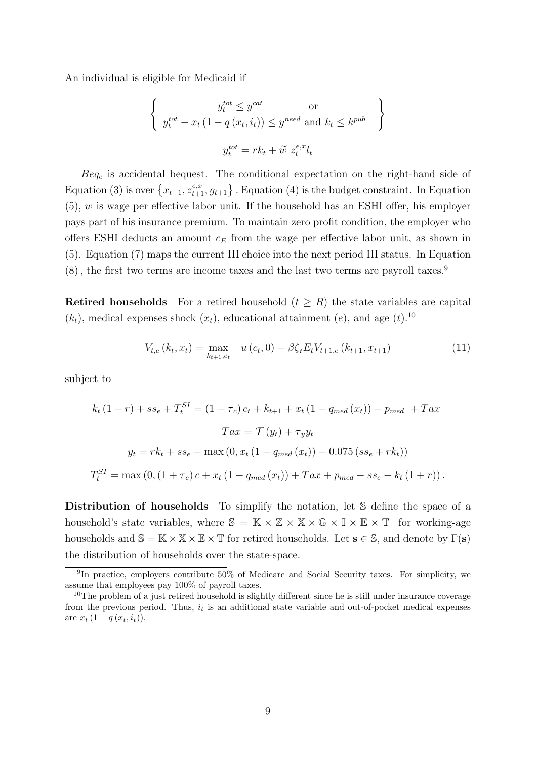An individual is eligible for Medicaid if

$$\left\{ \begin{array}{c} y_t^{tot} \leq y^{cat} \qquad \text{or} \\ y_t^{tot} - x_t\left(1 - q\left(x_t, i_t\right)\right) \leq y^{need} \text{ and } k_t \leq k^{pub} \end{array} \right\}$$

$$y_t^{tot} = rk_t + \widetilde{w}\ z_t^{e,x} l_t$$

$Beq_e$ is accidental bequest. The conditional expectation on the right-hand side of Equation (3) is over $\left\{x_{t+1}, z_{t+1}^{e,x}, g_{t+1}\right\}$. Equation (4) is the budget constraint. In Equation (5), $w$ is wage per effective labor unit. If the household has an ESHI offer, his employer pays part of his insurance premium. To maintain zero profit condition, the employer who offers ESHI deducts an amount $c_E$ from the wage per effective labor unit, as shown in (5). Equation (7) maps the current HI choice into the next period HI status. In Equation (8), the first two terms are income taxes and the last two terms are payroll taxes.[9]

**Retired households** For a retired household ($t \geq R$) the state variables are capital ($k_t$), medical expenses shock ($x_t$), educational attainment ($e$), and age ($t$).[10]

$$V_{t,e}\left(k_t, x_t\right) = \max_{k_{t+1}, c_t} \quad u\left(c_t, 0\right) + \beta\zeta_t E_t V_{t+1,e}\left(k_{t+1}, x_{t+1}\right) \tag{11}$$

subject to

$$k_t\left(1+r\right) + ss_e + T_t^{SI} = \left(1+\tau_c\right)c_t + k_{t+1} + x_t\left(1 - q_{med}\left(x_t\right)\right) + p_{med} \ + Tax$$

$$Tax = \mathcal{T}\left(y_t\right) + \tau_y y_t$$

$$y_t = rk_t + ss_e - \max\left(0, x_t\left(1 - q_{med}\left(x_t\right)\right) - 0.075\left(ss_e + rk_t\right)\right)$$

$$T_t^{SI} = \max\left(0, \left(1+\tau_c\right)\underline{c} + x_t\left(1 - q_{med}\left(x_t\right)\right) + Tax + p_{med} - ss_e - k_t\left(1+r\right)\right).$$

**Distribution of households** To simplify the notation, let $\mathbb{S}$ define the space of a household's state variables, where $\mathbb{S} = \mathbb{K} \times \mathbb{Z} \times \mathbb{X} \times \mathbb{G} \times \mathbb{I} \times \mathbb{E} \times \mathbb{T}$ for working-age households and $\mathbb{S} = \mathbb{K} \times \mathbb{X} \times \mathbb{E} \times \mathbb{T}$ for retired households. Let $\mathbf{s} \in \mathbb{S}$, and denote by $\Gamma(\mathbf{s})$ the distribution of households over the state-space.

[9] In practice, employers contribute 50% of Medicare and Social Security taxes. For simplicity, we assume that employees pay 100% of payroll taxes.

[10] The problem of a just retired household is slightly different since he is still under insurance coverage from the previous period. Thus, $i_t$ is an additional state variable and out-of-pocket medical expenses are $x_t\left(1 - q\left(x_t, i_t\right)\right)$.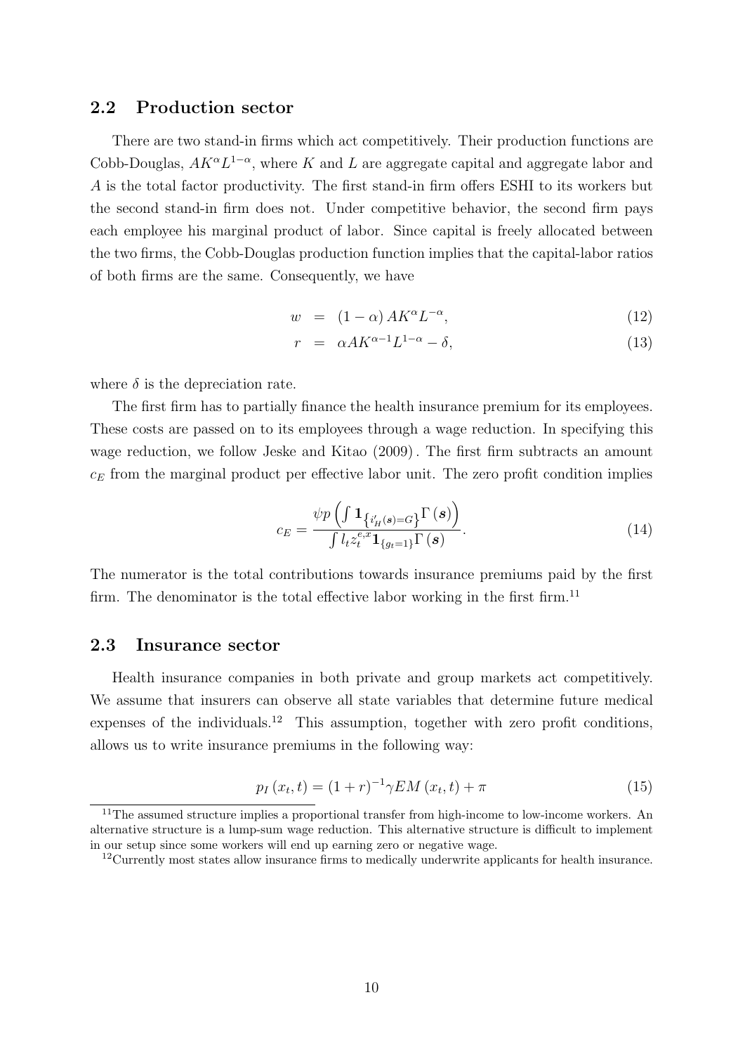## 2.2 Production sector

There are two stand-in firms which act competitively. Their production functions are Cobb-Douglas, $AK^{\alpha}L^{1-\alpha}$, where $K$ and $L$ are aggregate capital and aggregate labor and $A$ is the total factor productivity. The first stand-in firm offers ESHI to its workers but the second stand-in firm does not. Under competitive behavior, the second firm pays each employee his marginal product of labor. Since capital is freely allocated between the two firms, the Cobb-Douglas production function implies that the capital-labor ratios of both firms are the same. Consequently, we have

$$w = (1-\alpha) AK^{\alpha}L^{-\alpha}, \tag{12}$$

$$r = \alpha AK^{\alpha-1}L^{1-\alpha} - \delta, \tag{13}$$

where $\delta$ is the depreciation rate.

The first firm has to partially finance the health insurance premium for its employees. These costs are passed on to its employees through a wage reduction. In specifying this wage reduction, we follow Jeske and Kitao (2009). The first firm subtracts an amount $c_E$ from the marginal product per effective labor unit. The zero profit condition implies

$$c_E = \frac{\psi p \left( \int \mathbf{1}_{\left\{ i'_H(\boldsymbol{s}) = G \right\}} \Gamma(\boldsymbol{s}) \right)}{\int l_t z_t^{e,x} \mathbf{1}_{\{g_t = 1\}} \Gamma(\boldsymbol{s})}. \tag{14}$$

The numerator is the total contributions towards insurance premiums paid by the first firm. The denominator is the total effective labor working in the first firm.[11]

## 2.3 Insurance sector

Health insurance companies in both private and group markets act competitively. We assume that insurers can observe all state variables that determine future medical expenses of the individuals.[12] This assumption, together with zero profit conditions, allows us to write insurance premiums in the following way:

$$p_I(x_t, t) = (1+r)^{-1} \gamma EM(x_t, t) + \pi \tag{15}$$

[11] The assumed structure implies a proportional transfer from high-income to low-income workers. An alternative structure is a lump-sum wage reduction. This alternative structure is difficult to implement in our setup since some workers will end up earning zero or negative wage.

[12] Currently most states allow insurance firms to medically underwrite applicants for health insurance.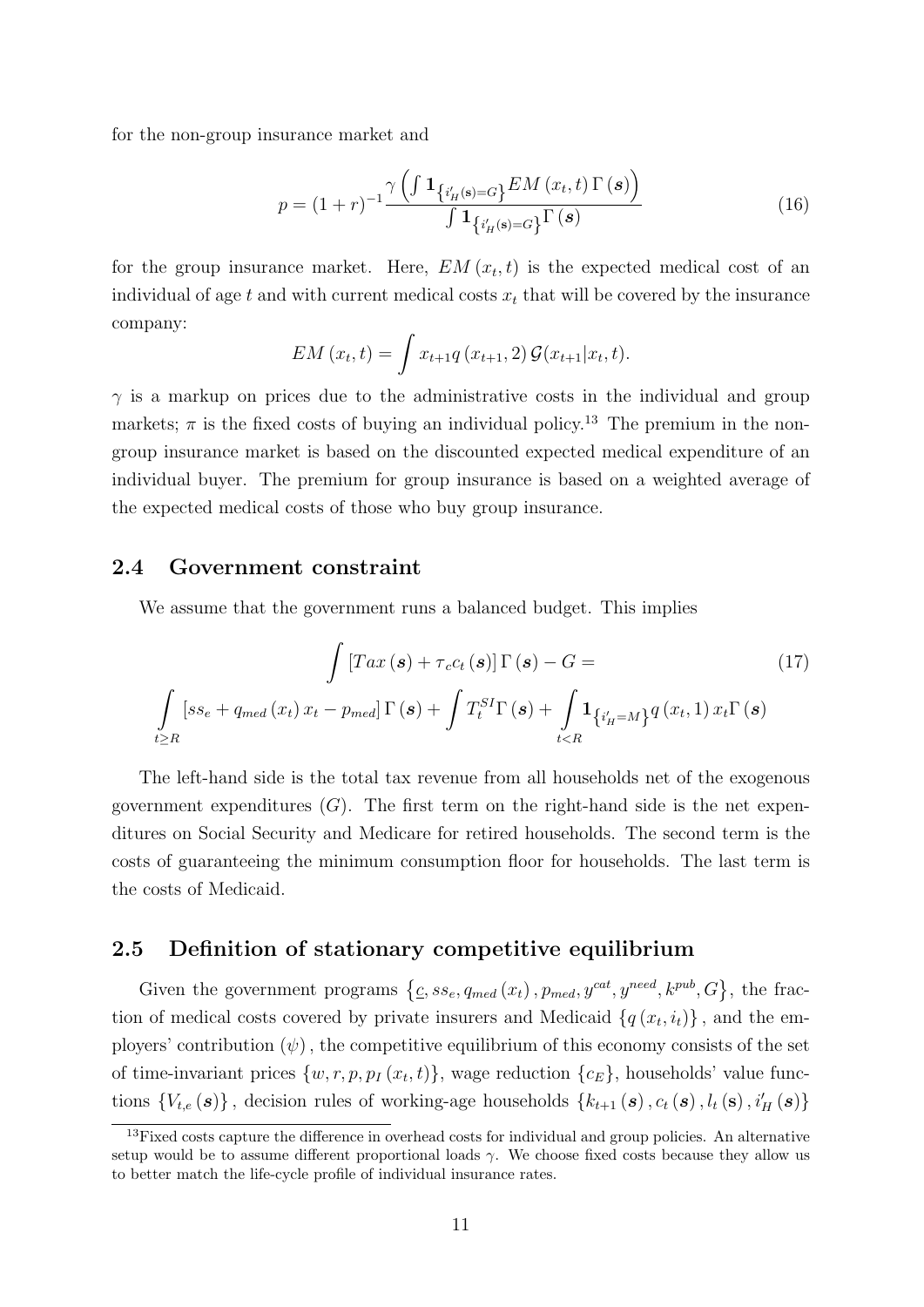for the non-group insurance market and

$$
p = (1+r)^{-1} \frac{\gamma \left( \int \mathbf{1}_{\left\{ i_H'(\mathbf{s}) = G \right\}} EM\left(x_t, t\right) \Gamma\left(\boldsymbol{s}\right) \right)}{\int \mathbf{1}_{\left\{ i_H'(\mathbf{s}) = G \right\}} \Gamma\left(\boldsymbol{s}\right)} \tag{16}
$$

for the group insurance market. Here, $EM(x_t, t)$ is the expected medical cost of an individual of age $t$ and with current medical costs $x_t$ that will be covered by the insurance company:

$$
EM(x_t, t) = \int x_{t+1} q(x_{t+1}, 2) \mathcal{G}(x_{t+1}|x_t, t).
$$

$\gamma$ is a markup on prices due to the administrative costs in the individual and group markets; $\pi$ is the fixed costs of buying an individual policy.[13] The premium in the non-group insurance market is based on the discounted expected medical expenditure of an individual buyer. The premium for group insurance is based on a weighted average of the expected medical costs of those who buy group insurance.

## 2.4 Government constraint

We assume that the government runs a balanced budget. This implies

$$
\int \left[ Tax\left(\boldsymbol{s}\right) + \tau_c c_t\left(\boldsymbol{s}\right) \right] \Gamma\left(\boldsymbol{s}\right) - G = \tag{17}
$$

$$
\int_{t \geq R} \left[ ss_e + q_{med}\left(x_t\right) x_t - p_{med} \right] \Gamma\left(\boldsymbol{s}\right) + \int T_t^{SI} \Gamma\left(\boldsymbol{s}\right) + \int_{t < R} \mathbf{1}_{\left\{ i_H' = M \right\}} q\left(x_t, 1\right) x_t \Gamma\left(\boldsymbol{s}\right)
$$

The left-hand side is the total tax revenue from all households net of the exogenous government expenditures ($G$). The first term on the right-hand side is the net expenditures on Social Security and Medicare for retired households. The second term is the costs of guaranteeing the minimum consumption floor for households. The last term is the costs of Medicaid.

## 2.5 Definition of stationary competitive equilibrium

Given the government programs $\left\{ \underline{c}, ss_e, q_{med}\left(x_t\right), p_{med}, y^{cat}, y^{need}, k^{pub}, G \right\}$, the fraction of medical costs covered by private insurers and Medicaid $\left\{ q\left(x_t, i_t\right) \right\}$, and the employers' contribution $(\psi)$, the competitive equilibrium of this economy consists of the set of time-invariant prices $\left\{ w, r, p, p_I\left(x_t, t\right) \right\}$, wage reduction $\left\{ c_E \right\}$, households' value functions $\left\{ V_{t,e}\left(\boldsymbol{s}\right) \right\}$, decision rules of working-age households $\left\{ k_{t+1}\left(\boldsymbol{s}\right), c_t\left(\boldsymbol{s}\right), l_t\left(\mathbf{s}\right), i_H'\left(\boldsymbol{s}\right) \right\}$

[13] Fixed costs capture the difference in overhead costs for individual and group policies. An alternative setup would be to assume different proportional loads $\gamma$. We choose fixed costs because they allow us to better match the life-cycle profile of individual insurance rates.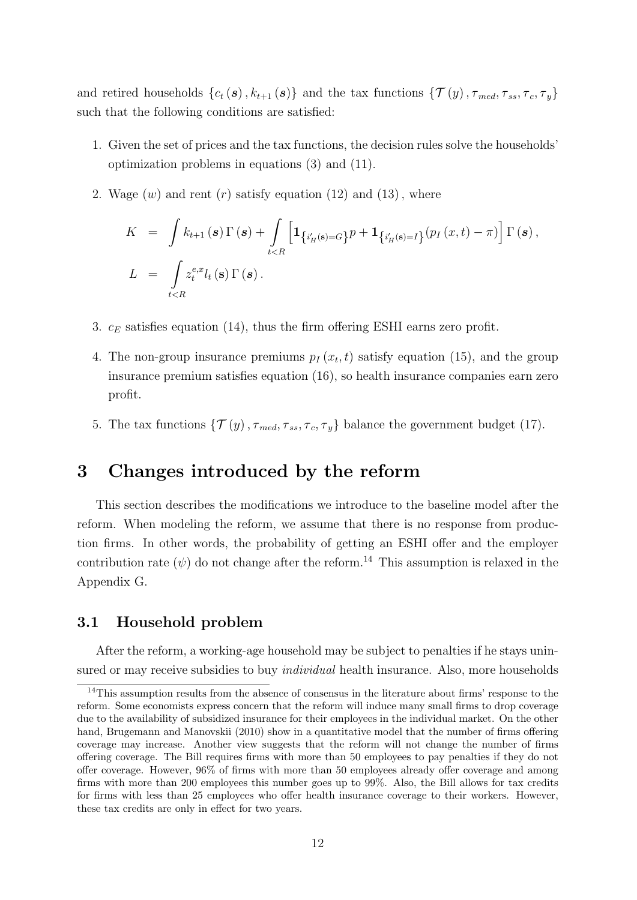and retired households $\{c_t(\boldsymbol{s}), k_{t+1}(\boldsymbol{s})\}$ and the tax functions $\{\mathcal{T}(y), \tau_{med}, \tau_{ss}, \tau_c, \tau_y\}$ such that the following conditions are satisfied:

1. Given the set of prices and the tax functions, the decision rules solve the households' optimization problems in equations (3) and (11).
2. Wage ($w$) and rent ($r$) satisfy equation (12) and (13), where

$$
\begin{aligned}
K &= \int k_{t+1}(\boldsymbol{s})\,\Gamma(\boldsymbol{s}) + \int_{t<R} \left[\mathbf{1}_{\left\{i'_H(\mathbf{s})=G\right\}} p + \mathbf{1}_{\left\{i'_H(\mathbf{s})=I\right\}} (p_I(x,t) - \pi)\right] \Gamma(\boldsymbol{s}), \\
L &= \int_{t<R} z_t^{e,x} l_t(\mathbf{s})\,\Gamma(\boldsymbol{s}).
\end{aligned}
$$

3. $c_E$ satisfies equation (14), thus the firm offering ESHI earns zero profit.
4. The non-group insurance premiums $p_I(x_t, t)$ satisfy equation (15), and the group insurance premium satisfies equation (16), so health insurance companies earn zero profit.
5. The tax functions $\{\mathcal{T}(y), \tau_{med}, \tau_{ss}, \tau_c, \tau_y\}$ balance the government budget (17).

# 3 Changes introduced by the reform

This section describes the modifications we introduce to the baseline model after the reform. When modeling the reform, we assume that there is no response from production firms. In other words, the probability of getting an ESHI offer and the employer contribution rate ($\psi$) do not change after the reform.[14] This assumption is relaxed in the Appendix G.

## 3.1 Household problem

After the reform, a working-age household may be subject to penalties if he stays uninsured or may receive subsidies to buy *individual* health insurance. Also, more households

[14]This assumption results from the absence of consensus in the literature about firms' response to the reform. Some economists express concern that the reform will induce many small firms to drop coverage due to the availability of subsidized insurance for their employees in the individual market. On the other hand, Brugemann and Manovskii (2010) show in a quantitative model that the number of firms offering coverage may increase. Another view suggests that the reform will not change the number of firms offering coverage. The Bill requires firms with more than 50 employees to pay penalties if they do not offer coverage. However, 96% of firms with more than 50 employees already offer coverage and among firms with more than 200 employees this number goes up to 99%. Also, the Bill allows for tax credits for firms with less than 25 employees who offer health insurance coverage to their workers. However, these tax credits are only in effect for two years.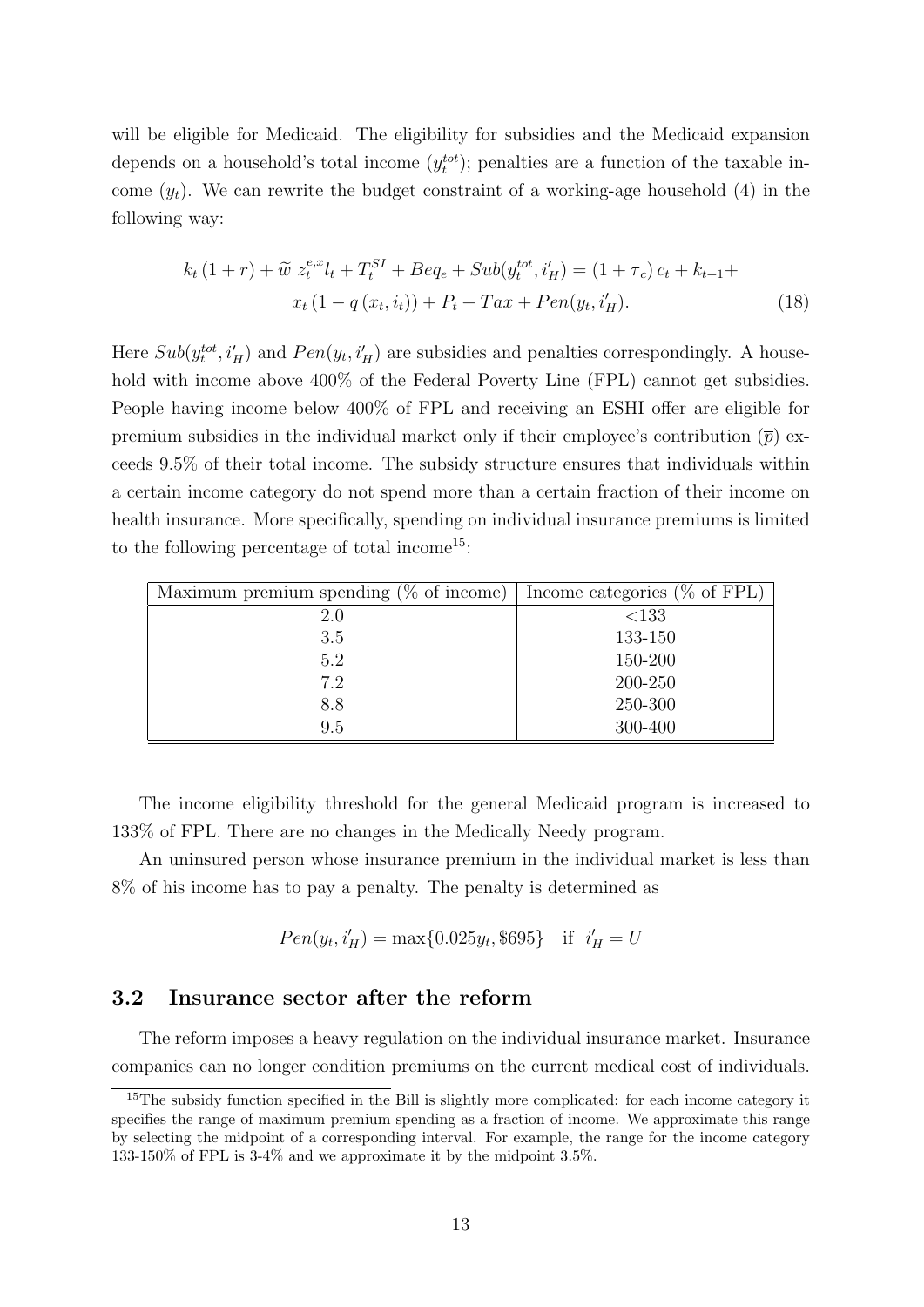will be eligible for Medicaid. The eligibility for subsidies and the Medicaid expansion depends on a household's total income ($y_t^{tot}$); penalties are a function of the taxable income ($y_t$). We can rewrite the budget constraint of a working-age household (4) in the following way:

$$k_t(1+r) + \widetilde{w}\ z_t^{e,x} l_t + T_t^{SI} + Beq_e + Sub(y_t^{tot}, i'_H) = (1+\tau_c)\, c_t + k_{t+1} + \\ x_t\left(1 - q\left(x_t, i_t\right)\right) + P_t + Tax + Pen(y_t, i'_H). \tag{18}$$

Here $Sub(y_t^{tot}, i'_H)$ and $Pen(y_t, i'_H)$ are subsidies and penalties correspondingly. A household with income above 400% of the Federal Poverty Line (FPL) cannot get subsidies. People having income below 400% of FPL and receiving an ESHI offer are eligible for premium subsidies in the individual market only if their employee's contribution ($\overline{p}$) exceeds 9.5% of their total income. The subsidy structure ensures that individuals within a certain income category do not spend more than a certain fraction of their income on health insurance. More specifically, spending on individual insurance premiums is limited to the following percentage of total income[15]:

| Maximum premium spending (% of income) | Income categories (% of FPL) |
|---|---|
| 2.0 | <133 |
| 3.5 | 133-150 |
| 5.2 | 150-200 |
| 7.2 | 200-250 |
| 8.8 | 250-300 |
| 9.5 | 300-400 |

The income eligibility threshold for the general Medicaid program is increased to 133% of FPL. There are no changes in the Medically Needy program.

An uninsured person whose insurance premium in the individual market is less than 8% of his income has to pay a penalty. The penalty is determined as

$$Pen(y_t, i'_H) = \max\{0.025 y_t, \$695\} \quad \text{if} \;\; i'_H = U$$

### 3.2 Insurance sector after the reform

The reform imposes a heavy regulation on the individual insurance market. Insurance companies can no longer condition premiums on the current medical cost of individuals.

[15] The subsidy function specified in the Bill is slightly more complicated: for each income category it specifies the range of maximum premium spending as a fraction of income. We approximate this range by selecting the midpoint of a corresponding interval. For example, the range for the income category 133-150% of FPL is 3-4% and we approximate it by the midpoint 3.5%.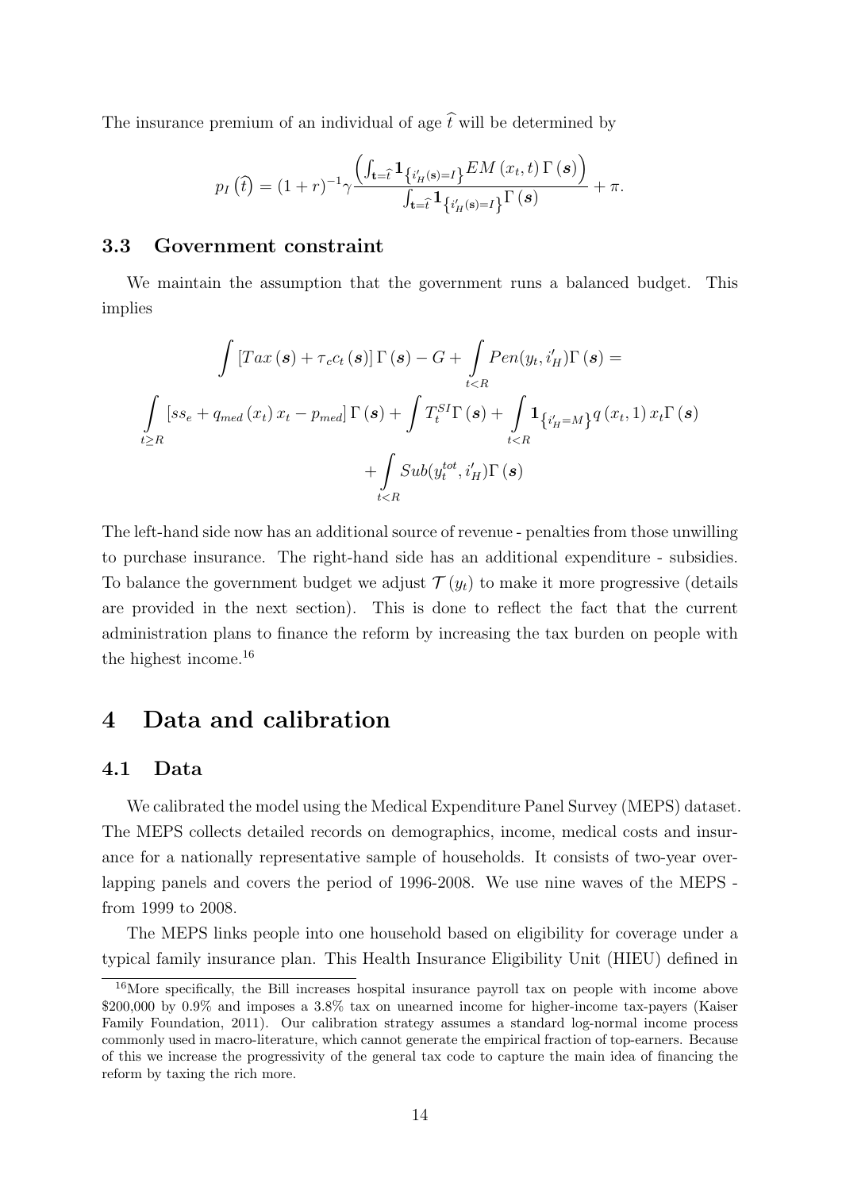The insurance premium of an individual of age $\widehat{t}$ will be determined by

$$p_I\left(\widehat{t}\right) = (1+r)^{-1}\gamma \frac{\left(\int_{\mathbf{t}=\widehat{t}} \mathbf{1}_{\left\{i'_H(\mathbf{s})=I\right\}} EM\left(x_t,t\right)\Gamma\left(\boldsymbol{s}\right)\right)}{\int_{\mathbf{t}=\widehat{t}} \mathbf{1}_{\left\{i'_H(\mathbf{s})=I\right\}}\Gamma\left(\boldsymbol{s}\right)} + \pi.$$

### 3.3 Government constraint

We maintain the assumption that the government runs a balanced budget. This implies

$$\int \left[Tax\left(\boldsymbol{s}\right) + \tau_c c_t\left(\boldsymbol{s}\right)\right]\Gamma\left(\boldsymbol{s}\right) - G + \int_{t<R} Pen(y_t, i'_H)\Gamma\left(\boldsymbol{s}\right) =$$

$$\int_{t\geq R} \left[ss_e + q_{med}\left(x_t\right)x_t - p_{med}\right]\Gamma\left(\boldsymbol{s}\right) + \int T_t^{SI}\Gamma\left(\boldsymbol{s}\right) + \int_{t<R} \mathbf{1}_{\left\{i'_H=M\right\}} q\left(x_t,1\right)x_t\Gamma\left(\boldsymbol{s}\right)$$

$$+ \int_{t<R} Sub(y_t^{tot}, i'_H)\Gamma\left(\boldsymbol{s}\right)$$

The left-hand side now has an additional source of revenue - penalties from those unwilling to purchase insurance. The right-hand side has an additional expenditure - subsidies. To balance the government budget we adjust $\mathcal{T}\left(y_t\right)$ to make it more progressive (details are provided in the next section). This is done to reflect the fact that the current administration plans to finance the reform by increasing the tax burden on people with the highest income.[16]

## 4 Data and calibration

### 4.1 Data

We calibrated the model using the Medical Expenditure Panel Survey (MEPS) dataset. The MEPS collects detailed records on demographics, income, medical costs and insurance for a nationally representative sample of households. It consists of two-year overlapping panels and covers the period of 1996-2008. We use nine waves of the MEPS - from 1999 to 2008.

The MEPS links people into one household based on eligibility for coverage under a typical family insurance plan. This Health Insurance Eligibility Unit (HIEU) defined in

[16]More specifically, the Bill increases hospital insurance payroll tax on people with income above \$200,000 by 0.9% and imposes a 3.8% tax on unearned income for higher-income tax-payers (Kaiser Family Foundation, 2011). Our calibration strategy assumes a standard log-normal income process commonly used in macro-literature, which cannot generate the empirical fraction of top-earners. Because of this we increase the progressivity of the general tax code to capture the main idea of financing the reform by taxing the rich more.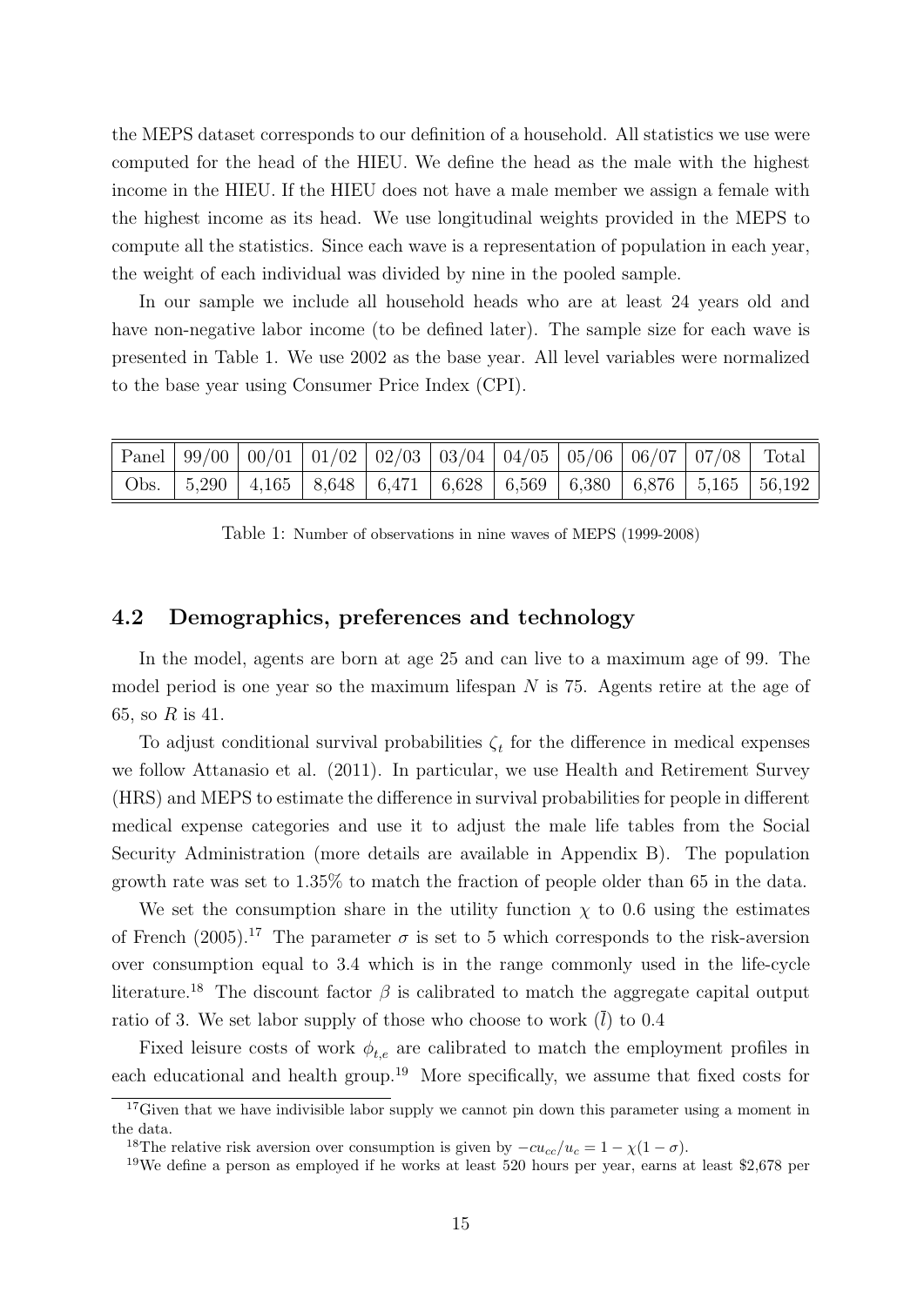the MEPS dataset corresponds to our definition of a household. All statistics we use were computed for the head of the HIEU. We define the head as the male with the highest income in the HIEU. If the HIEU does not have a male member we assign a female with the highest income as its head. We use longitudinal weights provided in the MEPS to compute all the statistics. Since each wave is a representation of population in each year, the weight of each individual was divided by nine in the pooled sample.

In our sample we include all household heads who are at least 24 years old and have non-negative labor income (to be defined later). The sample size for each wave is presented in Table 1. We use 2002 as the base year. All level variables were normalized to the base year using Consumer Price Index (CPI).

| Panel | 99/00 | 00/01 | 01/02 | 02/03 | 03/04 | 04/05 | 05/06 | 06/07 | 07/08 | Total |
|---|---|---|---|---|---|---|---|---|---|---|
| Obs. | 5,290 | 4,165 | 8,648 | 6,471 | 6,628 | 6,569 | 6,380 | 6,876 | 5,165 | 56,192 |

Table 1: Number of observations in nine waves of MEPS (1999-2008)

## 4.2 Demographics, preferences and technology

In the model, agents are born at age 25 and can live to a maximum age of 99. The model period is one year so the maximum lifespan $N$ is 75. Agents retire at the age of 65, so $R$ is 41.

To adjust conditional survival probabilities $\zeta_t$ for the difference in medical expenses we follow Attanasio et al. (2011). In particular, we use Health and Retirement Survey (HRS) and MEPS to estimate the difference in survival probabilities for people in different medical expense categories and use it to adjust the male life tables from the Social Security Administration (more details are available in Appendix B). The population growth rate was set to 1.35% to match the fraction of people older than 65 in the data.

We set the consumption share in the utility function $\chi$ to 0.6 using the estimates of French (2005).[17] The parameter $\sigma$ is set to 5 which corresponds to the risk-aversion over consumption equal to 3.4 which is in the range commonly used in the life-cycle literature.[18] The discount factor $\beta$ is calibrated to match the aggregate capital output ratio of 3. We set labor supply of those who choose to work ($\bar{l}$) to 0.4

Fixed leisure costs of work $\phi_{t,e}$ are calibrated to match the employment profiles in each educational and health group.[19] More specifically, we assume that fixed costs for

[17] Given that we have indivisible labor supply we cannot pin down this parameter using a moment in the data.

[18] The relative risk aversion over consumption is given by $-cu_{cc}/u_c = 1 - \chi(1-\sigma)$.

[19] We define a person as employed if he works at least 520 hours per year, earns at least \$2,678 per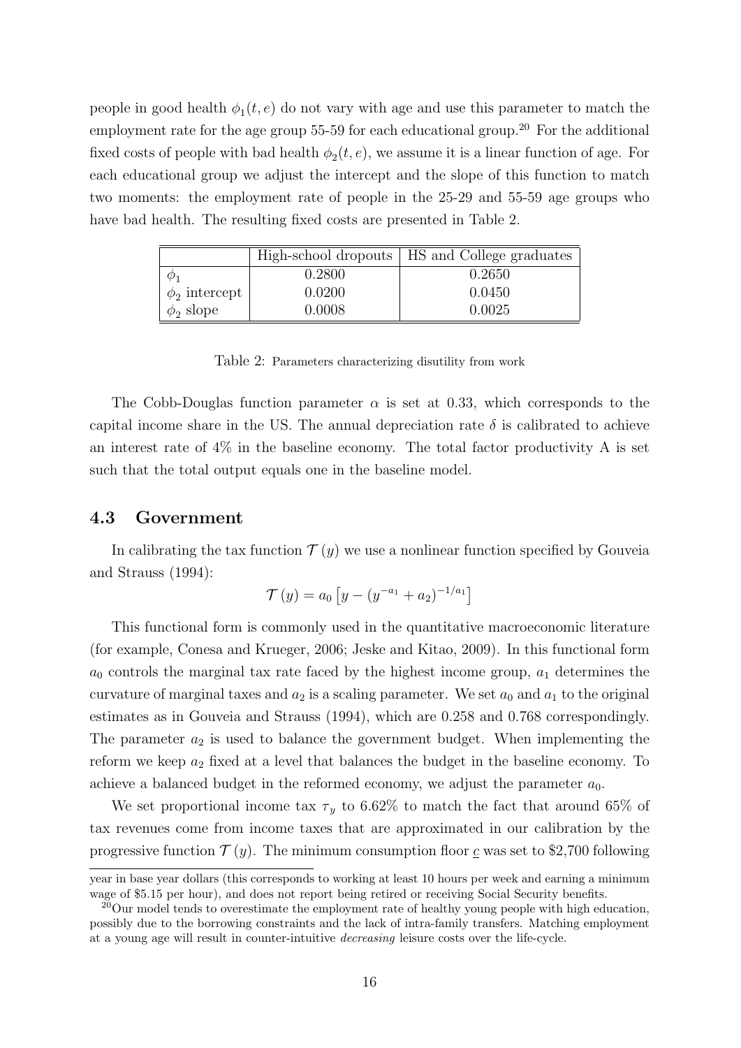people in good health $\phi_1(t,e)$ do not vary with age and use this parameter to match the employment rate for the age group 55-59 for each educational group.[20] For the additional fixed costs of people with bad health $\phi_2(t,e)$, we assume it is a linear function of age. For each educational group we adjust the intercept and the slope of this function to match two moments: the employment rate of people in the 25-29 and 55-59 age groups who have bad health. The resulting fixed costs are presented in Table 2.

| | High-school dropouts | HS and College graduates |
|---|---|---|
| $\phi_1$ | 0.2800 | 0.2650 |
| $\phi_2$ intercept | 0.0200 | 0.0450 |
| $\phi_2$ slope | 0.0008 | 0.0025 |

Table 2: Parameters characterizing disutility from work

The Cobb-Douglas function parameter $\alpha$ is set at 0.33, which corresponds to the capital income share in the US. The annual depreciation rate $\delta$ is calibrated to achieve an interest rate of 4% in the baseline economy. The total factor productivity A is set such that the total output equals one in the baseline model.

### 4.3 Government

In calibrating the tax function $\mathcal{T}(y)$ we use a nonlinear function specified by Gouveia and Strauss (1994):

$$\mathcal{T}(y) = a_0 \left[ y - \left( y^{-a_1} + a_2 \right)^{-1/a_1} \right]$$

This functional form is commonly used in the quantitative macroeconomic literature (for example, Conesa and Krueger, 2006; Jeske and Kitao, 2009). In this functional form $a_0$ controls the marginal tax rate faced by the highest income group, $a_1$ determines the curvature of marginal taxes and $a_2$ is a scaling parameter. We set $a_0$ and $a_1$ to the original estimates as in Gouveia and Strauss (1994), which are 0.258 and 0.768 correspondingly. The parameter $a_2$ is used to balance the government budget. When implementing the reform we keep $a_2$ fixed at a level that balances the budget in the baseline economy. To achieve a balanced budget in the reformed economy, we adjust the parameter $a_0$.

We set proportional income tax $\tau_y$ to 6.62% to match the fact that around 65% of tax revenues come from income taxes that are approximated in our calibration by the progressive function $\mathcal{T}(y)$. The minimum consumption floor $\underline{c}$ was set to \$2,700 following

year in base year dollars (this corresponds to working at least 10 hours per week and earning a minimum wage of \$5.15 per hour), and does not report being retired or receiving Social Security benefits.

[20] Our model tends to overestimate the employment rate of healthy young people with high education, possibly due to the borrowing constraints and the lack of intra-family transfers. Matching employment at a young age will result in counter-intuitive *decreasing* leisure costs over the life-cycle.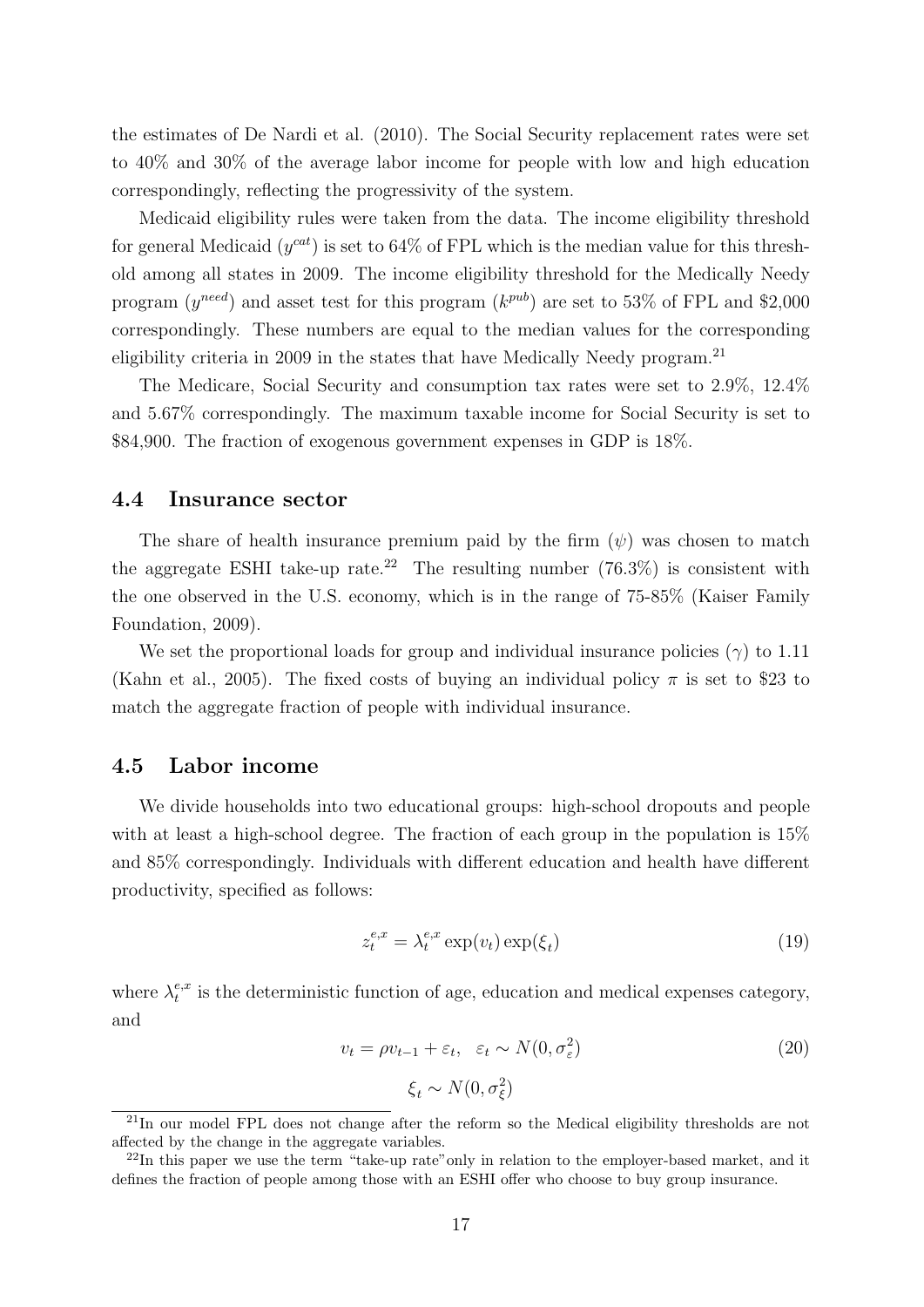the estimates of De Nardi et al. (2010). The Social Security replacement rates were set to 40% and 30% of the average labor income for people with low and high education correspondingly, reflecting the progressivity of the system.

Medicaid eligibility rules were taken from the data. The income eligibility threshold for general Medicaid ($y^{cat}$) is set to 64% of FPL which is the median value for this threshold among all states in 2009. The income eligibility threshold for the Medically Needy program ($y^{need}$) and asset test for this program ($k^{pub}$) are set to 53% of FPL and $2,000 correspondingly. These numbers are equal to the median values for the corresponding eligibility criteria in 2009 in the states that have Medically Needy program.[21]

The Medicare, Social Security and consumption tax rates were set to 2.9%, 12.4% and 5.67% correspondingly. The maximum taxable income for Social Security is set to $84,900. The fraction of exogenous government expenses in GDP is 18%.

## 4.4 Insurance sector

The share of health insurance premium paid by the firm ($\psi$) was chosen to match the aggregate ESHI take-up rate.[22] The resulting number (76.3%) is consistent with the one observed in the U.S. economy, which is in the range of 75-85% (Kaiser Family Foundation, 2009).

We set the proportional loads for group and individual insurance policies ($\gamma$) to 1.11 (Kahn et al., 2005). The fixed costs of buying an individual policy $\pi$ is set to $23 to match the aggregate fraction of people with individual insurance.

## 4.5 Labor income

We divide households into two educational groups: high-school dropouts and people with at least a high-school degree. The fraction of each group in the population is 15% and 85% correspondingly. Individuals with different education and health have different productivity, specified as follows:

$$z_t^{e,x} = \lambda_t^{e,x} \exp(v_t) \exp(\xi_t) \tag{19}$$

where $\lambda_t^{e,x}$ is the deterministic function of age, education and medical expenses category, and

$$v_t = \rho v_{t-1} + \varepsilon_t, \quad \varepsilon_t \sim N(0, \sigma_\varepsilon^2) \tag{20}$$

$$\xi_t \sim N(0, \sigma_\xi^2)$$

[21] In our model FPL does not change after the reform so the Medical eligibility thresholds are not affected by the change in the aggregate variables.

[22] In this paper we use the term "take-up rate" only in relation to the employer-based market, and it defines the fraction of people among those with an ESHI offer who choose to buy group insurance.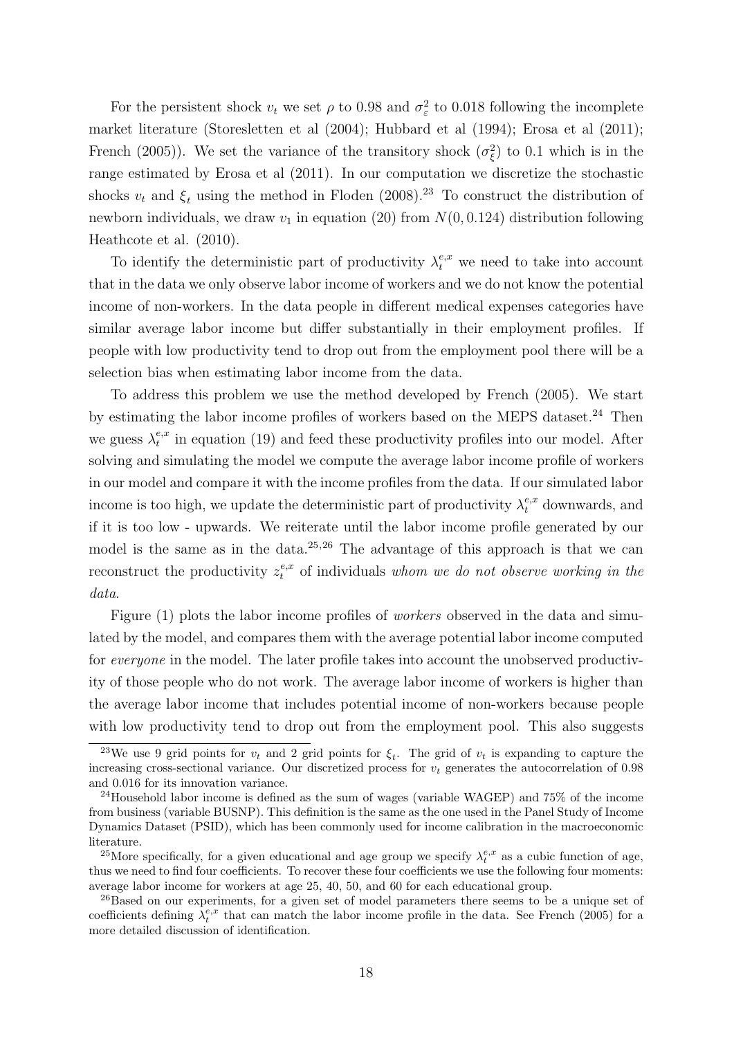For the persistent shock $v_t$ we set $\rho$ to 0.98 and $\sigma_\varepsilon^2$ to 0.018 following the incomplete market literature (Storesletten et al (2004); Hubbard et al (1994); Erosa et al (2011); French (2005)). We set the variance of the transitory shock ($\sigma_\xi^2$) to 0.1 which is in the range estimated by Erosa et al (2011). In our computation we discretize the stochastic shocks $v_t$ and $\xi_t$ using the method in Floden (2008).[23] To construct the distribution of newborn individuals, we draw $v_1$ in equation (20) from $N(0, 0.124)$ distribution following Heathcote et al. (2010).

To identify the deterministic part of productivity $\lambda_t^{e,x}$ we need to take into account that in the data we only observe labor income of workers and we do not know the potential income of non-workers. In the data people in different medical expenses categories have similar average labor income but differ substantially in their employment profiles. If people with low productivity tend to drop out from the employment pool there will be a selection bias when estimating labor income from the data.

To address this problem we use the method developed by French (2005). We start by estimating the labor income profiles of workers based on the MEPS dataset.[24] Then we guess $\lambda_t^{e,x}$ in equation (19) and feed these productivity profiles into our model. After solving and simulating the model we compute the average labor income profile of workers in our model and compare it with the income profiles from the data. If our simulated labor income is too high, we update the deterministic part of productivity $\lambda_t^{e,x}$ downwards, and if it is too low - upwards. We reiterate until the labor income profile generated by our model is the same as in the data.[25,26] The advantage of this approach is that we can reconstruct the productivity $z_t^{e,x}$ of individuals *whom we do not observe working in the data*.

Figure (1) plots the labor income profiles of *workers* observed in the data and simulated by the model, and compares them with the average potential labor income computed for *everyone* in the model. The later profile takes into account the unobserved productivity of those people who do not work. The average labor income of workers is higher than the average labor income that includes potential income of non-workers because people with low productivity tend to drop out from the employment pool. This also suggests

[23] We use 9 grid points for $v_t$ and 2 grid points for $\xi_t$. The grid of $v_t$ is expanding to capture the increasing cross-sectional variance. Our discretized process for $v_t$ generates the autocorrelation of 0.98 and 0.016 for its innovation variance.

[24] Household labor income is defined as the sum of wages (variable WAGEP) and 75% of the income from business (variable BUSNP). This definition is the same as the one used in the Panel Study of Income Dynamics Dataset (PSID), which has been commonly used for income calibration in the macroeconomic literature.

[25] More specifically, for a given educational and age group we specify $\lambda_t^{e,x}$ as a cubic function of age, thus we need to find four coefficients. To recover these four coefficients we use the following four moments: average labor income for workers at age 25, 40, 50, and 60 for each educational group.

[26] Based on our experiments, for a given set of model parameters there seems to be a unique set of coefficients defining $\lambda_t^{e,x}$ that can match the labor income profile in the data. See French (2005) for a more detailed discussion of identification.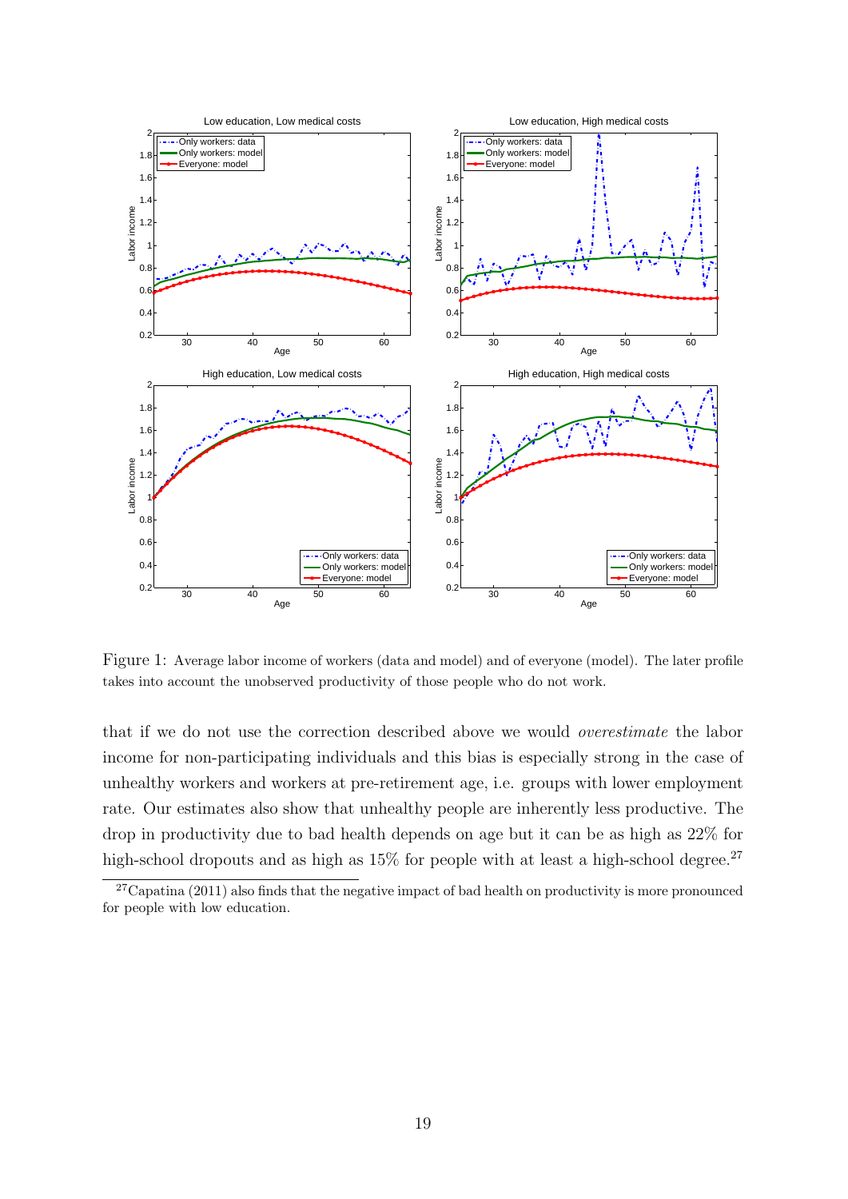Low education, Low medical costs

Only workers: data
Only workers: model
Everyone: model

Labor income

Age

Low education, High medical costs

Only workers: data
Only workers: model
Everyone: model

Labor income

Age

High education, Low medical costs

Only workers: data
Only workers: model
Everyone: model

Labor income

Age

High education, High medical costs

Only workers: data
Only workers: model
Everyone: model

Labor income

Age

Figure 1: Average labor income of workers (data and model) and of everyone (model). The later profile takes into account the unobserved productivity of those people who do not work.

that if we do not use the correction described above we would *overestimate* the labor income for non-participating individuals and this bias is especially strong in the case of unhealthy workers and workers at pre-retirement age, i.e. groups with lower employment rate. Our estimates also show that unhealthy people are inherently less productive. The drop in productivity due to bad health depends on age but it can be as high as 22% for high-school dropouts and as high as 15% for people with at least a high-school degree.[27]

[27] Capatina (2011) also finds that the negative impact of bad health on productivity is more pronounced for people with low education.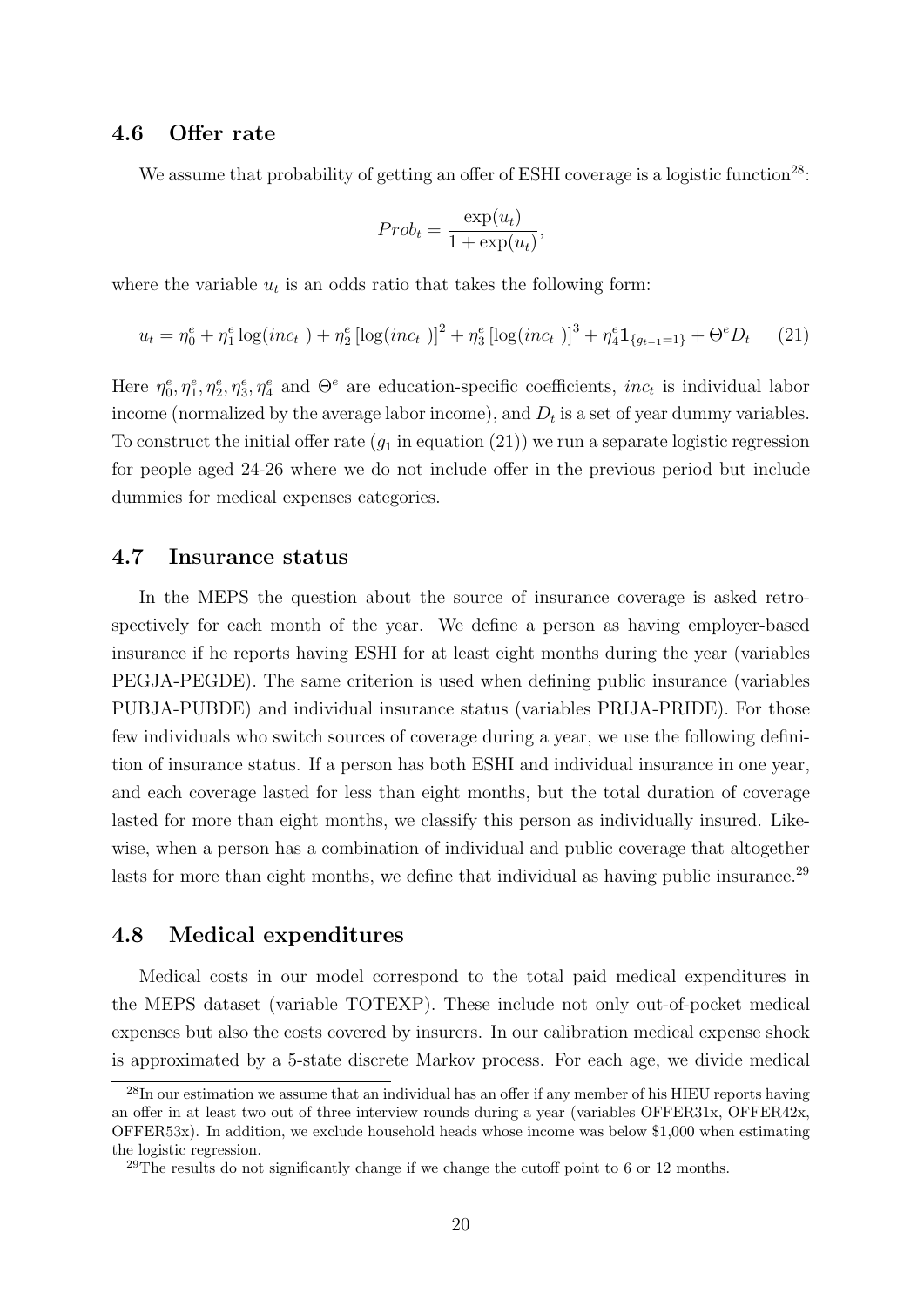### 4.6 Offer rate

We assume that probability of getting an offer of ESHI coverage is a logistic function[28]:

$$Prob_t = \frac{\exp(u_t)}{1 + \exp(u_t)},$$

where the variable $u_t$ is an odds ratio that takes the following form:

$$u_t = \eta_0^e + \eta_1^e \log(inc_t) + \eta_2^e [\log(inc_t)]^2 + \eta_3^e [\log(inc_t)]^3 + \eta_4^e \mathbf{1}_{\{g_{t-1}=1\}} + \Theta^e D_t \qquad (21)$$

Here $\eta_0^e, \eta_1^e, \eta_2^e, \eta_3^e, \eta_4^e$ and $\Theta^e$ are education-specific coefficients, $inc_t$ is individual labor income (normalized by the average labor income), and $D_t$ is a set of year dummy variables. To construct the initial offer rate ($g_1$ in equation (21)) we run a separate logistic regression for people aged 24-26 where we do not include offer in the previous period but include dummies for medical expenses categories.

### 4.7 Insurance status

In the MEPS the question about the source of insurance coverage is asked retrospectively for each month of the year. We define a person as having employer-based insurance if he reports having ESHI for at least eight months during the year (variables PEGJA-PEGDE). The same criterion is used when defining public insurance (variables PUBJA-PUBDE) and individual insurance status (variables PRIJA-PRIDE). For those few individuals who switch sources of coverage during a year, we use the following definition of insurance status. If a person has both ESHI and individual insurance in one year, and each coverage lasted for less than eight months, but the total duration of coverage lasted for more than eight months, we classify this person as individually insured. Likewise, when a person has a combination of individual and public coverage that altogether lasts for more than eight months, we define that individual as having public insurance.[29]

### 4.8 Medical expenditures

Medical costs in our model correspond to the total paid medical expenditures in the MEPS dataset (variable TOTEXP). These include not only out-of-pocket medical expenses but also the costs covered by insurers. In our calibration medical expense shock is approximated by a 5-state discrete Markov process. For each age, we divide medical

[28] In our estimation we assume that an individual has an offer if any member of his HIEU reports having an offer in at least two out of three interview rounds during a year (variables OFFER31x, OFFER42x, OFFER53x). In addition, we exclude household heads whose income was below $1,000 when estimating the logistic regression.

[29] The results do not significantly change if we change the cutoff point to 6 or 12 months.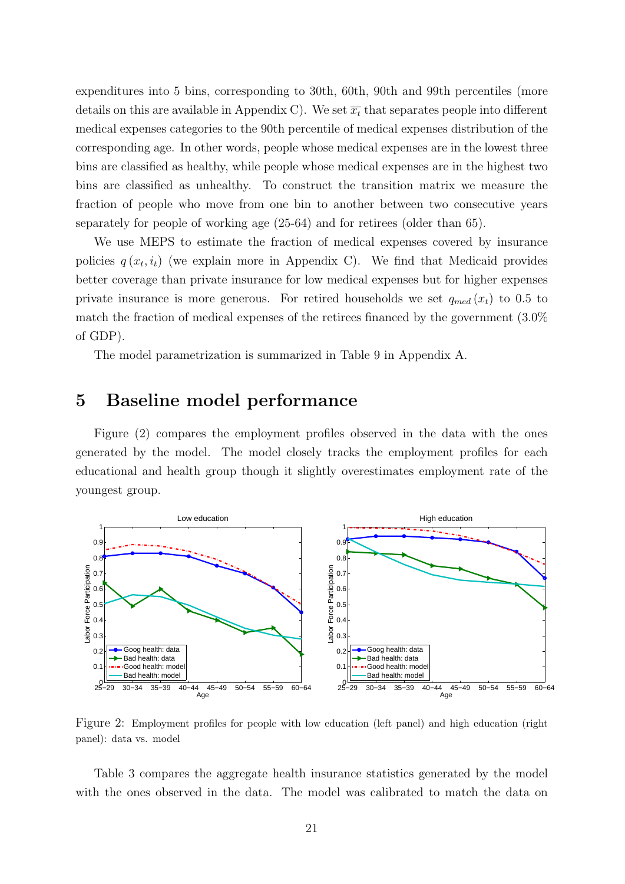expenditures into 5 bins, corresponding to 30th, 60th, 90th and 99th percentiles (more details on this are available in Appendix C). We set $\overline{x_t}$ that separates people into different medical expenses categories to the 90th percentile of medical expenses distribution of the corresponding age. In other words, people whose medical expenses are in the lowest three bins are classified as healthy, while people whose medical expenses are in the highest two bins are classified as unhealthy. To construct the transition matrix we measure the fraction of people who move from one bin to another between two consecutive years separately for people of working age (25-64) and for retirees (older than 65).

We use MEPS to estimate the fraction of medical expenses covered by insurance policies $q(x_t, i_t)$ (we explain more in Appendix C). We find that Medicaid provides better coverage than private insurance for low medical expenses but for higher expenses private insurance is more generous. For retired households we set $q_{med}(x_t)$ to 0.5 to match the fraction of medical expenses of the retirees financed by the government (3.0% of GDP).

The model parametrization is summarized in Table 9 in Appendix A.

# 5 Baseline model performance

Figure (2) compares the employment profiles observed in the data with the ones generated by the model. The model closely tracks the employment profiles for each educational and health group though it slightly overestimates employment rate of the youngest group.

Figure 2: Employment profiles for people with low education (left panel) and high education (right panel): data vs. model

Table 3 compares the aggregate health insurance statistics generated by the model with the ones observed in the data. The model was calibrated to match the data on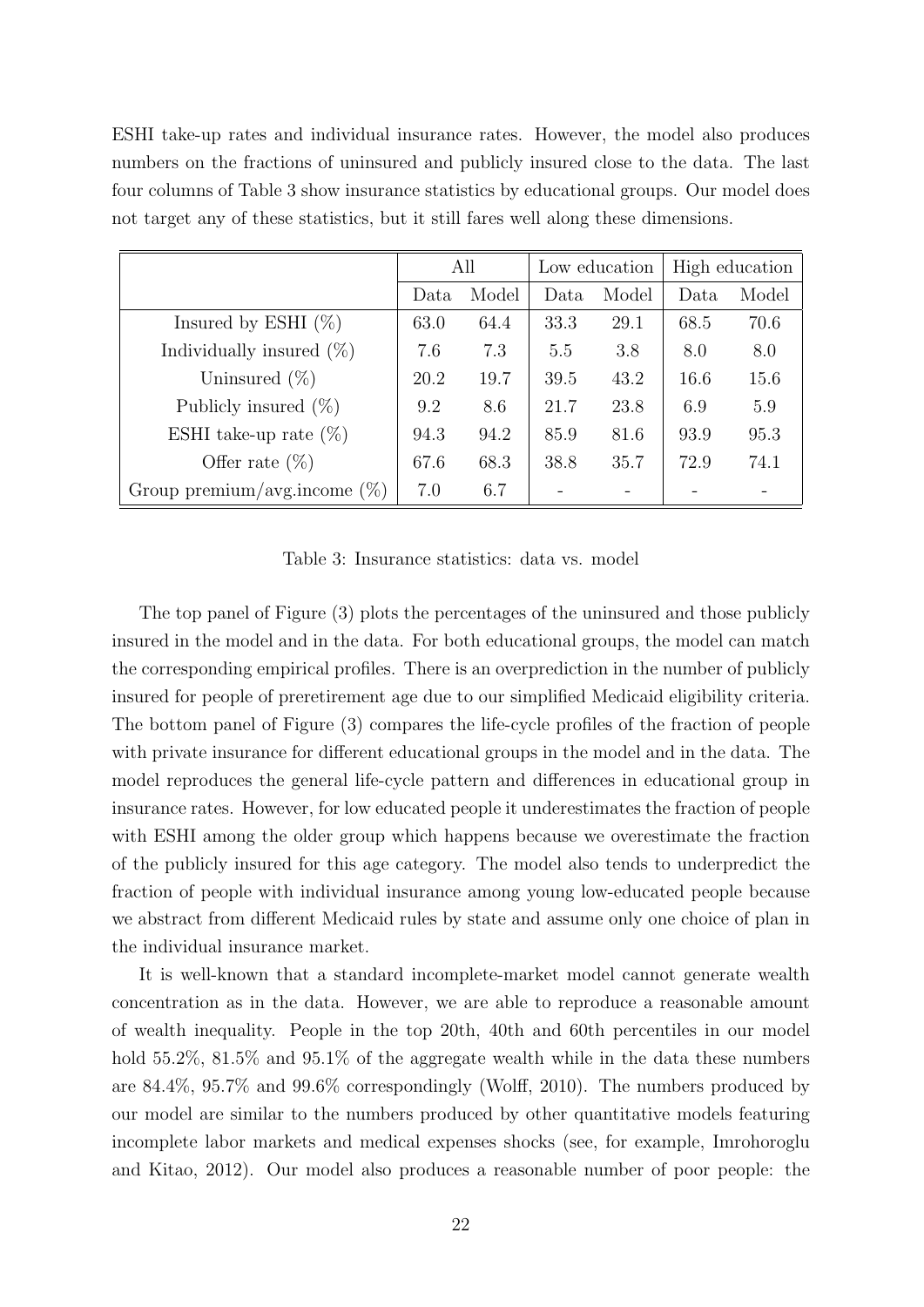ESHI take-up rates and individual insurance rates. However, the model also produces numbers on the fractions of uninsured and publicly insured close to the data. The last four columns of Table 3 show insurance statistics by educational groups. Our model does not target any of these statistics, but it still fares well along these dimensions.

| | All | | Low education | | High education | |
|---|---|---|---|---|---|---|
| | Data | Model | Data | Model | Data | Model |
| Insured by ESHI (%) | 63.0 | 64.4 | 33.3 | 29.1 | 68.5 | 70.6 |
| Individually insured (%) | 7.6 | 7.3 | 5.5 | 3.8 | 8.0 | 8.0 |
| Uninsured (%) | 20.2 | 19.7 | 39.5 | 43.2 | 16.6 | 15.6 |
| Publicly insured (%) | 9.2 | 8.6 | 21.7 | 23.8 | 6.9 | 5.9 |
| ESHI take-up rate (%) | 94.3 | 94.2 | 85.9 | 81.6 | 93.9 | 95.3 |
| Offer rate (%) | 67.6 | 68.3 | 38.8 | 35.7 | 72.9 | 74.1 |
| Group premium/avg.income (%) | 7.0 | 6.7 | - | - | - | - |

Table 3: Insurance statistics: data vs. model

The top panel of Figure (3) plots the percentages of the uninsured and those publicly insured in the model and in the data. For both educational groups, the model can match the corresponding empirical profiles. There is an overprediction in the number of publicly insured for people of preretirement age due to our simplified Medicaid eligibility criteria. The bottom panel of Figure (3) compares the life-cycle profiles of the fraction of people with private insurance for different educational groups in the model and in the data. The model reproduces the general life-cycle pattern and differences in educational group in insurance rates. However, for low educated people it underestimates the fraction of people with ESHI among the older group which happens because we overestimate the fraction of the publicly insured for this age category. The model also tends to underpredict the fraction of people with individual insurance among young low-educated people because we abstract from different Medicaid rules by state and assume only one choice of plan in the individual insurance market.

It is well-known that a standard incomplete-market model cannot generate wealth concentration as in the data. However, we are able to reproduce a reasonable amount of wealth inequality. People in the top 20th, 40th and 60th percentiles in our model hold 55.2%, 81.5% and 95.1% of the aggregate wealth while in the data these numbers are 84.4%, 95.7% and 99.6% correspondingly (Wolff, 2010). The numbers produced by our model are similar to the numbers produced by other quantitative models featuring incomplete labor markets and medical expenses shocks (see, for example, Imrohoroglu and Kitao, 2012). Our model also produces a reasonable number of poor people: the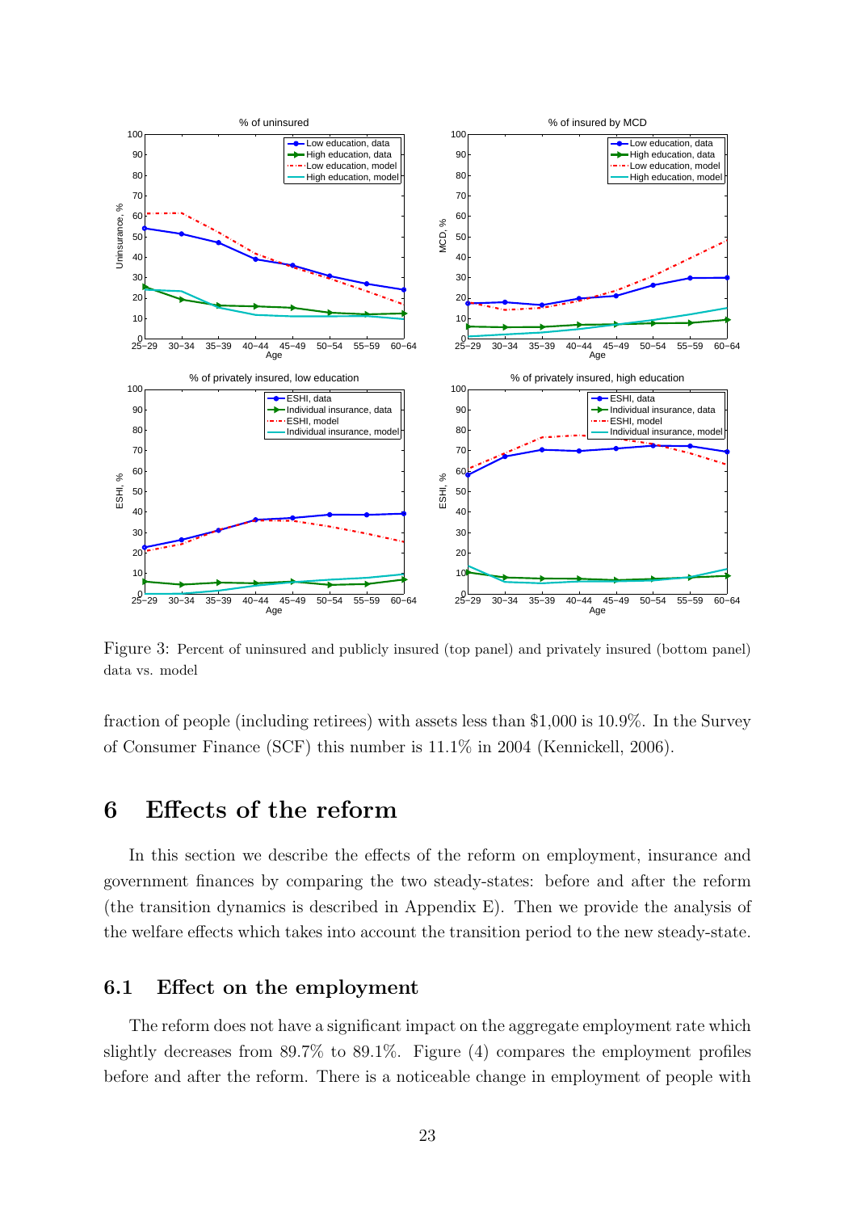% of uninsured

Uninsurance, %

Low education, data
High education, data
Low education, model
High education, model

0 10 20 30 40 50 60 70 80 90 100

25−29 30−34 35−39 40−44 45−49 50−54 55−59 60−64
Age

% of insured by MCD

MCD, %

Low education, data
High education, data
Low education, model
High education, model

0 10 20 30 40 50 60 70 80 90 100

25−29 30−34 35−39 40−44 45−49 50−54 55−59 60−64
Age

% of privately insured, low education

ESHI, %

ESHI, data
Individual insurance, data
ESHI, model
Individual insurance, model

0 10 20 30 40 50 60 70 80 90 100

25−29 30−34 35−39 40−44 45−49 50−54 55−59 60−64
Age

% of privately insured, high education

ESHI, %

ESHI, data
Individual insurance, data
ESHI, model
Individual insurance, model

0 10 20 30 40 50 60 70 80 90 100

25−29 30−34 35−39 40−44 45−49 50−54 55−59 60−64
Age

Figure 3: Percent of uninsured and publicly insured (top panel) and privately insured (bottom panel) data vs. model

fraction of people (including retirees) with assets less than \$1,000 is 10.9%. In the Survey of Consumer Finance (SCF) this number is 11.1% in 2004 (Kennickell, 2006).

# 6 Effects of the reform

In this section we describe the effects of the reform on employment, insurance and government finances by comparing the two steady-states: before and after the reform (the transition dynamics is described in Appendix E). Then we provide the analysis of the welfare effects which takes into account the transition period to the new steady-state.

## 6.1 Effect on the employment

The reform does not have a significant impact on the aggregate employment rate which slightly decreases from 89.7% to 89.1%. Figure (4) compares the employment profiles before and after the reform. There is a noticeable change in employment of people with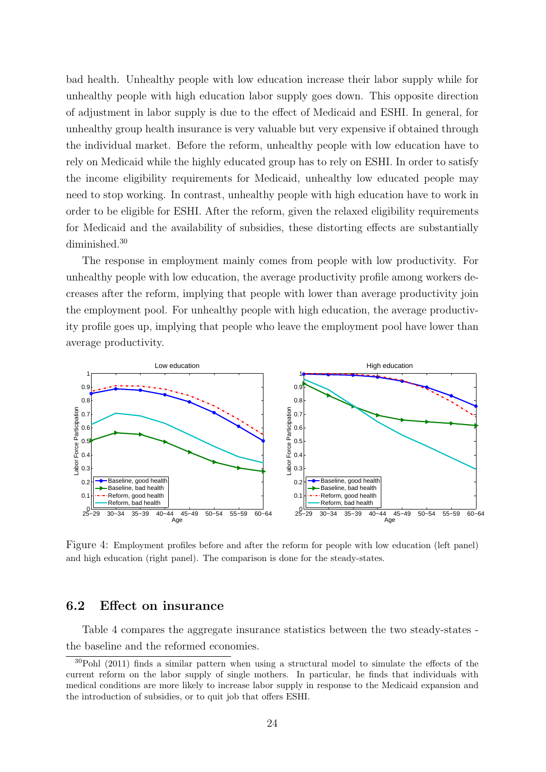bad health. Unhealthy people with low education increase their labor supply while for unhealthy people with high education labor supply goes down. This opposite direction of adjustment in labor supply is due to the effect of Medicaid and ESHI. In general, for unhealthy group health insurance is very valuable but very expensive if obtained through the individual market. Before the reform, unhealthy people with low education have to rely on Medicaid while the highly educated group has to rely on ESHI. In order to satisfy the income eligibility requirements for Medicaid, unhealthy low educated people may need to stop working. In contrast, unhealthy people with high education have to work in order to be eligible for ESHI. After the reform, given the relaxed eligibility requirements for Medicaid and the availability of subsidies, these distorting effects are substantially diminished.[30]

The response in employment mainly comes from people with low productivity. For unhealthy people with low education, the average productivity profile among workers decreases after the reform, implying that people with lower than average productivity join the employment pool. For unhealthy people with high education, the average productivity profile goes up, implying that people who leave the employment pool have lower than average productivity.

Low education

High education

Labor Force Participation

Age

25–29 30–34 35–39 40–44 45–49 50–54 55–59 60–64

0 0.1 0.2 0.3 0.4 0.5 0.6 0.7 0.8 0.9 1

Baseline, good health
Baseline, bad health
Reform, good health
Reform, bad health

Figure 4: Employment profiles before and after the reform for people with low education (left panel) and high education (right panel). The comparison is done for the steady-states.

## 6.2 Effect on insurance

Table 4 compares the aggregate insurance statistics between the two steady-states - the baseline and the reformed economies.

[30]Pohl (2011) finds a similar pattern when using a structural model to simulate the effects of the current reform on the labor supply of single mothers. In particular, he finds that individuals with medical conditions are more likely to increase labor supply in response to the Medicaid expansion and the introduction of subsidies, or to quit job that offers ESHI.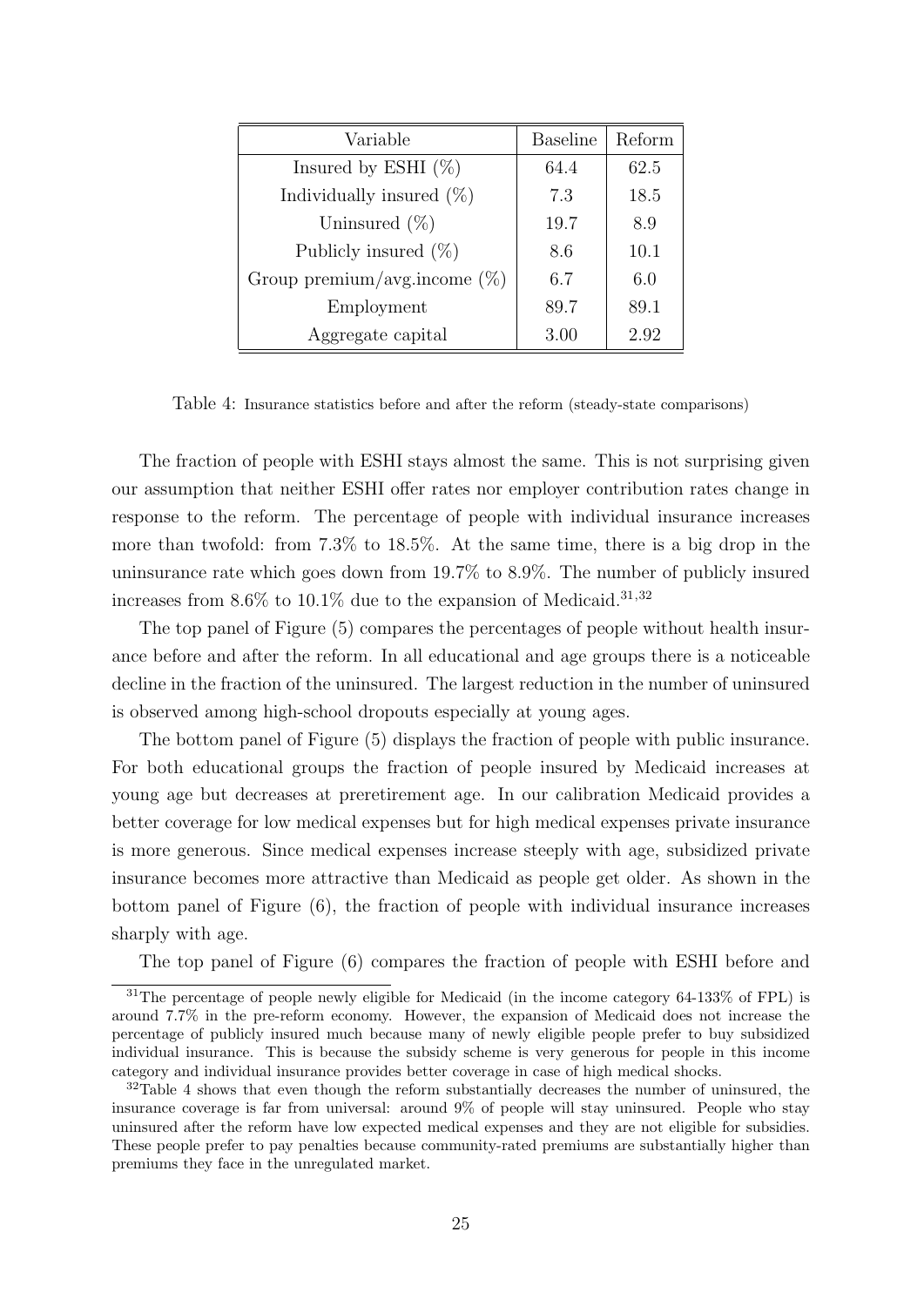| Variable | Baseline | Reform |
|---|---|---|
| Insured by ESHI (%) | 64.4 | 62.5 |
| Individually insured (%) | 7.3 | 18.5 |
| Uninsured (%) | 19.7 | 8.9 |
| Publicly insured (%) | 8.6 | 10.1 |
| Group premium/avg.income (%) | 6.7 | 6.0 |
| Employment | 89.7 | 89.1 |
| Aggregate capital | 3.00 | 2.92 |

Table 4: Insurance statistics before and after the reform (steady-state comparisons)

The fraction of people with ESHI stays almost the same. This is not surprising given our assumption that neither ESHI offer rates nor employer contribution rates change in response to the reform. The percentage of people with individual insurance increases more than twofold: from 7.3% to 18.5%. At the same time, there is a big drop in the uninsurance rate which goes down from 19.7% to 8.9%. The number of publicly insured increases from 8.6% to 10.1% due to the expansion of Medicaid.[31,32]

The top panel of Figure (5) compares the percentages of people without health insurance before and after the reform. In all educational and age groups there is a noticeable decline in the fraction of the uninsured. The largest reduction in the number of uninsured is observed among high-school dropouts especially at young ages.

The bottom panel of Figure (5) displays the fraction of people with public insurance. For both educational groups the fraction of people insured by Medicaid increases at young age but decreases at preretirement age. In our calibration Medicaid provides a better coverage for low medical expenses but for high medical expenses private insurance is more generous. Since medical expenses increase steeply with age, subsidized private insurance becomes more attractive than Medicaid as people get older. As shown in the bottom panel of Figure (6), the fraction of people with individual insurance increases sharply with age.

The top panel of Figure (6) compares the fraction of people with ESHI before and

[31]The percentage of people newly eligible for Medicaid (in the income category 64-133% of FPL) is around 7.7% in the pre-reform economy. However, the expansion of Medicaid does not increase the percentage of publicly insured much because many of newly eligible people prefer to buy subsidized individual insurance. This is because the subsidy scheme is very generous for people in this income category and individual insurance provides better coverage in case of high medical shocks.

[32]Table 4 shows that even though the reform substantially decreases the number of uninsured, the insurance coverage is far from universal: around 9% of people will stay uninsured. People who stay uninsured after the reform have low expected medical expenses and they are not eligible for subsidies. These people prefer to pay penalties because community-rated premiums are substantially higher than premiums they face in the unregulated market.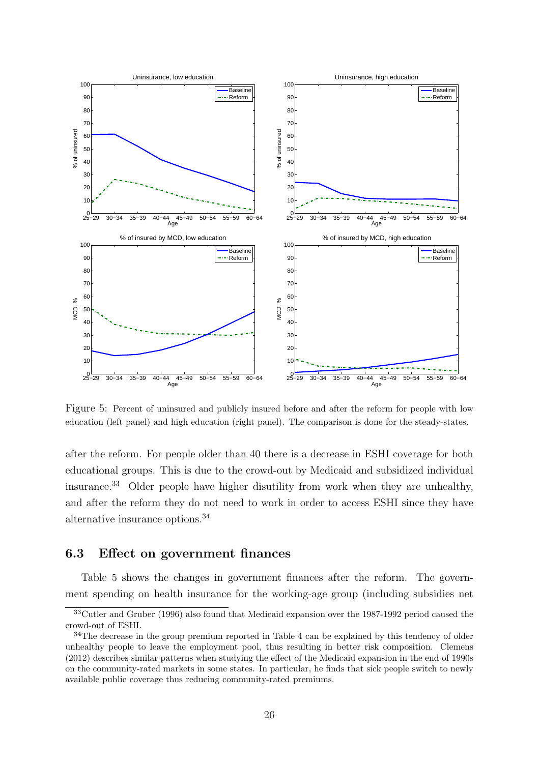Uninsurance, low education

% of uninsured

Baseline
Reform

100
90
80
70
60
50
40
30
20
10
0

25−29 30−34 35−39 40−44 45−49 50−54 55−59 60−64

Age

Uninsurance, high education

% of uninsured

Baseline
Reform

100
90
80
70
60
50
40
30
20
10
0

25−29 30−34 35−39 40−44 45−49 50−54 55−59 60−64

Age

% of insured by MCD, low education

MCD, %

Baseline
Reform

100
90
80
70
60
50
40
30
20
10
0

25−29 30−34 35−39 40−44 45−49 50−54 55−59 60−64

Age

% of insured by MCD, high education

MCD, %

Baseline
Reform

100
90
80
70
60
50
40
30
20
10
0

25−29 30−34 35−39 40−44 45−49 50−54 55−59 60−64

Age

Figure 5: Percent of uninsured and publicly insured before and after the reform for people with low education (left panel) and high education (right panel). The comparison is done for the steady-states.

after the reform. For people older than 40 there is a decrease in ESHI coverage for both educational groups. This is due to the crowd-out by Medicaid and subsidized individual insurance.[33] Older people have higher disutility from work when they are unhealthy, and after the reform they do not need to work in order to access ESHI since they have alternative insurance options.[34]

## 6.3 Effect on government finances

Table 5 shows the changes in government finances after the reform. The government spending on health insurance for the working-age group (including subsidies net

[33] Cutler and Gruber (1996) also found that Medicaid expansion over the 1987-1992 period caused the crowd-out of ESHI.

[34] The decrease in the group premium reported in Table 4 can be explained by this tendency of older unhealthy people to leave the employment pool, thus resulting in better risk composition. Clemens (2012) describes similar patterns when studying the effect of the Medicaid expansion in the end of 1990s on the community-rated markets in some states. In particular, he finds that sick people switch to newly available public coverage thus reducing community-rated premiums.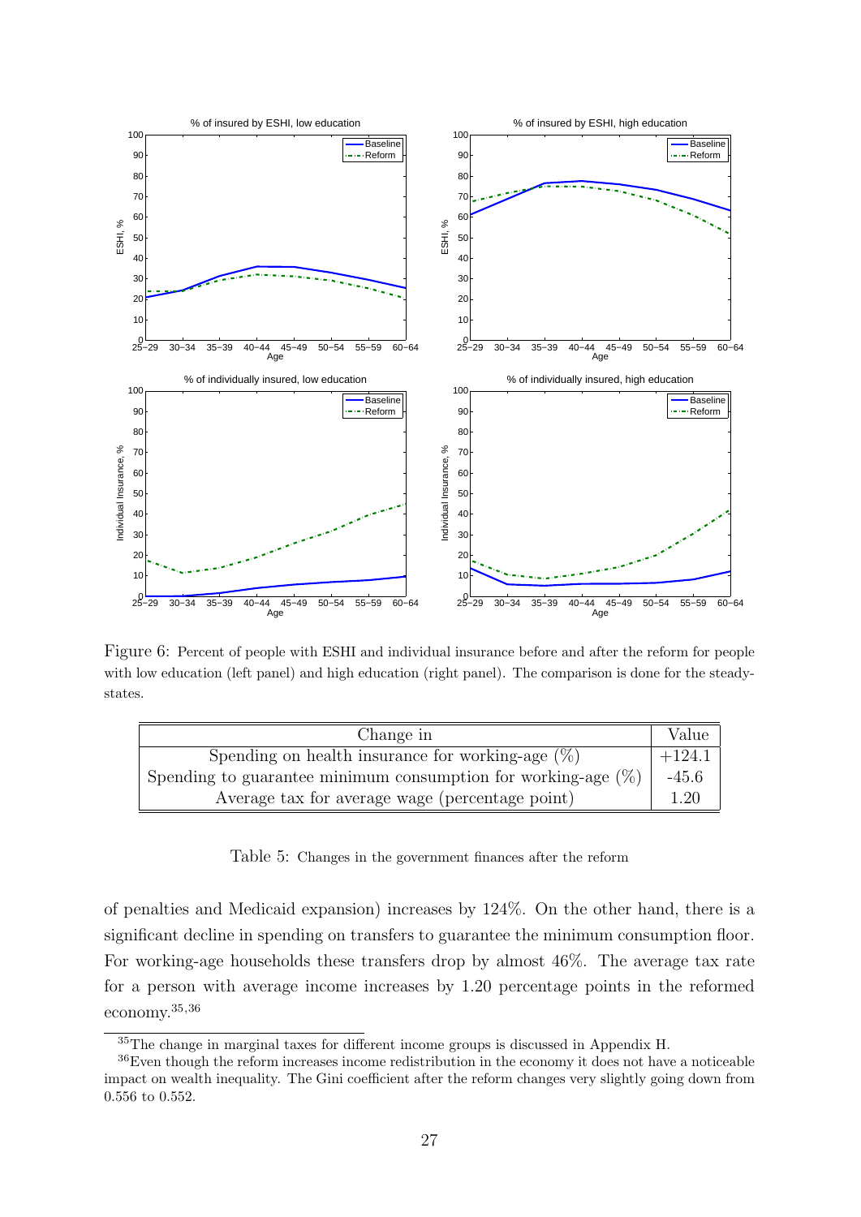% of insured by ESHI, low education

ESHI, %

Baseline
Reform

100
90
80
70
60
50
40
30
20
10
0

25−29 30−34 35−39 40−44 45−49 50−54 55−59 60−64
Age

% of insured by ESHI, high education

ESHI, %

Baseline
Reform

100
90
80
70
60
50
40
30
20
10
0

25−29 30−34 35−39 40−44 45−49 50−54 55−59 60−64
Age

% of individually insured, low education

Individual Insurance, %

Baseline
Reform

100
90
80
70
60
50
40
30
20
10
0

25−29 30−34 35−39 40−44 45−49 50−54 55−59 60−64
Age

% of individually insured, high education

Individual Insurance, %

Baseline
Reform

100
90
80
70
60
50
40
30
20
10
0

25−29 30−34 35−39 40−44 45−49 50−54 55−59 60−64
Age

Figure 6: Percent of people with ESHI and individual insurance before and after the reform for people with low education (left panel) and high education (right panel). The comparison is done for the steady-states.

| Change in | Value |
|---|---|
| Spending on health insurance for working-age (%) | +124.1 |
| Spending to guarantee minimum consumption for working-age (%) | -45.6 |
| Average tax for average wage (percentage point) | 1.20 |

Table 5: Changes in the government finances after the reform

of penalties and Medicaid expansion) increases by 124%. On the other hand, there is a significant decline in spending on transfers to guarantee the minimum consumption floor. For working-age households these transfers drop by almost 46%. The average tax rate for a person with average income increases by 1.20 percentage points in the reformed economy.[35,36]

[35] The change in marginal taxes for different income groups is discussed in Appendix H.

[36] Even though the reform increases income redistribution in the economy it does not have a noticeable impact on wealth inequality. The Gini coefficient after the reform changes very slightly going down from 0.556 to 0.552.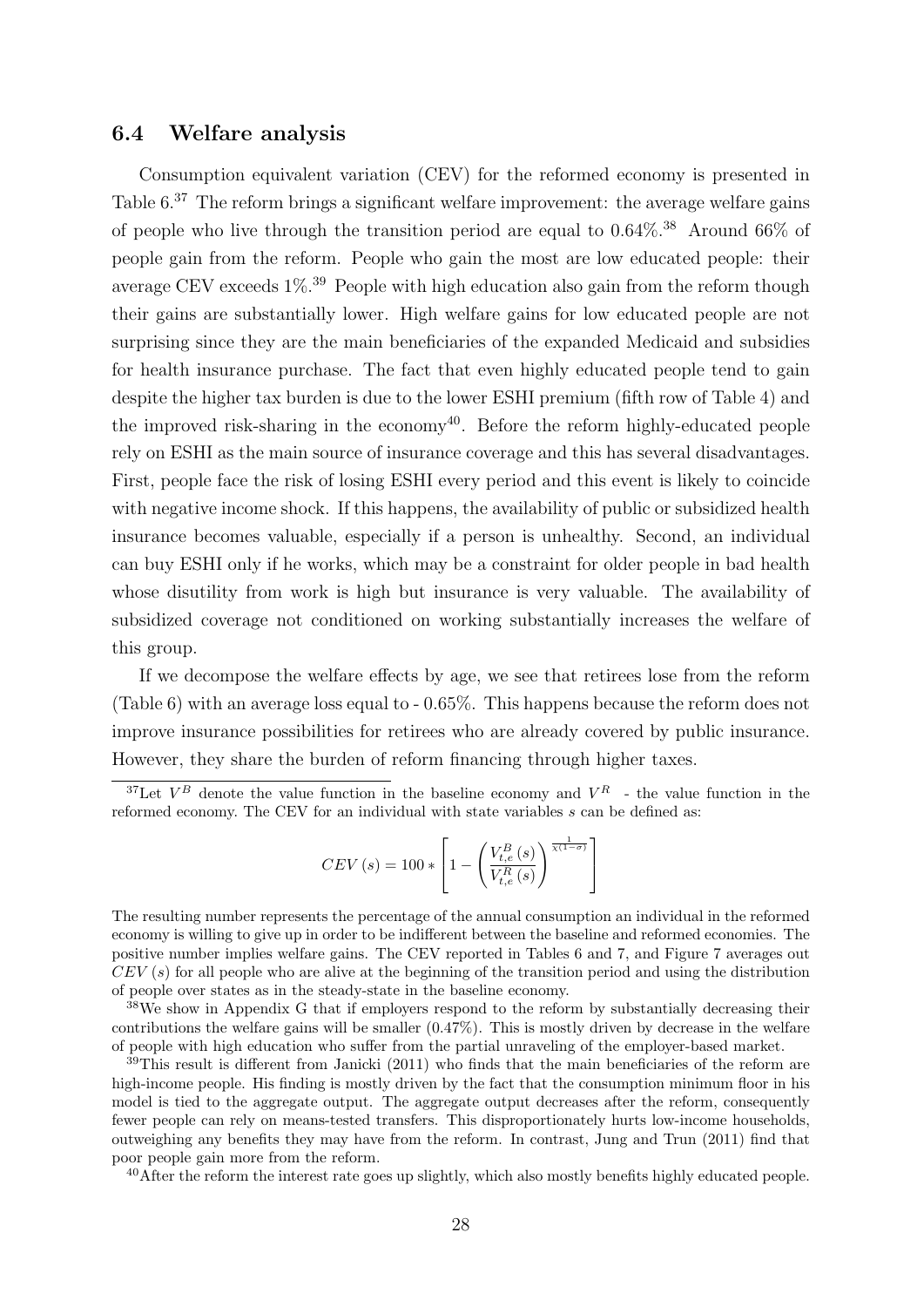### 6.4 Welfare analysis

Consumption equivalent variation (CEV) for the reformed economy is presented in Table 6.[37] The reform brings a significant welfare improvement: the average welfare gains of people who live through the transition period are equal to 0.64%.[38] Around 66% of people gain from the reform. People who gain the most are low educated people: their average CEV exceeds 1%.[39] People with high education also gain from the reform though their gains are substantially lower. High welfare gains for low educated people are not surprising since they are the main beneficiaries of the expanded Medicaid and subsidies for health insurance purchase. The fact that even highly educated people tend to gain despite the higher tax burden is due to the lower ESHI premium (fifth row of Table 4) and the improved risk-sharing in the economy[40]. Before the reform highly-educated people rely on ESHI as the main source of insurance coverage and this has several disadvantages. First, people face the risk of losing ESHI every period and this event is likely to coincide with negative income shock. If this happens, the availability of public or subsidized health insurance becomes valuable, especially if a person is unhealthy. Second, an individual can buy ESHI only if he works, which may be a constraint for older people in bad health whose disutility from work is high but insurance is very valuable. The availability of subsidized coverage not conditioned on working substantially increases the welfare of this group.

If we decompose the welfare effects by age, we see that retirees lose from the reform (Table 6) with an average loss equal to - 0.65%. This happens because the reform does not improve insurance possibilities for retirees who are already covered by public insurance. However, they share the burden of reform financing through higher taxes.

---

[37] Let $V^B$ denote the value function in the baseline economy and $V^R$ - the value function in the reformed economy. The CEV for an individual with state variables $s$ can be defined as:

$$CEV(s) = 100 * \left[1 - \left(\frac{V_{t,e}^B(s)}{V_{t,e}^R(s)}\right)^{\frac{1}{\chi(1-\sigma)}}\right]$$

The resulting number represents the percentage of the annual consumption an individual in the reformed economy is willing to give up in order to be indifferent between the baseline and reformed economies. The positive number implies welfare gains. The CEV reported in Tables 6 and 7, and Figure 7 averages out $CEV(s)$ for all people who are alive at the beginning of the transition period and using the distribution of people over states as in the steady-state in the baseline economy.

[38] We show in Appendix G that if employers respond to the reform by substantially decreasing their contributions the welfare gains will be smaller (0.47%). This is mostly driven by decrease in the welfare of people with high education who suffer from the partial unraveling of the employer-based market.

[39] This result is different from Janicki (2011) who finds that the main beneficiaries of the reform are high-income people. His finding is mostly driven by the fact that the consumption minimum floor in his model is tied to the aggregate output. The aggregate output decreases after the reform, consequently fewer people can rely on means-tested transfers. This disproportionately hurts low-income households, outweighing any benefits they may have from the reform. In contrast, Jung and Trun (2011) find that poor people gain more from the reform.

[40] After the reform the interest rate goes up slightly, which also mostly benefits highly educated people.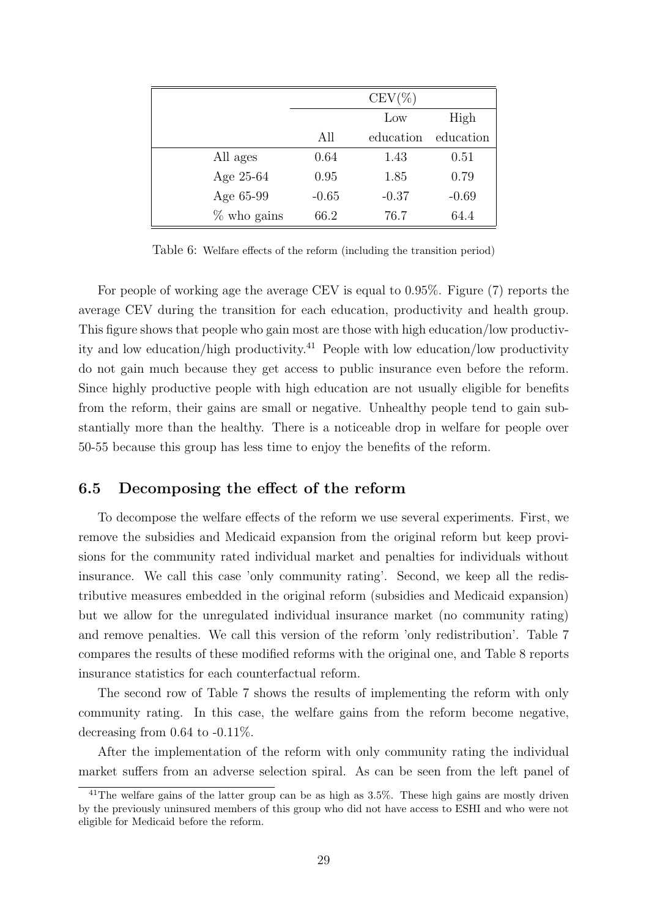| | CEV(%) | | |
|---|---|---|---|
| | | Low | High |
| | All | education | education |
| All ages | 0.64 | 1.43 | 0.51 |
| Age 25-64 | 0.95 | 1.85 | 0.79 |
| Age 65-99 | -0.65 | -0.37 | -0.69 |
| % who gains | 66.2 | 76.7 | 64.4 |

Table 6: Welfare effects of the reform (including the transition period)

For people of working age the average CEV is equal to 0.95%. Figure (7) reports the average CEV during the transition for each education, productivity and health group. This figure shows that people who gain most are those with high education/low productivity and low education/high productivity.[41] People with low education/low productivity do not gain much because they get access to public insurance even before the reform. Since highly productive people with high education are not usually eligible for benefits from the reform, their gains are small or negative. Unhealthy people tend to gain substantially more than the healthy. There is a noticeable drop in welfare for people over 50-55 because this group has less time to enjoy the benefits of the reform.

## 6.5 Decomposing the effect of the reform

To decompose the welfare effects of the reform we use several experiments. First, we remove the subsidies and Medicaid expansion from the original reform but keep provisions for the community rated individual market and penalties for individuals without insurance. We call this case 'only community rating'. Second, we keep all the redistributive measures embedded in the original reform (subsidies and Medicaid expansion) but we allow for the unregulated individual insurance market (no community rating) and remove penalties. We call this version of the reform 'only redistribution'. Table 7 compares the results of these modified reforms with the original one, and Table 8 reports insurance statistics for each counterfactual reform.

The second row of Table 7 shows the results of implementing the reform with only community rating. In this case, the welfare gains from the reform become negative, decreasing from 0.64 to -0.11%.

After the implementation of the reform with only community rating the individual market suffers from an adverse selection spiral. As can be seen from the left panel of

[41] The welfare gains of the latter group can be as high as 3.5%. These high gains are mostly driven by the previously uninsured members of this group who did not have access to ESHI and who were not eligible for Medicaid before the reform.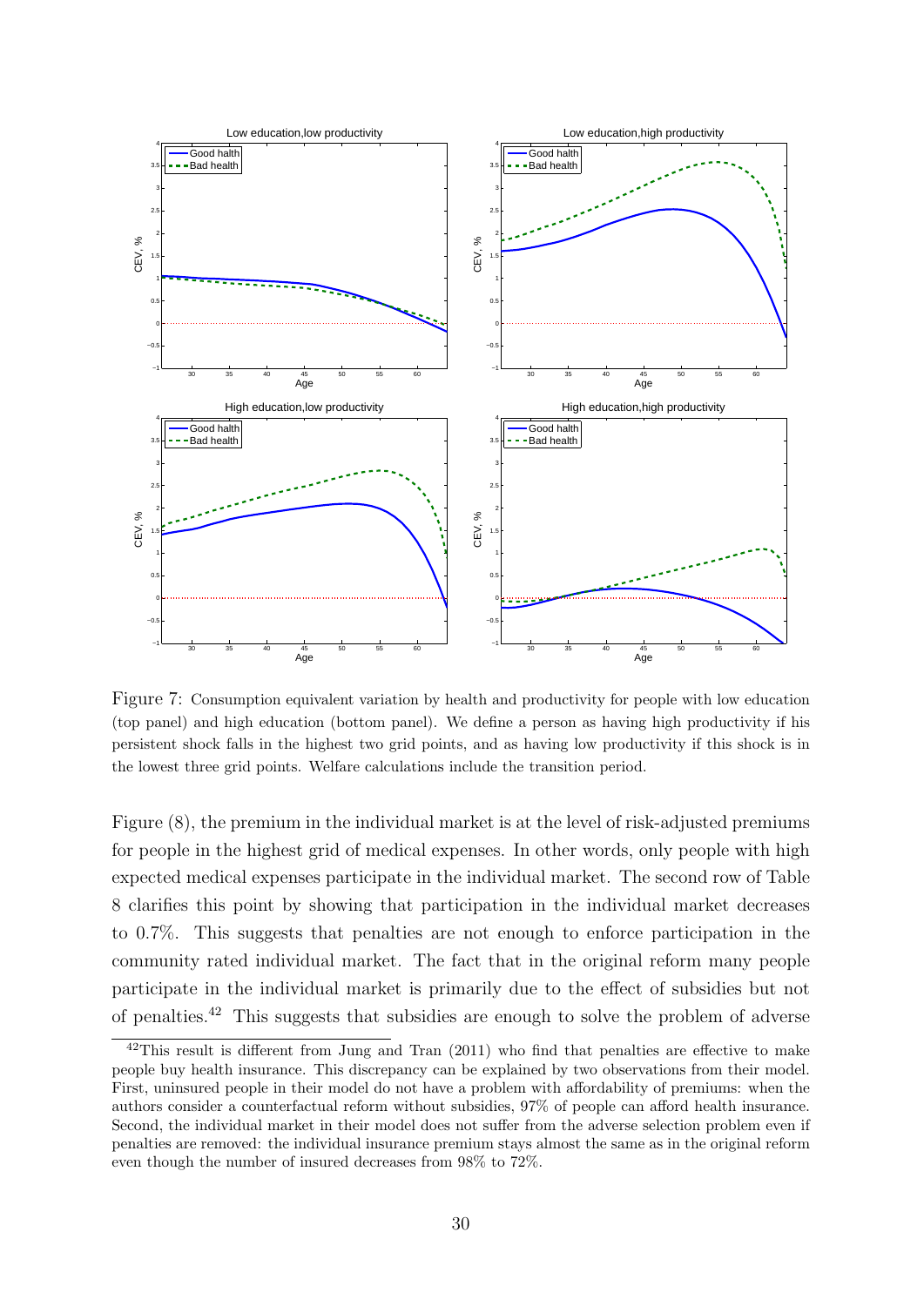Figure 7: Consumption equivalent variation by health and productivity for people with low education (top panel) and high education (bottom panel). We define a person as having high productivity if his persistent shock falls in the highest two grid points, and as having low productivity if this shock is in the lowest three grid points. Welfare calculations include the transition period.

Figure (8), the premium in the individual market is at the level of risk-adjusted premiums for people in the highest grid of medical expenses. In other words, only people with high expected medical expenses participate in the individual market. The second row of Table 8 clarifies this point by showing that participation in the individual market decreases to 0.7%. This suggests that penalties are not enough to enforce participation in the community rated individual market. The fact that in the original reform many people participate in the individual market is primarily due to the effect of subsidies but not of penalties.[42] This suggests that subsidies are enough to solve the problem of adverse

[42]This result is different from Jung and Tran (2011) who find that penalties are effective to make people buy health insurance. This discrepancy can be explained by two observations from their model. First, uninsured people in their model do not have a problem with affordability of premiums: when the authors consider a counterfactual reform without subsidies, 97% of people can afford health insurance. Second, the individual market in their model does not suffer from the adverse selection problem even if penalties are removed: the individual insurance premium stays almost the same as in the original reform even though the number of insured decreases from 98% to 72%.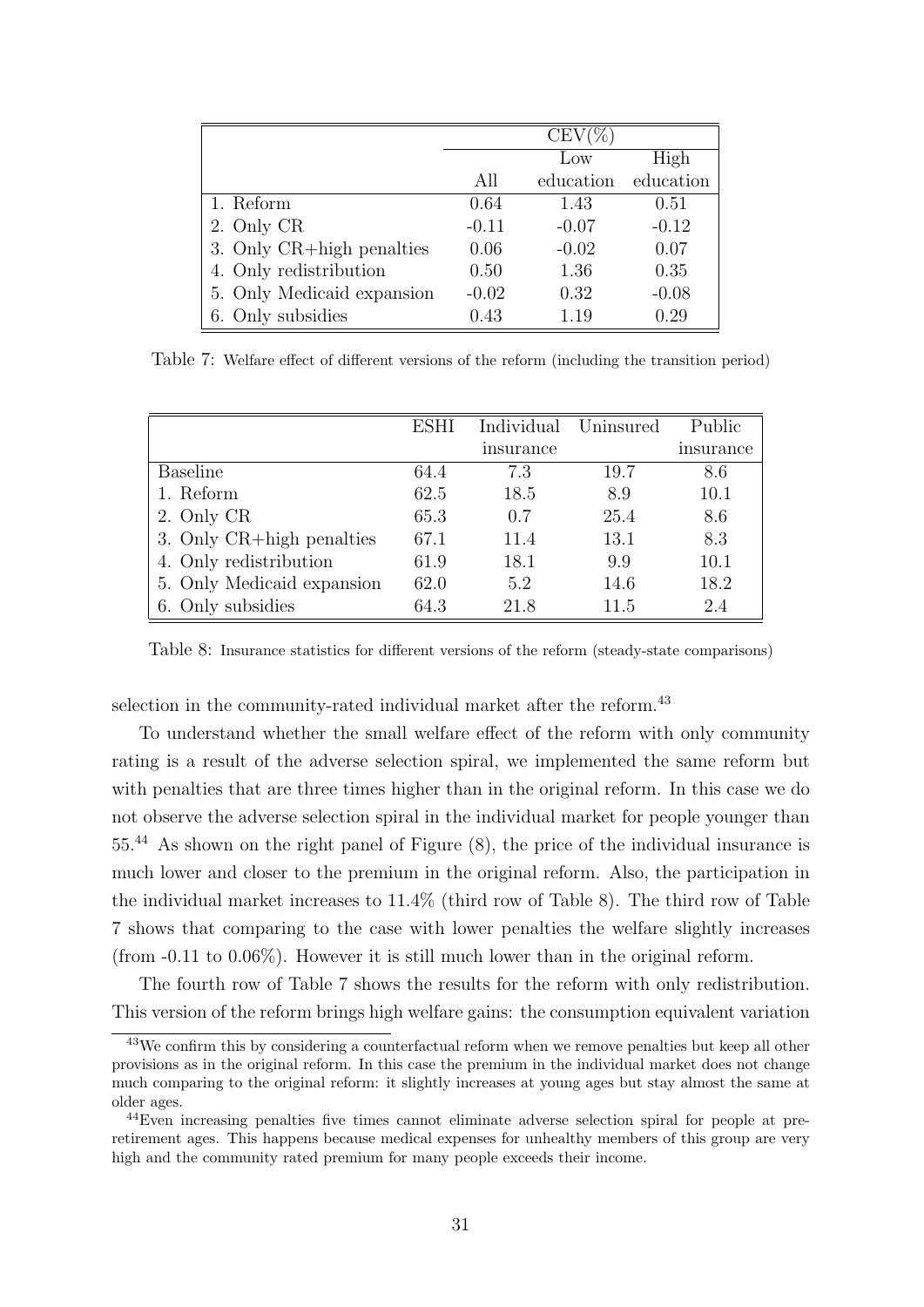| | CEV(%) | | |
|---|---|---|---|
| | | Low | High |
| | All | education | education |
| 1. Reform | 0.64 | 1.43 | 0.51 |
| 2. Only CR | -0.11 | -0.07 | -0.12 |
| 3. Only CR+high penalties | 0.06 | -0.02 | 0.07 |
| 4. Only redistribution | 0.50 | 1.36 | 0.35 |
| 5. Only Medicaid expansion | -0.02 | 0.32 | -0.08 |
| 6. Only subsidies | 0.43 | 1.19 | 0.29 |

Table 7: Welfare effect of different versions of the reform (including the transition period)

| | ESHI | Individual insurance | Uninsured | Public insurance |
|---|---|---|---|---|
| Baseline | 64.4 | 7.3 | 19.7 | 8.6 |
| 1. Reform | 62.5 | 18.5 | 8.9 | 10.1 |
| 2. Only CR | 65.3 | 0.7 | 25.4 | 8.6 |
| 3. Only CR+high penalties | 67.1 | 11.4 | 13.1 | 8.3 |
| 4. Only redistribution | 61.9 | 18.1 | 9.9 | 10.1 |
| 5. Only Medicaid expansion | 62.0 | 5.2 | 14.6 | 18.2 |
| 6. Only subsidies | 64.3 | 21.8 | 11.5 | 2.4 |

Table 8: Insurance statistics for different versions of the reform (steady-state comparisons)

selection in the community-rated individual market after the reform.[43]

To understand whether the small welfare effect of the reform with only community rating is a result of the adverse selection spiral, we implemented the same reform but with penalties that are three times higher than in the original reform. In this case we do not observe the adverse selection spiral in the individual market for people younger than 55.[44] As shown on the right panel of Figure (8), the price of the individual insurance is much lower and closer to the premium in the original reform. Also, the participation in the individual market increases to 11.4% (third row of Table 8). The third row of Table 7 shows that comparing to the case with lower penalties the welfare slightly increases (from -0.11 to 0.06%). However it is still much lower than in the original reform.

The fourth row of Table 7 shows the results for the reform with only redistribution. This version of the reform brings high welfare gains: the consumption equivalent variation

[43] We confirm this by considering a counterfactual reform when we remove penalties but keep all other provisions as in the original reform. In this case the premium in the individual market does not change much comparing to the original reform: it slightly increases at young ages but stay almost the same at older ages.

[44] Even increasing penalties five times cannot eliminate adverse selection spiral for people at pre-retirement ages. This happens because medical expenses for unhealthy members of this group are very high and the community rated premium for many people exceeds their income.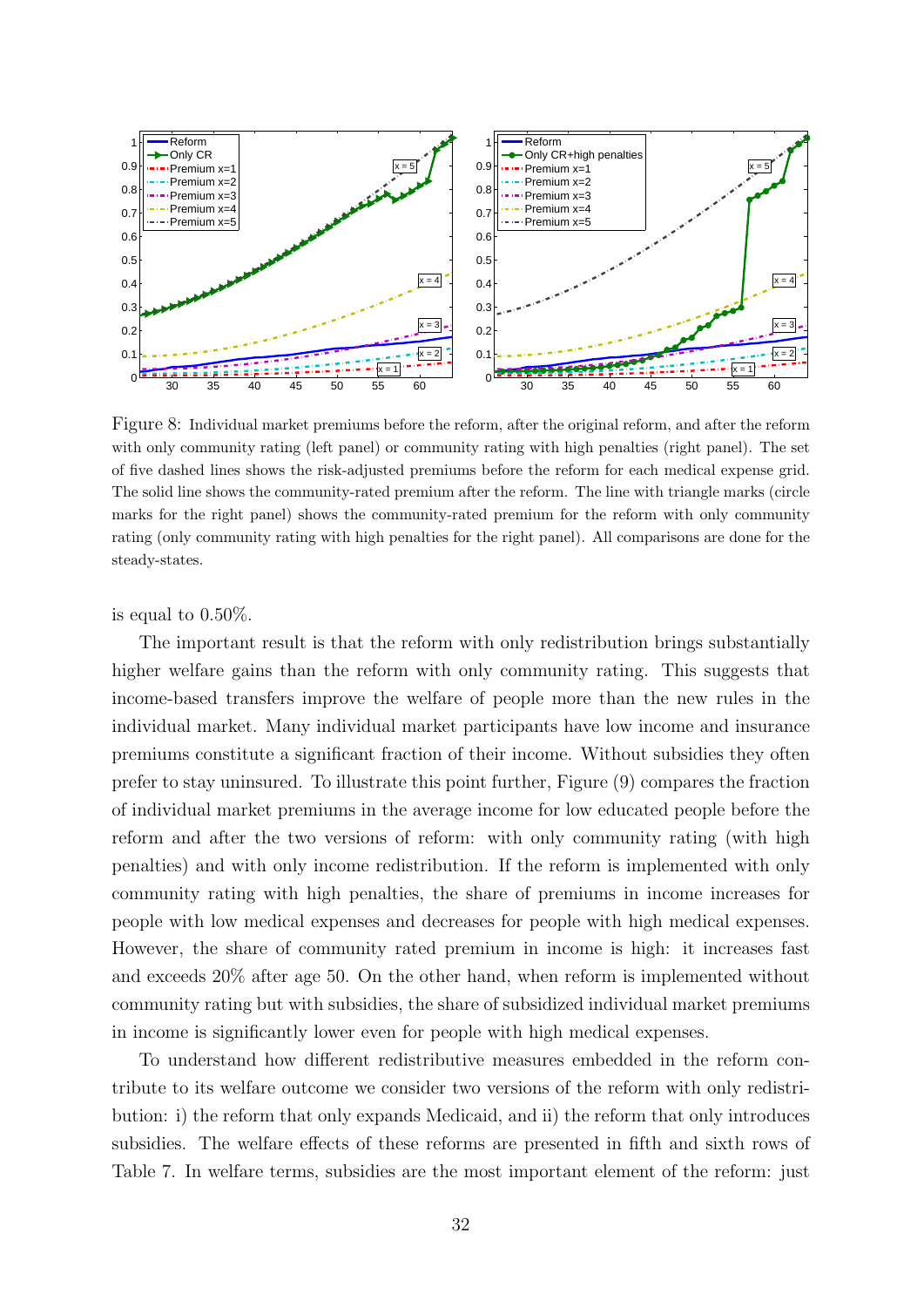Reform
Only CR
Premium x=1
Premium x=2
Premium x=3
Premium x=4
Premium x=5

x = 5
x = 4
x = 3
x = 2
x = 1

1
0.9
0.8
0.7
0.6
0.5
0.4
0.3
0.2
0.1
0

30 35 40 45 50 55 60

Reform
Only CR+high penalties
Premium x=1
Premium x=2
Premium x=3
Premium x=4
Premium x=5

x = 5
x = 4
x = 3
x = 2
x = 1

1
0.9
0.8
0.7
0.6
0.5
0.4
0.3
0.2
0.1
0

30 35 40 45 50 55 60

Figure 8: Individual market premiums before the reform, after the original reform, and after the reform with only community rating (left panel) or community rating with high penalties (right panel). The set of five dashed lines shows the risk-adjusted premiums before the reform for each medical expense grid. The solid line shows the community-rated premium after the reform. The line with triangle marks (circle marks for the right panel) shows the community-rated premium for the reform with only community rating (only community rating with high penalties for the right panel). All comparisons are done for the steady-states.

is equal to 0.50%.

The important result is that the reform with only redistribution brings substantially higher welfare gains than the reform with only community rating. This suggests that income-based transfers improve the welfare of people more than the new rules in the individual market. Many individual market participants have low income and insurance premiums constitute a significant fraction of their income. Without subsidies they often prefer to stay uninsured. To illustrate this point further, Figure (9) compares the fraction of individual market premiums in the average income for low educated people before the reform and after the two versions of reform: with only community rating (with high penalties) and with only income redistribution. If the reform is implemented with only community rating with high penalties, the share of premiums in income increases for people with low medical expenses and decreases for people with high medical expenses. However, the share of community rated premium in income is high: it increases fast and exceeds 20% after age 50. On the other hand, when reform is implemented without community rating but with subsidies, the share of subsidized individual market premiums in income is significantly lower even for people with high medical expenses.

To understand how different redistributive measures embedded in the reform contribute to its welfare outcome we consider two versions of the reform with only redistribution: i) the reform that only expands Medicaid, and ii) the reform that only introduces subsidies. The welfare effects of these reforms are presented in fifth and sixth rows of Table 7. In welfare terms, subsidies are the most important element of the reform: just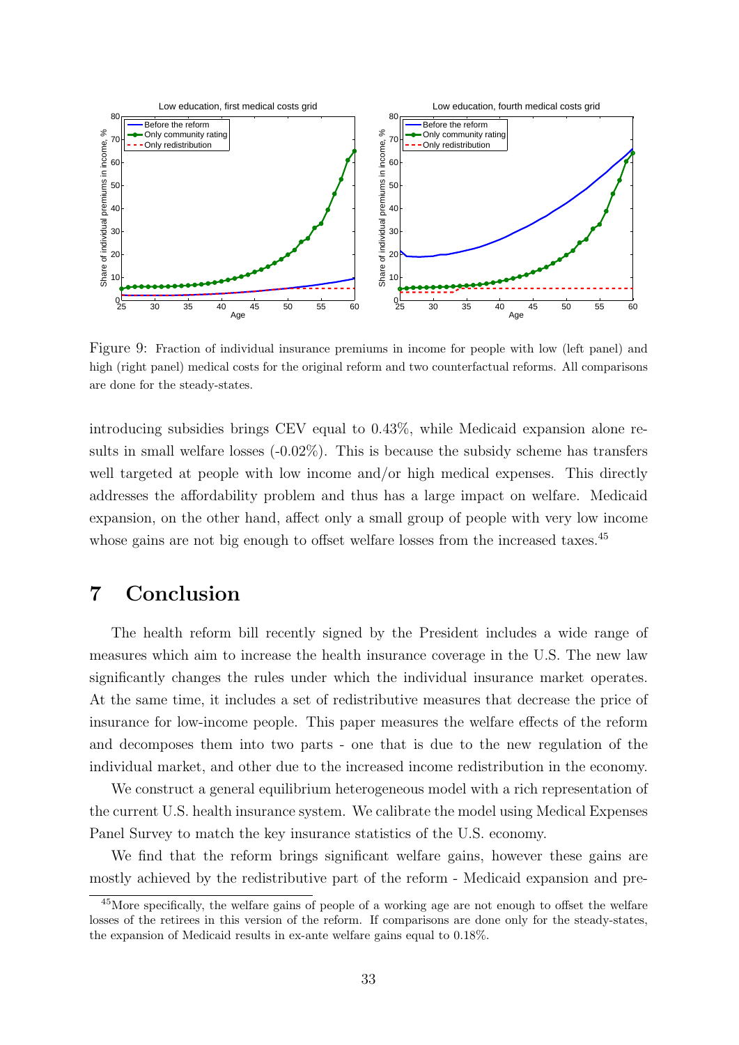Low education, first medical costs grid

Share of individual premiums in income, %

Before the reform
Only community rating
Only redistribution

Age

Low education, fourth medical costs grid

Share of individual premiums in income, %

Before the reform
Only community rating
Only redistribution

Age

Figure 9: Fraction of individual insurance premiums in income for people with low (left panel) and high (right panel) medical costs for the original reform and two counterfactual reforms. All comparisons are done for the steady-states.

introducing subsidies brings CEV equal to 0.43%, while Medicaid expansion alone results in small welfare losses (-0.02%). This is because the subsidy scheme has transfers well targeted at people with low income and/or high medical expenses. This directly addresses the affordability problem and thus has a large impact on welfare. Medicaid expansion, on the other hand, affect only a small group of people with very low income whose gains are not big enough to offset welfare losses from the increased taxes.[45]

# 7 Conclusion

The health reform bill recently signed by the President includes a wide range of measures which aim to increase the health insurance coverage in the U.S. The new law significantly changes the rules under which the individual insurance market operates. At the same time, it includes a set of redistributive measures that decrease the price of insurance for low-income people. This paper measures the welfare effects of the reform and decomposes them into two parts - one that is due to the new regulation of the individual market, and other due to the increased income redistribution in the economy.

We construct a general equilibrium heterogeneous model with a rich representation of the current U.S. health insurance system. We calibrate the model using Medical Expenses Panel Survey to match the key insurance statistics of the U.S. economy.

We find that the reform brings significant welfare gains, however these gains are mostly achieved by the redistributive part of the reform - Medicaid expansion and pre-

[45] More specifically, the welfare gains of people of a working age are not enough to offset the welfare losses of the retirees in this version of the reform. If comparisons are done only for the steady-states, the expansion of Medicaid results in ex-ante welfare gains equal to 0.18%.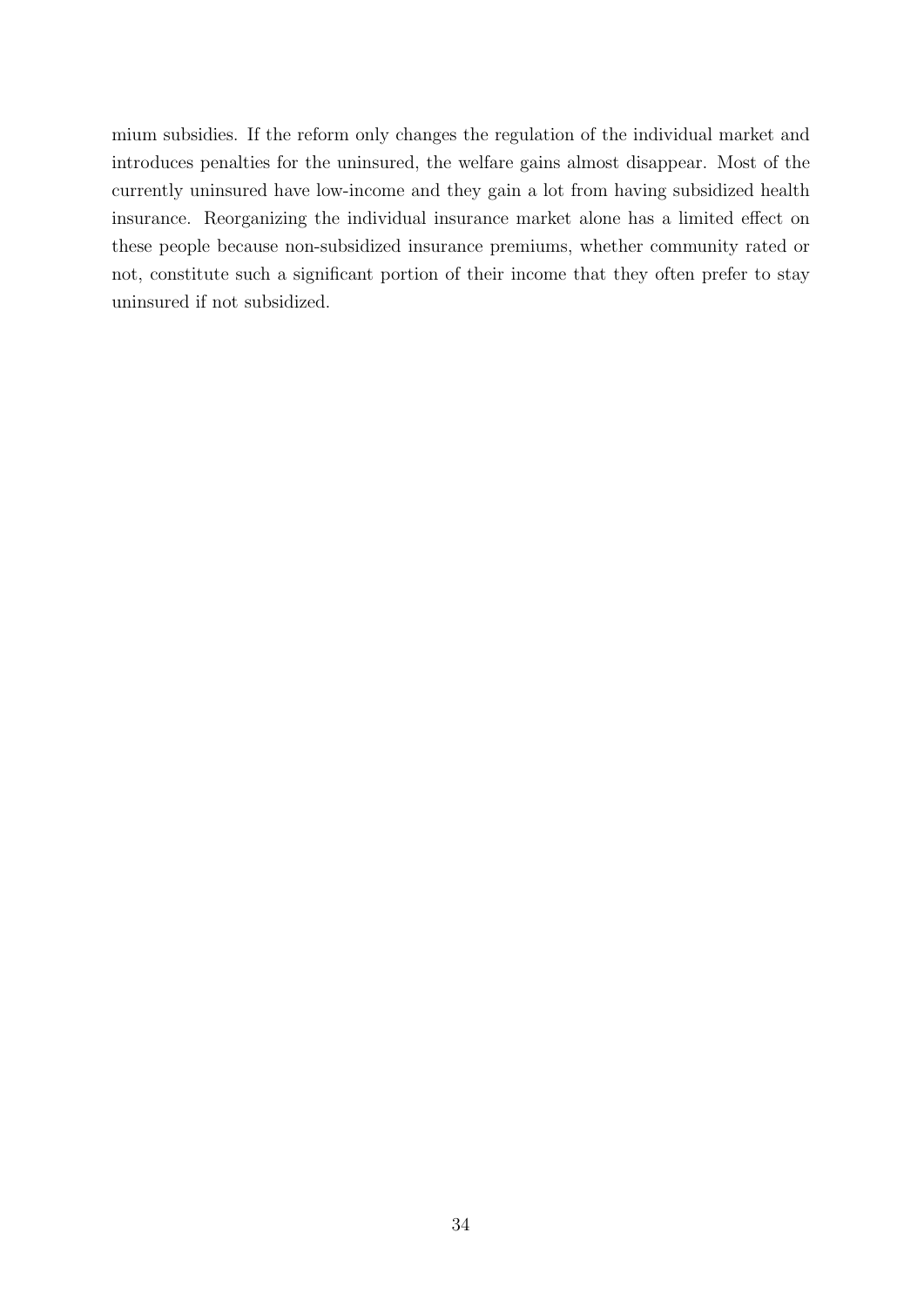mium subsidies. If the reform only changes the regulation of the individual market and introduces penalties for the uninsured, the welfare gains almost disappear. Most of the currently uninsured have low-income and they gain a lot from having subsidized health insurance. Reorganizing the individual insurance market alone has a limited effect on these people because non-subsidized insurance premiums, whether community rated or not, constitute such a significant portion of their income that they often prefer to stay uninsured if not subsidized.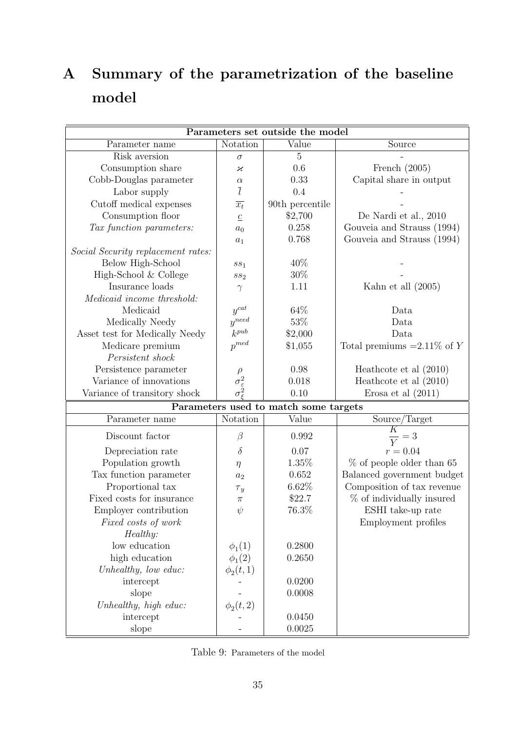# A Summary of the parametrization of the baseline model

| Parameters set outside the model | | | |
|---|---|---|---|
| Parameter name | Notation | Value | Source |
| Risk aversion | $\sigma$ | 5 | - |
| Consumption share | $\varkappa$ | 0.6 | French (2005) |
| Cobb-Douglas parameter | $\alpha$ | 0.33 | Capital share in output |
| Labor supply | $\bar{l}$ | 0.4 | - |
| Cutoff medical expenses | $\overline{x_t}$ | 90th percentile | - |
| Consumption floor | $\underline{c}$ | \$2,700 | De Nardi et al., 2010 |
| *Tax function parameters:* | $a_0$ | 0.258 | Gouveia and Strauss (1994) |
| | $a_1$ | 0.768 | Gouveia and Strauss (1994) |
| *Social Security replacement rates:* | | | |
| Below High-School | $ss_1$ | 40% | - |
| High-School & College | $ss_2$ | 30% | - |
| Insurance loads | $\gamma$ | 1.11 | Kahn et all (2005) |
| *Medicaid income threshold:* | | | |
| Medicaid | $y^{cat}$ | 64% | Data |
| Medically Needy | $y^{need}$ | 53% | Data |
| Asset test for Medically Needy | $k^{pub}$ | \$2,000 | Data |
| Medicare premium | $p^{med}$ | \$1,055 | Total premiums =2.11% of $Y$ |
| *Persistent shock* | | | |
| Persistence parameter | $\rho$ | 0.98 | Heathcote et al (2010) |
| Variance of innovations | $\sigma_{\varepsilon}^2$ | 0.018 | Heathcote et al (2010) |
| Variance of transitory shock | $\sigma_{\xi}^2$ | 0.10 | Erosa et al (2011) |
| **Parameters used to match some targets** | | | |
| Parameter name | Notation | Value | Source/Target |
| Discount factor | $\beta$ | 0.992 | $\frac{K}{Y} = 3$ |
| Depreciation rate | $\delta$ | 0.07 | $r = 0.04$ |
| Population growth | $\eta$ | 1.35% | % of people older than 65 |
| Tax function parameter | $a_2$ | 0.652 | Balanced government budget |
| Proportional tax | $\tau_y$ | 6.62% | Composition of tax revenue |
| Fixed costs for insurance | $\pi$ | \$22.7 | % of individually insured |
| Employer contribution | $\psi$ | 76.3% | ESHI take-up rate |
| *Fixed costs of work* | | | Employment profiles |
| *Healthy:* | | | |
| low education | $\phi_1(1)$ | 0.2800 | |
| high education | $\phi_1(2)$ | 0.2650 | |
| *Unhealthy, low educ:* | $\phi_2(t,1)$ | | |
| intercept | - | 0.0200 | |
| slope | - | 0.0008 | |
| *Unhealthy, high educ:* | $\phi_2(t,2)$ | | |
| intercept | - | 0.0450 | |
| slope | - | 0.0025 | |

Table 9: Parameters of the model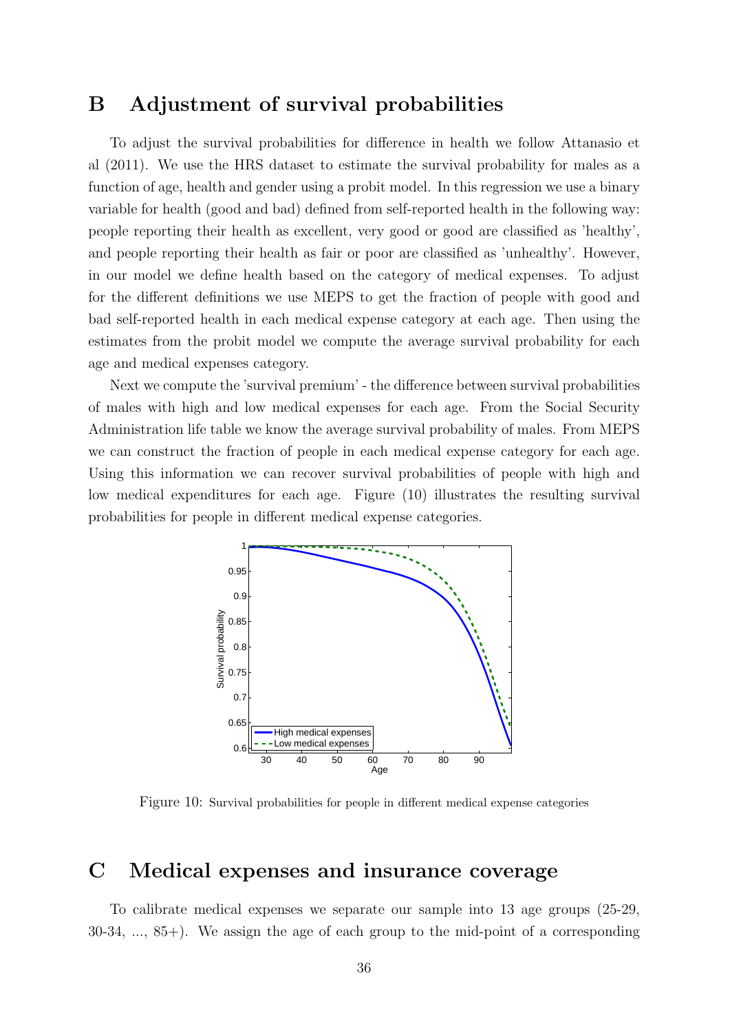# B Adjustment of survival probabilities

To adjust the survival probabilities for difference in health we follow Attanasio et al (2011). We use the HRS dataset to estimate the survival probability for males as a function of age, health and gender using a probit model. In this regression we use a binary variable for health (good and bad) defined from self-reported health in the following way: people reporting their health as excellent, very good or good are classified as 'healthy', and people reporting their health as fair or poor are classified as 'unhealthy'. However, in our model we define health based on the category of medical expenses. To adjust for the different definitions we use MEPS to get the fraction of people with good and bad self-reported health in each medical expense category at each age. Then using the estimates from the probit model we compute the average survival probability for each age and medical expenses category.

Next we compute the 'survival premium' - the difference between survival probabilities of males with high and low medical expenses for each age. From the Social Security Administration life table we know the average survival probability of males. From MEPS we can construct the fraction of people in each medical expense category for each age. Using this information we can recover survival probabilities of people with high and low medical expenditures for each age. Figure (10) illustrates the resulting survival probabilities for people in different medical expense categories.

Survival probability
1
0.95
0.9
0.85
0.8
0.75
0.7
0.65
0.6
Age
30 40 50 60 70 80 90
High medical expenses
Low medical expenses

Figure 10: Survival probabilities for people in different medical expense categories

# C Medical expenses and insurance coverage

To calibrate medical expenses we separate our sample into 13 age groups (25-29, 30-34, ..., 85+). We assign the age of each group to the mid-point of a corresponding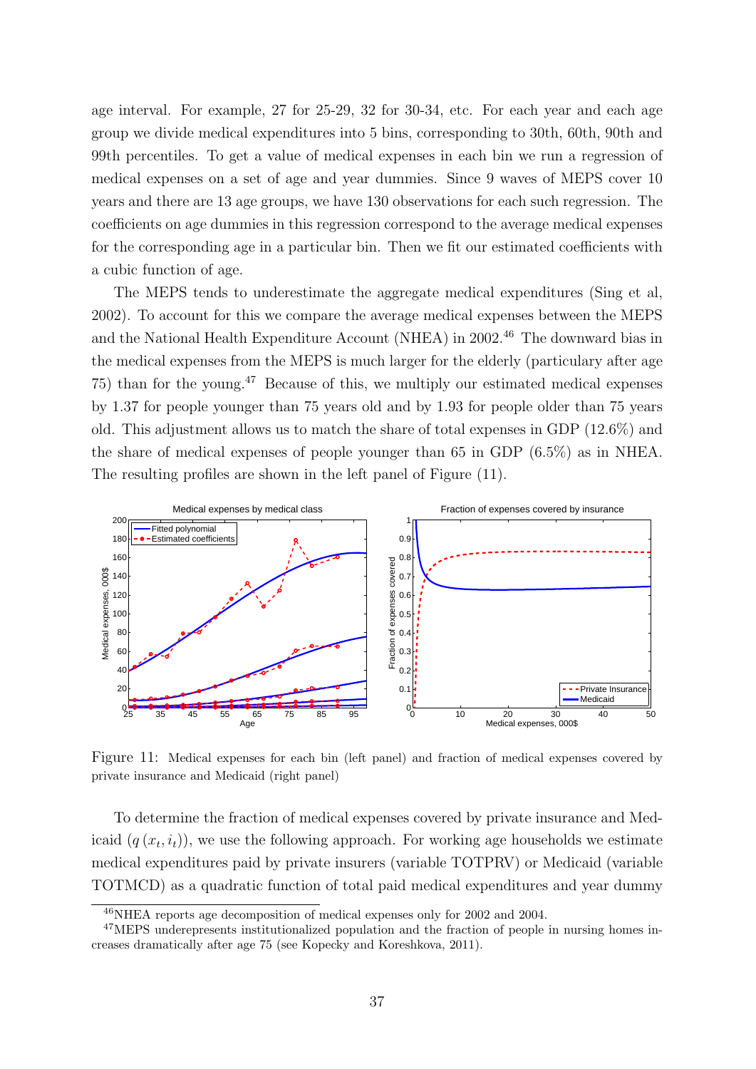age interval. For example, 27 for 25-29, 32 for 30-34, etc. For each year and each age group we divide medical expenditures into 5 bins, corresponding to 30th, 60th, 90th and 99th percentiles. To get a value of medical expenses in each bin we run a regression of medical expenses on a set of age and year dummies. Since 9 waves of MEPS cover 10 years and there are 13 age groups, we have 130 observations for each such regression. The coefficients on age dummies in this regression correspond to the average medical expenses for the corresponding age in a particular bin. Then we fit our estimated coefficients with a cubic function of age.

The MEPS tends to underestimate the aggregate medical expenditures (Sing et al, 2002). To account for this we compare the average medical expenses between the MEPS and the National Health Expenditure Account (NHEA) in 2002.[46] The downward bias in the medical expenses from the MEPS is much larger for the elderly (particulary after age 75) than for the young.[47] Because of this, we multiply our estimated medical expenses by 1.37 for people younger than 75 years old and by 1.93 for people older than 75 years old. This adjustment allows us to match the share of total expenses in GDP (12.6%) and the share of medical expenses of people younger than 65 in GDP (6.5%) as in NHEA. The resulting profiles are shown in the left panel of Figure (11).

Medical expenses by medical class

Fitted polynomial
Estimated coefficients

Medical expenses, 000$

Age

Fraction of expenses covered by insurance

Fraction of expenses covered

Private Insurance
Medicaid

Medical expenses, 000$

Figure 11: Medical expenses for each bin (left panel) and fraction of medical expenses covered by private insurance and Medicaid (right panel)

To determine the fraction of medical expenses covered by private insurance and Medicaid ($q(x_t, i_t)$), we use the following approach. For working age households we estimate medical expenditures paid by private insurers (variable TOTPRV) or Medicaid (variable TOTMCD) as a quadratic function of total paid medical expenditures and year dummy

[46]NHEA reports age decomposition of medical expenses only for 2002 and 2004.

[47]MEPS underepresents institutionalized population and the fraction of people in nursing homes increases dramatically after age 75 (see Kopecky and Koreshkova, 2011).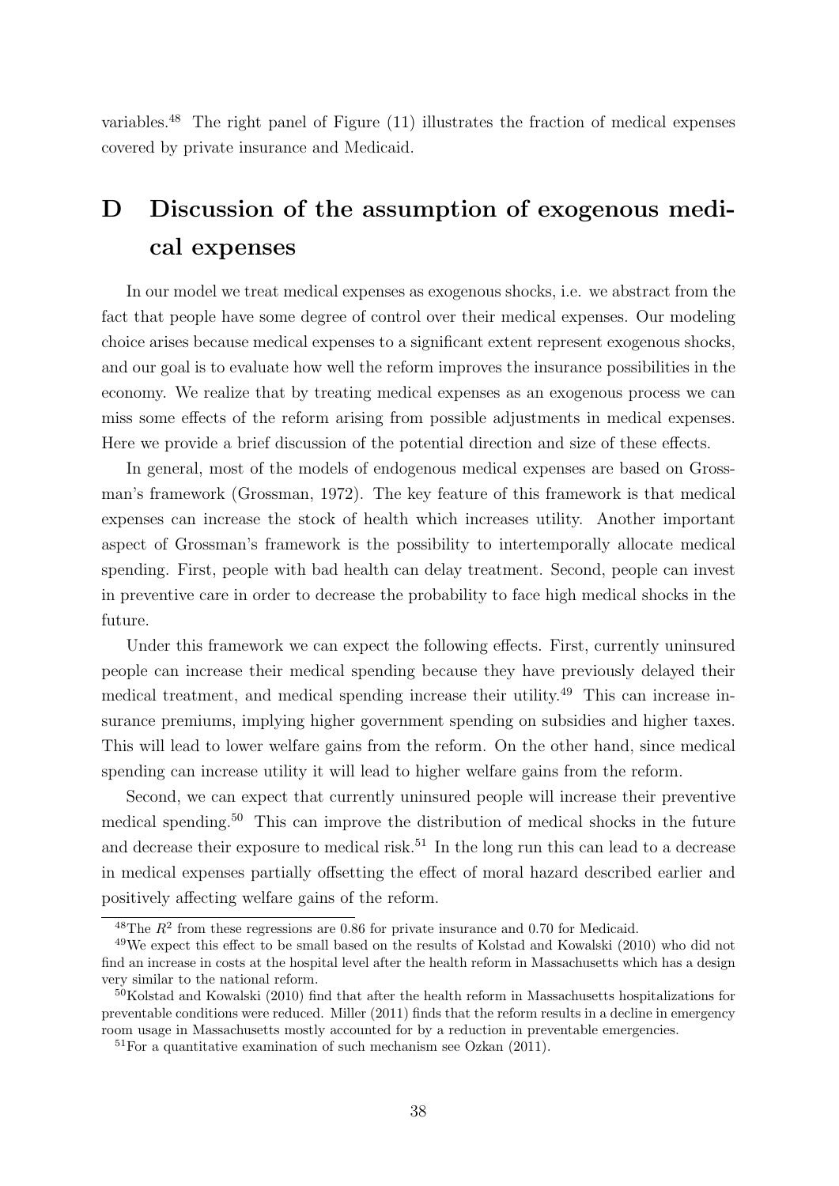variables.[48] The right panel of Figure (11) illustrates the fraction of medical expenses covered by private insurance and Medicaid.

# D Discussion of the assumption of exogenous medical expenses

In our model we treat medical expenses as exogenous shocks, i.e. we abstract from the fact that people have some degree of control over their medical expenses. Our modeling choice arises because medical expenses to a significant extent represent exogenous shocks, and our goal is to evaluate how well the reform improves the insurance possibilities in the economy. We realize that by treating medical expenses as an exogenous process we can miss some effects of the reform arising from possible adjustments in medical expenses. Here we provide a brief discussion of the potential direction and size of these effects.

In general, most of the models of endogenous medical expenses are based on Grossman's framework (Grossman, 1972). The key feature of this framework is that medical expenses can increase the stock of health which increases utility. Another important aspect of Grossman's framework is the possibility to intertemporally allocate medical spending. First, people with bad health can delay treatment. Second, people can invest in preventive care in order to decrease the probability to face high medical shocks in the future.

Under this framework we can expect the following effects. First, currently uninsured people can increase their medical spending because they have previously delayed their medical treatment, and medical spending increase their utility.[49] This can increase insurance premiums, implying higher government spending on subsidies and higher taxes. This will lead to lower welfare gains from the reform. On the other hand, since medical spending can increase utility it will lead to higher welfare gains from the reform.

Second, we can expect that currently uninsured people will increase their preventive medical spending.[50] This can improve the distribution of medical shocks in the future and decrease their exposure to medical risk.[51] In the long run this can lead to a decrease in medical expenses partially offsetting the effect of moral hazard described earlier and positively affecting welfare gains of the reform.

[48] The $R^2$ from these regressions are 0.86 for private insurance and 0.70 for Medicaid.

[49] We expect this effect to be small based on the results of Kolstad and Kowalski (2010) who did not find an increase in costs at the hospital level after the health reform in Massachusetts which has a design very similar to the national reform.

[50] Kolstad and Kowalski (2010) find that after the health reform in Massachusetts hospitalizations for preventable conditions were reduced. Miller (2011) finds that the reform results in a decline in emergency room usage in Massachusetts mostly accounted for by a reduction in preventable emergencies.

[51] For a quantitative examination of such mechanism see Ozkan (2011).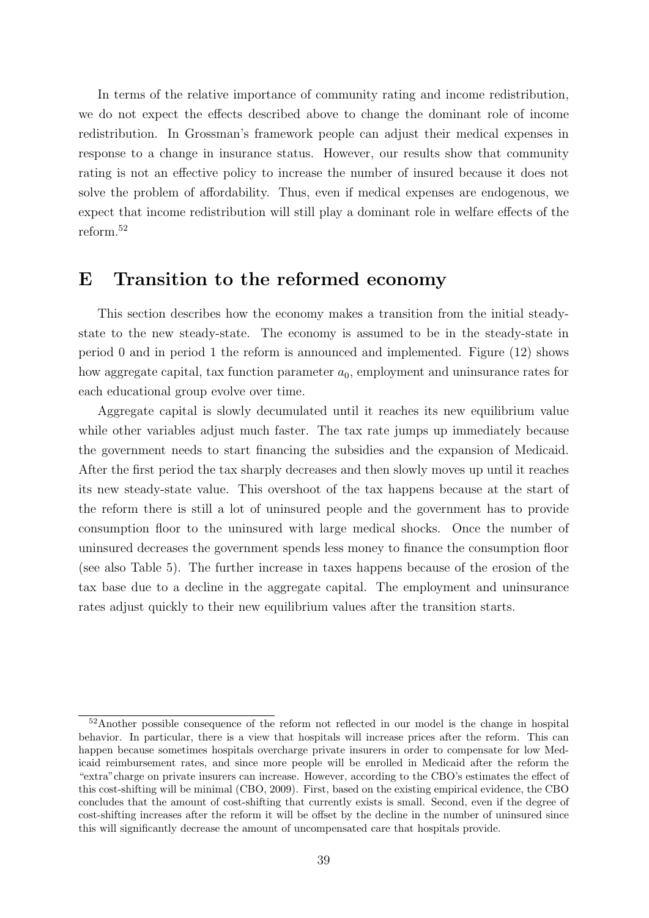In terms of the relative importance of community rating and income redistribution, we do not expect the effects described above to change the dominant role of income redistribution. In Grossman's framework people can adjust their medical expenses in response to a change in insurance status. However, our results show that community rating is not an effective policy to increase the number of insured because it does not solve the problem of affordability. Thus, even if medical expenses are endogenous, we expect that income redistribution will still play a dominant role in welfare effects of the reform.[52]

# E Transition to the reformed economy

This section describes how the economy makes a transition from the initial steady-state to the new steady-state. The economy is assumed to be in the steady-state in period 0 and in period 1 the reform is announced and implemented. Figure (12) shows how aggregate capital, tax function parameter $a_0$, employment and uninsurance rates for each educational group evolve over time.

Aggregate capital is slowly decumulated until it reaches its new equilibrium value while other variables adjust much faster. The tax rate jumps up immediately because the government needs to start financing the subsidies and the expansion of Medicaid. After the first period the tax sharply decreases and then slowly moves up until it reaches its new steady-state value. This overshoot of the tax happens because at the start of the reform there is still a lot of uninsured people and the government has to provide consumption floor to the uninsured with large medical shocks. Once the number of uninsured decreases the government spends less money to finance the consumption floor (see also Table 5). The further increase in taxes happens because of the erosion of the tax base due to a decline in the aggregate capital. The employment and uninsurance rates adjust quickly to their new equilibrium values after the transition starts.

[52]Another possible consequence of the reform not reflected in our model is the change in hospital behavior. In particular, there is a view that hospitals will increase prices after the reform. This can happen because sometimes hospitals overcharge private insurers in order to compensate for low Medicaid reimbursement rates, and since more people will be enrolled in Medicaid after the reform the "extra"charge on private insurers can increase. However, according to the CBO's estimates the effect of this cost-shifting will be minimal (CBO, 2009). First, based on the existing empirical evidence, the CBO concludes that the amount of cost-shifting that currently exists is small. Second, even if the degree of cost-shifting increases after the reform it will be offset by the decline in the number of uninsured since this will significantly decrease the amount of uncompensated care that hospitals provide.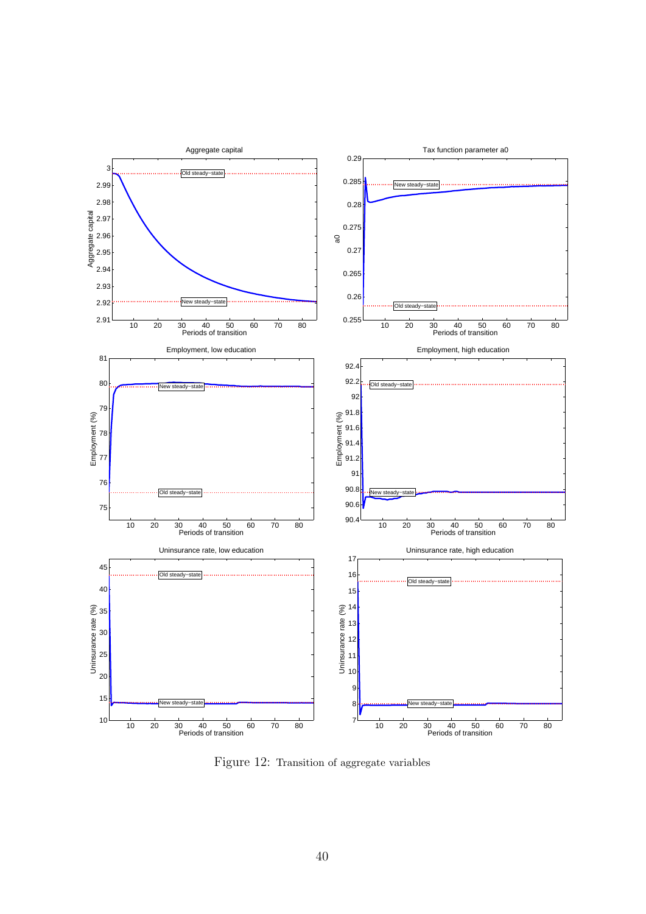Figure 12: Transition of aggregate variables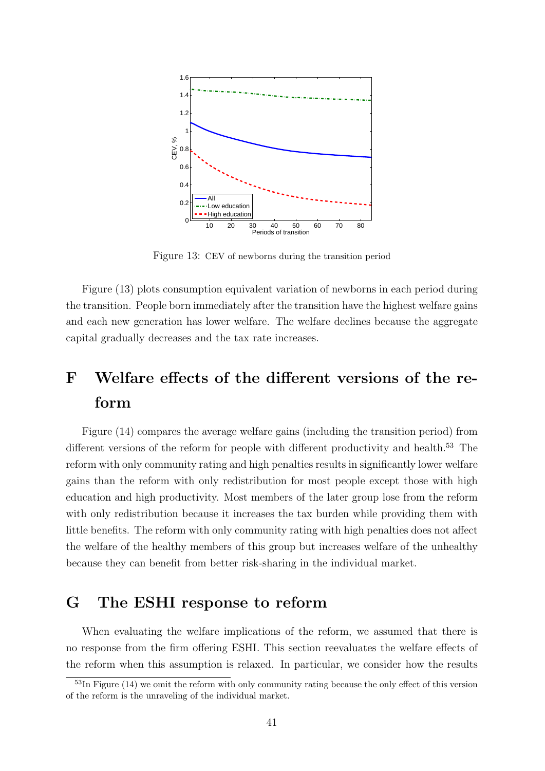1.6
1.4
1.2
1
0.8
0.6
0.4
0.2
0
CEV, %
10 20 30 40 50 60 70 80
Periods of transition
All
Low education
High education

Figure 13: CEV of newborns during the transition period

Figure (13) plots consumption equivalent variation of newborns in each period during the transition. People born immediately after the transition have the highest welfare gains and each new generation has lower welfare. The welfare declines because the aggregate capital gradually decreases and the tax rate increases.

# F Welfare effects of the different versions of the reform

Figure (14) compares the average welfare gains (including the transition period) from different versions of the reform for people with different productivity and health.[53] The reform with only community rating and high penalties results in significantly lower welfare gains than the reform with only redistribution for most people except those with high education and high productivity. Most members of the later group lose from the reform with only redistribution because it increases the tax burden while providing them with little benefits. The reform with only community rating with high penalties does not affect the welfare of the healthy members of this group but increases welfare of the unhealthy because they can benefit from better risk-sharing in the individual market.

# G The ESHI response to reform

When evaluating the welfare implications of the reform, we assumed that there is no response from the firm offering ESHI. This section reevaluates the welfare effects of the reform when this assumption is relaxed. In particular, we consider how the results

[53]In Figure (14) we omit the reform with only community rating because the only effect of this version of the reform is the unraveling of the individual market.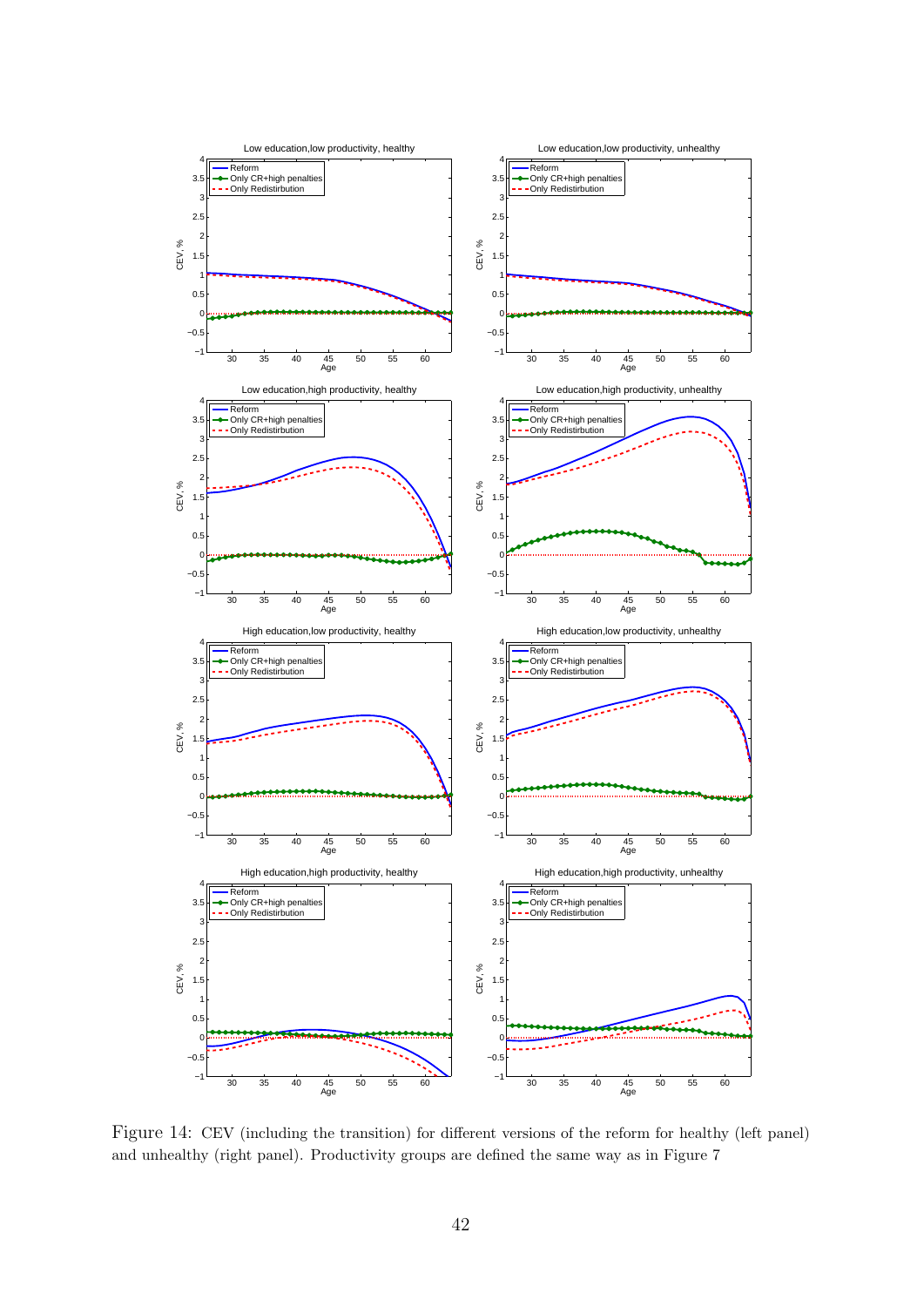Low education,low productivity, healthy

Low education,low productivity, unhealthy

Low education,high productivity, healthy

Low education,high productivity, unhealthy

High education,low productivity, healthy

High education,low productivity, unhealthy

High education,high productivity, healthy

High education,high productivity, unhealthy

Reform
Only CR+high penalties
Only Redistirbution

CEV, %

Age

Figure 14: CEV (including the transition) for different versions of the reform for healthy (left panel) and unhealthy (right panel). Productivity groups are defined the same way as in Figure 7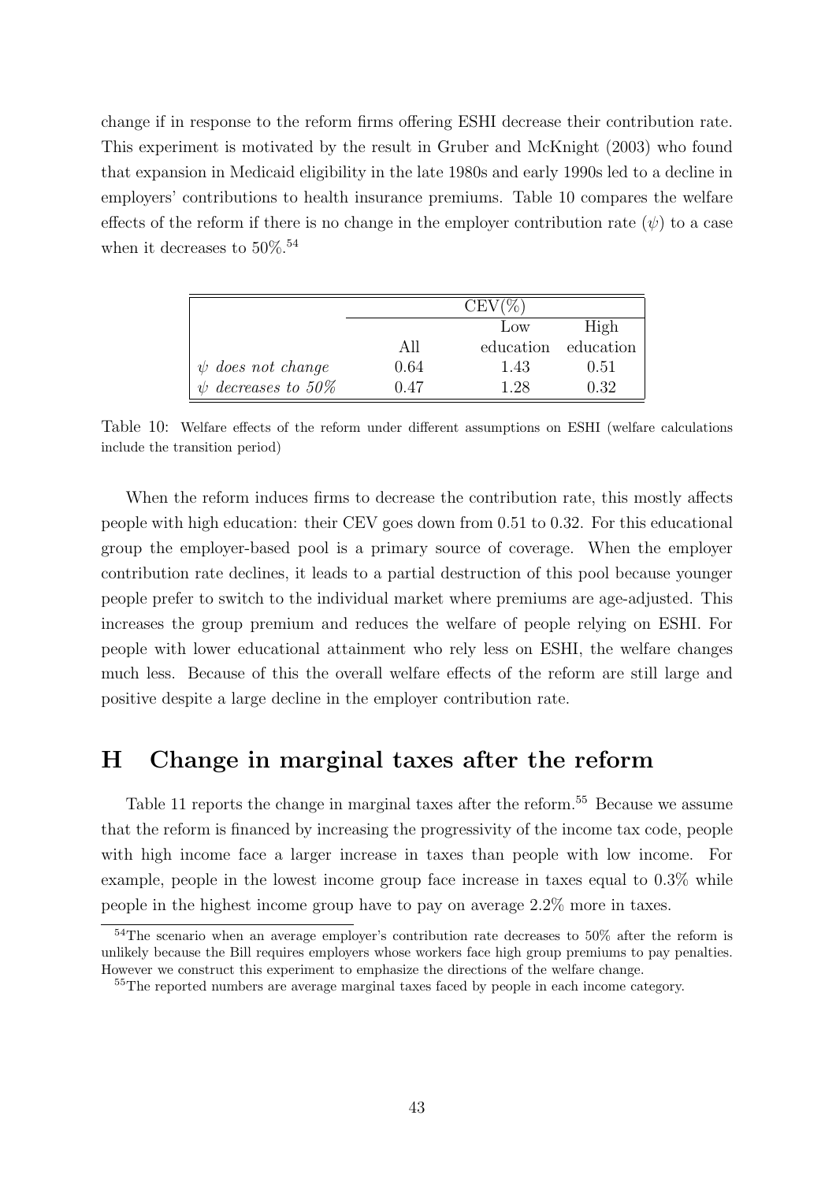change if in response to the reform firms offering ESHI decrease their contribution rate. This experiment is motivated by the result in Gruber and McKnight (2003) who found that expansion in Medicaid eligibility in the late 1980s and early 1990s led to a decline in employers' contributions to health insurance premiums. Table 10 compares the welfare effects of the reform if there is no change in the employer contribution rate ($\psi$) to a case when it decreases to 50%.[54]

| | CEV(%) | | |
|---|---|---|---|
| | All | Low education | High education |
| $\psi$ *does not change* | 0.64 | 1.43 | 0.51 |
| $\psi$ *decreases to 50%* | 0.47 | 1.28 | 0.32 |

Table 10: Welfare effects of the reform under different assumptions on ESHI (welfare calculations include the transition period)

When the reform induces firms to decrease the contribution rate, this mostly affects people with high education: their CEV goes down from 0.51 to 0.32. For this educational group the employer-based pool is a primary source of coverage. When the employer contribution rate declines, it leads to a partial destruction of this pool because younger people prefer to switch to the individual market where premiums are age-adjusted. This increases the group premium and reduces the welfare of people relying on ESHI. For people with lower educational attainment who rely less on ESHI, the welfare changes much less. Because of this the overall welfare effects of the reform are still large and positive despite a large decline in the employer contribution rate.

# H Change in marginal taxes after the reform

Table 11 reports the change in marginal taxes after the reform.[55] Because we assume that the reform is financed by increasing the progressivity of the income tax code, people with high income face a larger increase in taxes than people with low income. For example, people in the lowest income group face increase in taxes equal to 0.3% while people in the highest income group have to pay on average 2.2% more in taxes.

[54] The scenario when an average employer's contribution rate decreases to 50% after the reform is unlikely because the Bill requires employers whose workers face high group premiums to pay penalties. However we construct this experiment to emphasize the directions of the welfare change.

[55] The reported numbers are average marginal taxes faced by people in each income category.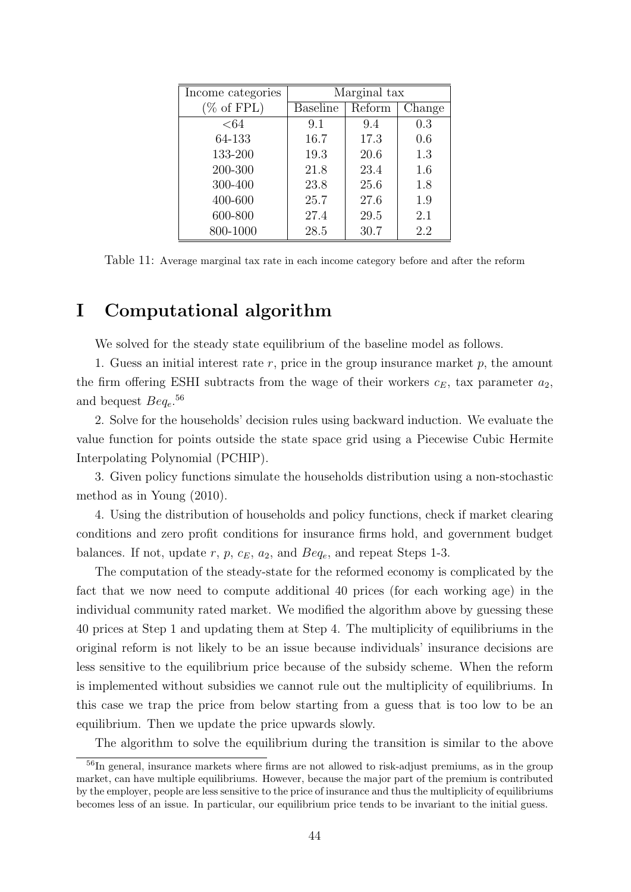| Income categories | Marginal tax | | |
|---|---|---|---|
| (% of FPL) | Baseline | Reform | Change |
| <64 | 9.1 | 9.4 | 0.3 |
| 64-133 | 16.7 | 17.3 | 0.6 |
| 133-200 | 19.3 | 20.6 | 1.3 |
| 200-300 | 21.8 | 23.4 | 1.6 |
| 300-400 | 23.8 | 25.6 | 1.8 |
| 400-600 | 25.7 | 27.6 | 1.9 |
| 600-800 | 27.4 | 29.5 | 2.1 |
| 800-1000 | 28.5 | 30.7 | 2.2 |

Table 11: Average marginal tax rate in each income category before and after the reform

# I Computational algorithm

We solved for the steady state equilibrium of the baseline model as follows.

1. Guess an initial interest rate $r$, price in the group insurance market $p$, the amount the firm offering ESHI subtracts from the wage of their workers $c_E$, tax parameter $a_2$, and bequest $Beq_e$.[56]

2. Solve for the households' decision rules using backward induction. We evaluate the value function for points outside the state space grid using a Piecewise Cubic Hermite Interpolating Polynomial (PCHIP).

3. Given policy functions simulate the households distribution using a non-stochastic method as in Young (2010).

4. Using the distribution of households and policy functions, check if market clearing conditions and zero profit conditions for insurance firms hold, and government budget balances. If not, update $r$, $p$, $c_E$, $a_2$, and $Beq_e$, and repeat Steps 1-3.

The computation of the steady-state for the reformed economy is complicated by the fact that we now need to compute additional 40 prices (for each working age) in the individual community rated market. We modified the algorithm above by guessing these 40 prices at Step 1 and updating them at Step 4. The multiplicity of equilibriums in the original reform is not likely to be an issue because individuals' insurance decisions are less sensitive to the equilibrium price because of the subsidy scheme. When the reform is implemented without subsidies we cannot rule out the multiplicity of equilibriums. In this case we trap the price from below starting from a guess that is too low to be an equilibrium. Then we update the price upwards slowly.

The algorithm to solve the equilibrium during the transition is similar to the above

[56] In general, insurance markets where firms are not allowed to risk-adjust premiums, as in the group market, can have multiple equilibriums. However, because the major part of the premium is contributed by the employer, people are less sensitive to the price of insurance and thus the multiplicity of equilibriums becomes less of an issue. In particular, our equilibrium price tends to be invariant to the initial guess.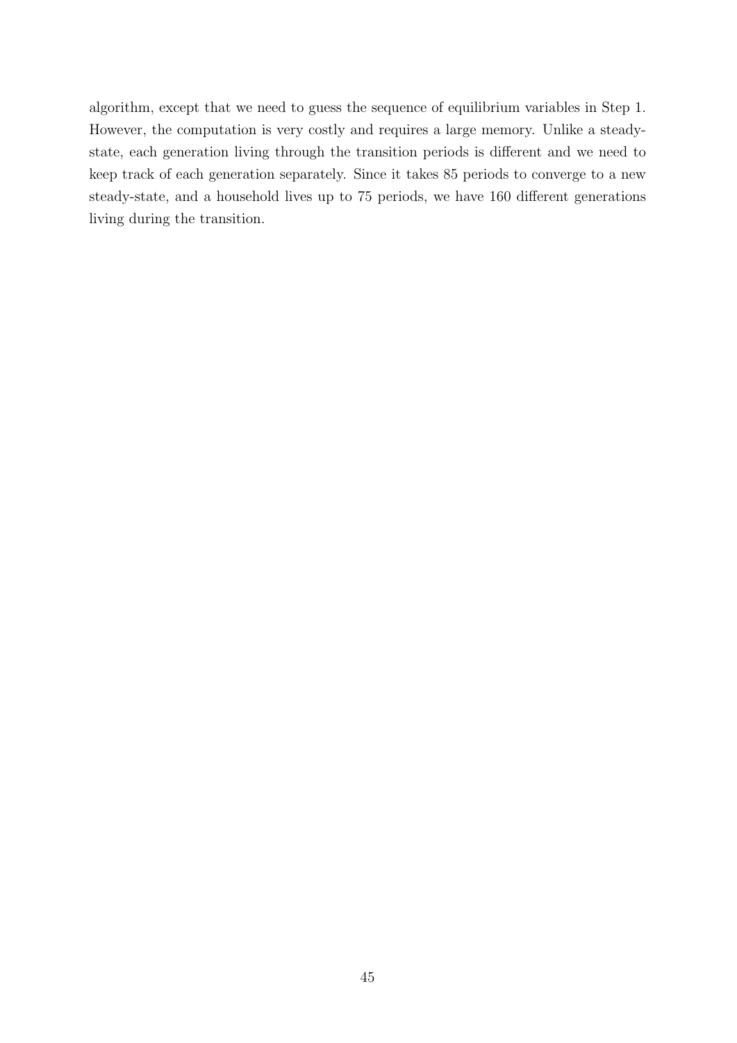algorithm, except that we need to guess the sequence of equilibrium variables in Step 1. However, the computation is very costly and requires a large memory. Unlike a steady-state, each generation living through the transition periods is different and we need to keep track of each generation separately. Since it takes 85 periods to converge to a new steady-state, and a household lives up to 75 periods, we have 160 different generations living during the transition.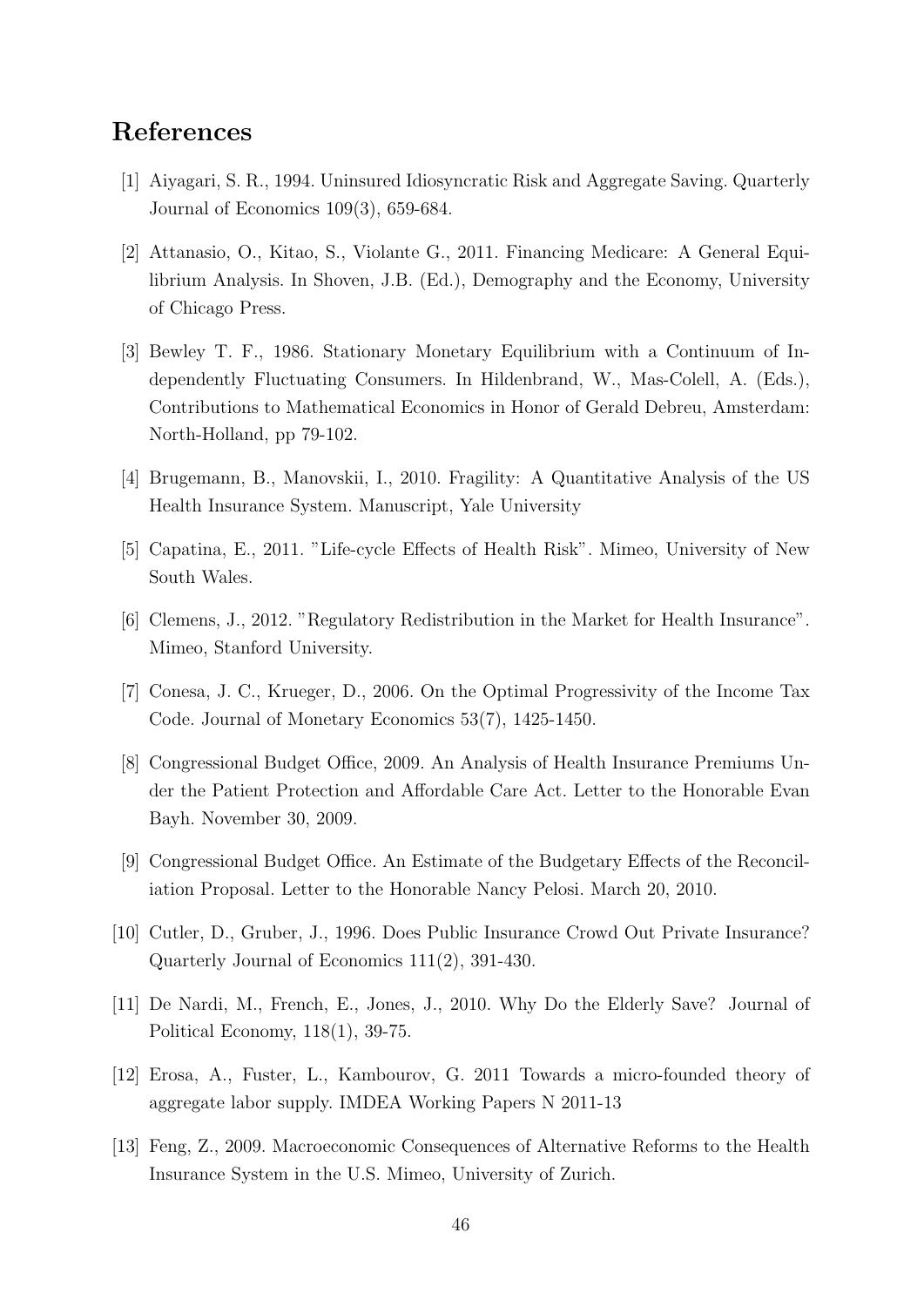# References

[1] Aiyagari, S. R., 1994. Uninsured Idiosyncratic Risk and Aggregate Saving. Quarterly Journal of Economics 109(3), 659-684.

[2] Attanasio, O., Kitao, S., Violante G., 2011. Financing Medicare: A General Equilibrium Analysis. In Shoven, J.B. (Ed.), Demography and the Economy, University of Chicago Press.

[3] Bewley T. F., 1986. Stationary Monetary Equilibrium with a Continuum of Independently Fluctuating Consumers. In Hildenbrand, W., Mas-Colell, A. (Eds.), Contributions to Mathematical Economics in Honor of Gerald Debreu, Amsterdam: North-Holland, pp 79-102.

[4] Brugemann, B., Manovskii, I., 2010. Fragility: A Quantitative Analysis of the US Health Insurance System. Manuscript, Yale University

[5] Capatina, E., 2011. "Life-cycle Effects of Health Risk". Mimeo, University of New South Wales.

[6] Clemens, J., 2012. "Regulatory Redistribution in the Market for Health Insurance". Mimeo, Stanford University.

[7] Conesa, J. C., Krueger, D., 2006. On the Optimal Progressivity of the Income Tax Code. Journal of Monetary Economics 53(7), 1425-1450.

[8] Congressional Budget Office, 2009. An Analysis of Health Insurance Premiums Under the Patient Protection and Affordable Care Act. Letter to the Honorable Evan Bayh. November 30, 2009.

[9] Congressional Budget Office. An Estimate of the Budgetary Effects of the Reconciliation Proposal. Letter to the Honorable Nancy Pelosi. March 20, 2010.

[10] Cutler, D., Gruber, J., 1996. Does Public Insurance Crowd Out Private Insurance? Quarterly Journal of Economics 111(2), 391-430.

[11] De Nardi, M., French, E., Jones, J., 2010. Why Do the Elderly Save? Journal of Political Economy, 118(1), 39-75.

[12] Erosa, A., Fuster, L., Kambourov, G. 2011 Towards a micro-founded theory of aggregate labor supply. IMDEA Working Papers N 2011-13

[13] Feng, Z., 2009. Macroeconomic Consequences of Alternative Reforms to the Health Insurance System in the U.S. Mimeo, University of Zurich.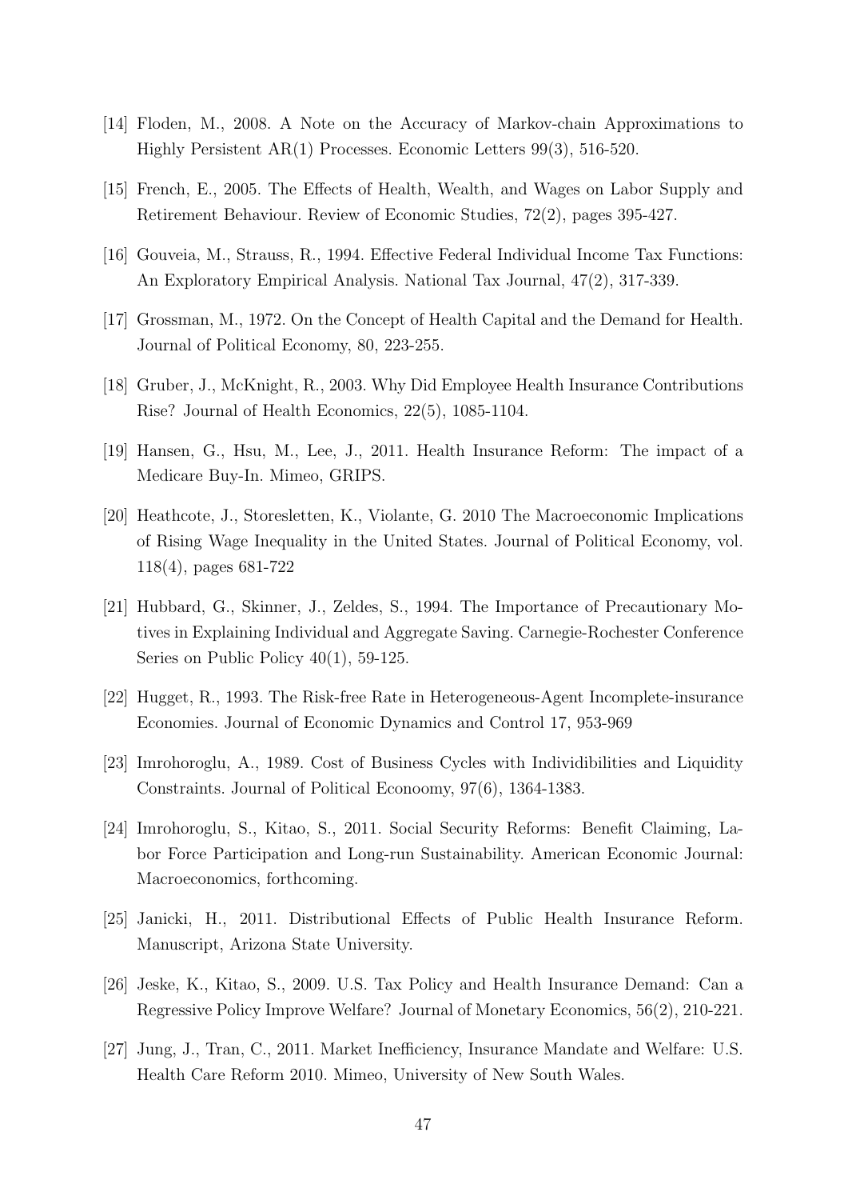[14] Floden, M., 2008. A Note on the Accuracy of Markov-chain Approximations to Highly Persistent AR(1) Processes. Economic Letters 99(3), 516-520.

[15] French, E., 2005. The Effects of Health, Wealth, and Wages on Labor Supply and Retirement Behaviour. Review of Economic Studies, 72(2), pages 395-427.

[16] Gouveia, M., Strauss, R., 1994. Effective Federal Individual Income Tax Functions: An Exploratory Empirical Analysis. National Tax Journal, 47(2), 317-339.

[17] Grossman, M., 1972. On the Concept of Health Capital and the Demand for Health. Journal of Political Economy, 80, 223-255.

[18] Gruber, J., McKnight, R., 2003. Why Did Employee Health Insurance Contributions Rise? Journal of Health Economics, 22(5), 1085-1104.

[19] Hansen, G., Hsu, M., Lee, J., 2011. Health Insurance Reform: The impact of a Medicare Buy-In. Mimeo, GRIPS.

[20] Heathcote, J., Storesletten, K., Violante, G. 2010 The Macroeconomic Implications of Rising Wage Inequality in the United States. Journal of Political Economy, vol. 118(4), pages 681-722

[21] Hubbard, G., Skinner, J., Zeldes, S., 1994. The Importance of Precautionary Motives in Explaining Individual and Aggregate Saving. Carnegie-Rochester Conference Series on Public Policy 40(1), 59-125.

[22] Hugget, R., 1993. The Risk-free Rate in Heterogeneous-Agent Incomplete-insurance Economies. Journal of Economic Dynamics and Control 17, 953-969

[23] Imrohoroglu, A., 1989. Cost of Business Cycles with Individibilities and Liquidity Constraints. Journal of Political Econoomy, 97(6), 1364-1383.

[24] Imrohoroglu, S., Kitao, S., 2011. Social Security Reforms: Benefit Claiming, Labor Force Participation and Long-run Sustainability. American Economic Journal: Macroeconomics, forthcoming.

[25] Janicki, H., 2011. Distributional Effects of Public Health Insurance Reform. Manuscript, Arizona State University.

[26] Jeske, K., Kitao, S., 2009. U.S. Tax Policy and Health Insurance Demand: Can a Regressive Policy Improve Welfare? Journal of Monetary Economics, 56(2), 210-221.

[27] Jung, J., Tran, C., 2011. Market Inefficiency, Insurance Mandate and Welfare: U.S. Health Care Reform 2010. Mimeo, University of New South Wales.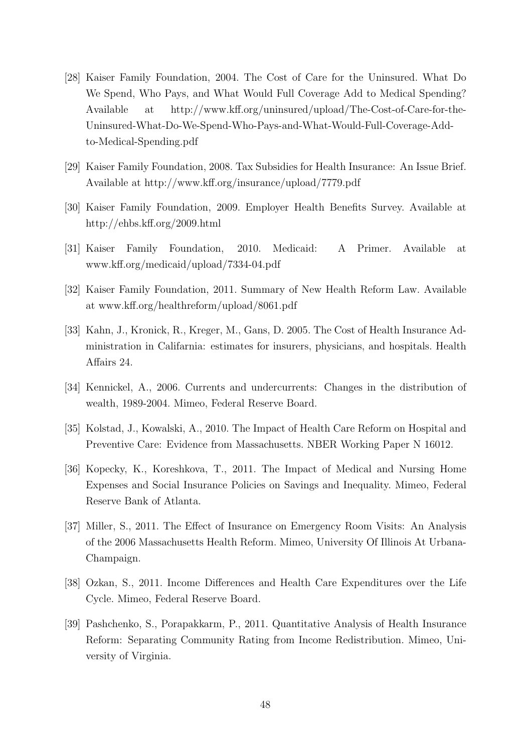[28] Kaiser Family Foundation, 2004. The Cost of Care for the Uninsured. What Do We Spend, Who Pays, and What Would Full Coverage Add to Medical Spending? Available at http://www.kff.org/uninsured/upload/The-Cost-of-Care-for-the-Uninsured-What-Do-We-Spend-Who-Pays-and-What-Would-Full-Coverage-Add-to-Medical-Spending.pdf

[29] Kaiser Family Foundation, 2008. Tax Subsidies for Health Insurance: An Issue Brief. Available at http://www.kff.org/insurance/upload/7779.pdf

[30] Kaiser Family Foundation, 2009. Employer Health Benefits Survey. Available at http://ehbs.kff.org/2009.html

[31] Kaiser Family Foundation, 2010. Medicaid: A Primer. Available at www.kff.org/medicaid/upload/7334-04.pdf

[32] Kaiser Family Foundation, 2011. Summary of New Health Reform Law. Available at www.kff.org/healthreform/upload/8061.pdf

[33] Kahn, J., Kronick, R., Kreger, M., Gans, D. 2005. The Cost of Health Insurance Administration in Califarnia: estimates for insurers, physicians, and hospitals. Health Affairs 24.

[34] Kennickel, A., 2006. Currents and undercurrents: Changes in the distribution of wealth, 1989-2004. Mimeo, Federal Reserve Board.

[35] Kolstad, J., Kowalski, A., 2010. The Impact of Health Care Reform on Hospital and Preventive Care: Evidence from Massachusetts. NBER Working Paper N 16012.

[36] Kopecky, K., Koreshkova, T., 2011. The Impact of Medical and Nursing Home Expenses and Social Insurance Policies on Savings and Inequality. Mimeo, Federal Reserve Bank of Atlanta.

[37] Miller, S., 2011. The Effect of Insurance on Emergency Room Visits: An Analysis of the 2006 Massachusetts Health Reform. Mimeo, University Of Illinois At Urbana-Champaign.

[38] Ozkan, S., 2011. Income Differences and Health Care Expenditures over the Life Cycle. Mimeo, Federal Reserve Board.

[39] Pashchenko, S., Porapakkarm, P., 2011. Quantitative Analysis of Health Insurance Reform: Separating Community Rating from Income Redistribution. Mimeo, University of Virginia.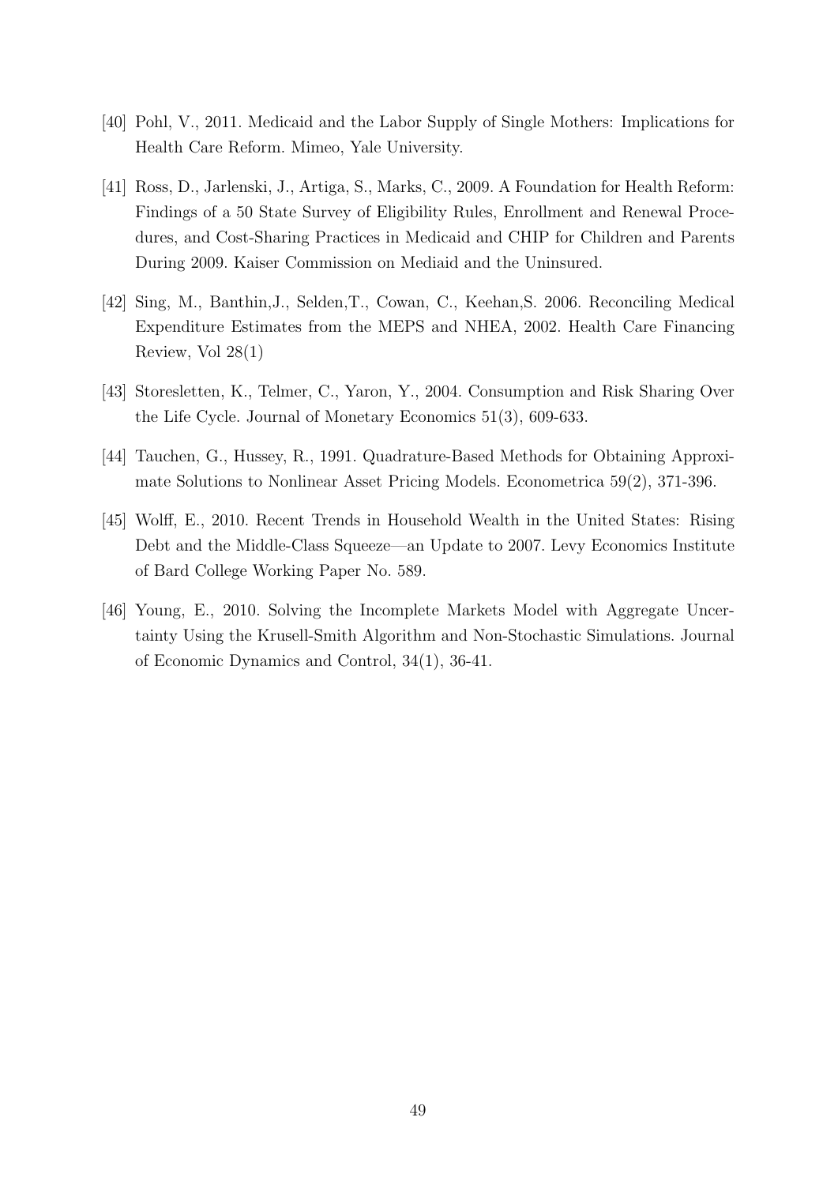[40] Pohl, V., 2011. Medicaid and the Labor Supply of Single Mothers: Implications for Health Care Reform. Mimeo, Yale University.

[41] Ross, D., Jarlenski, J., Artiga, S., Marks, C., 2009. A Foundation for Health Reform: Findings of a 50 State Survey of Eligibility Rules, Enrollment and Renewal Procedures, and Cost-Sharing Practices in Medicaid and CHIP for Children and Parents During 2009. Kaiser Commission on Mediaid and the Uninsured.

[42] Sing, M., Banthin,J., Selden,T., Cowan, C., Keehan,S. 2006. Reconciling Medical Expenditure Estimates from the MEPS and NHEA, 2002. Health Care Financing Review, Vol 28(1)

[43] Storesletten, K., Telmer, C., Yaron, Y., 2004. Consumption and Risk Sharing Over the Life Cycle. Journal of Monetary Economics 51(3), 609-633.

[44] Tauchen, G., Hussey, R., 1991. Quadrature-Based Methods for Obtaining Approximate Solutions to Nonlinear Asset Pricing Models. Econometrica 59(2), 371-396.

[45] Wolff, E., 2010. Recent Trends in Household Wealth in the United States: Rising Debt and the Middle-Class Squeeze—an Update to 2007. Levy Economics Institute of Bard College Working Paper No. 589.

[46] Young, E., 2010. Solving the Incomplete Markets Model with Aggregate Uncertainty Using the Krusell-Smith Algorithm and Non-Stochastic Simulations. Journal of Economic Dynamics and Control, 34(1), 36-41.